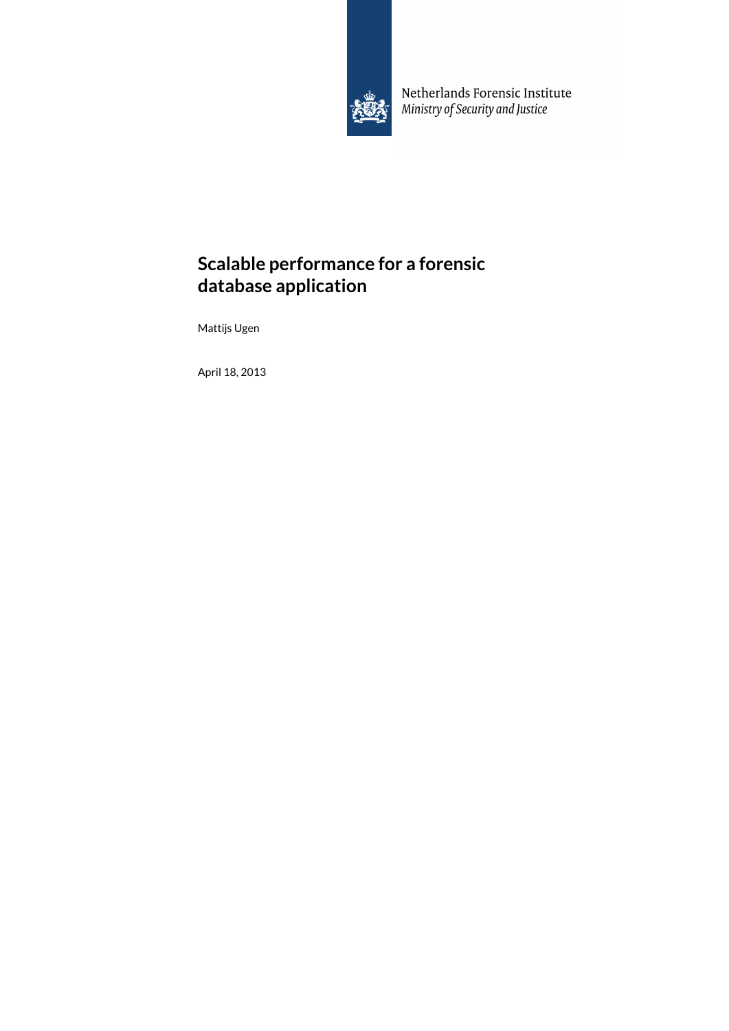Netherlands Forensic Institute
*Ministry of Security and Justice*

# Scalable performance for a forensic database application

Mattijs Ugen

April 18, 2013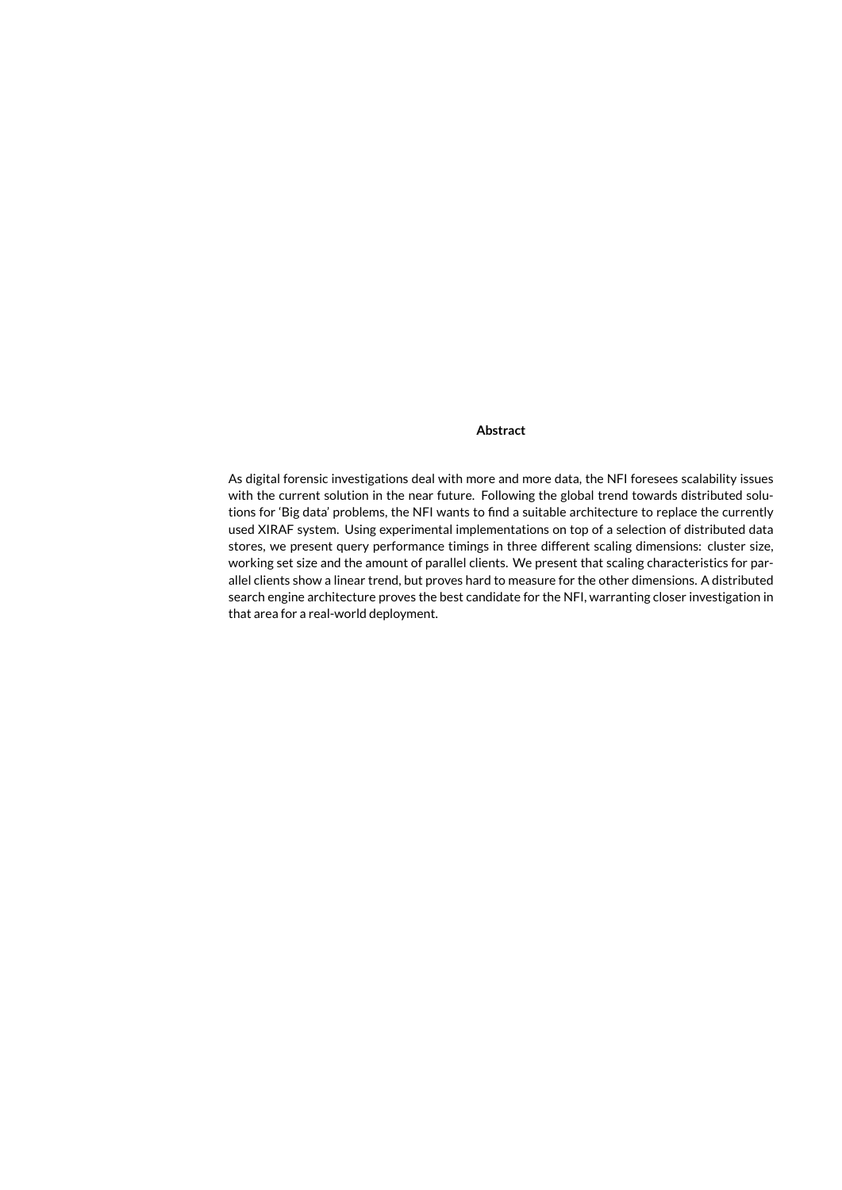# Abstract

As digital forensic investigations deal with more and more data, the NFI foresees scalability issues with the current solution in the near future. Following the global trend towards distributed solutions for 'Big data' problems, the NFI wants to find a suitable architecture to replace the currently used XIRAF system. Using experimental implementations on top of a selection of distributed data stores, we present query performance timings in three different scaling dimensions: cluster size, working set size and the amount of parallel clients. We present that scaling characteristics for parallel clients show a linear trend, but proves hard to measure for the other dimensions. A distributed search engine architecture proves the best candidate for the NFI, warranting closer investigation in that area for a real-world deployment.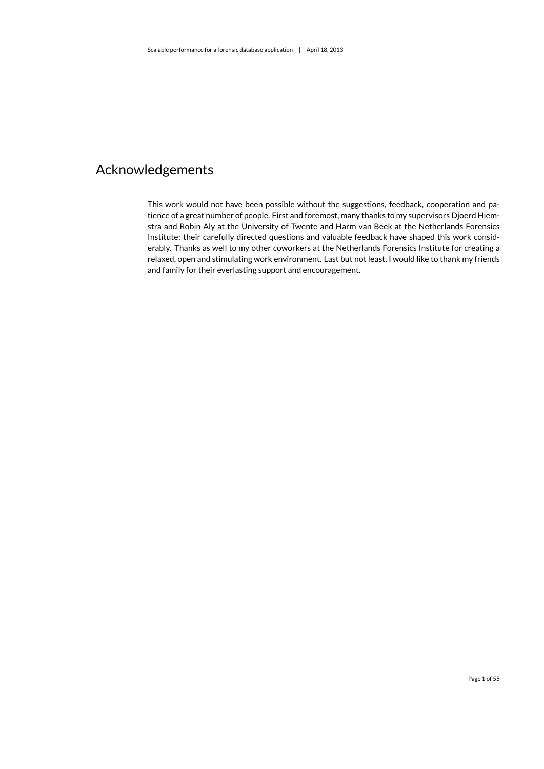# Acknowledgements

This work would not have been possible without the suggestions, feedback, cooperation and patience of a great number of people. First and foremost, many thanks to my supervisors Djoerd Hiemstra and Robin Aly at the University of Twente and Harm van Beek at the Netherlands Forensics Institute; their carefully directed questions and valuable feedback have shaped this work considerably. Thanks as well to my other coworkers at the Netherlands Forensics Institute for creating a relaxed, open and stimulating work environment. Last but not least, I would like to thank my friends and family for their everlasting support and encouragement.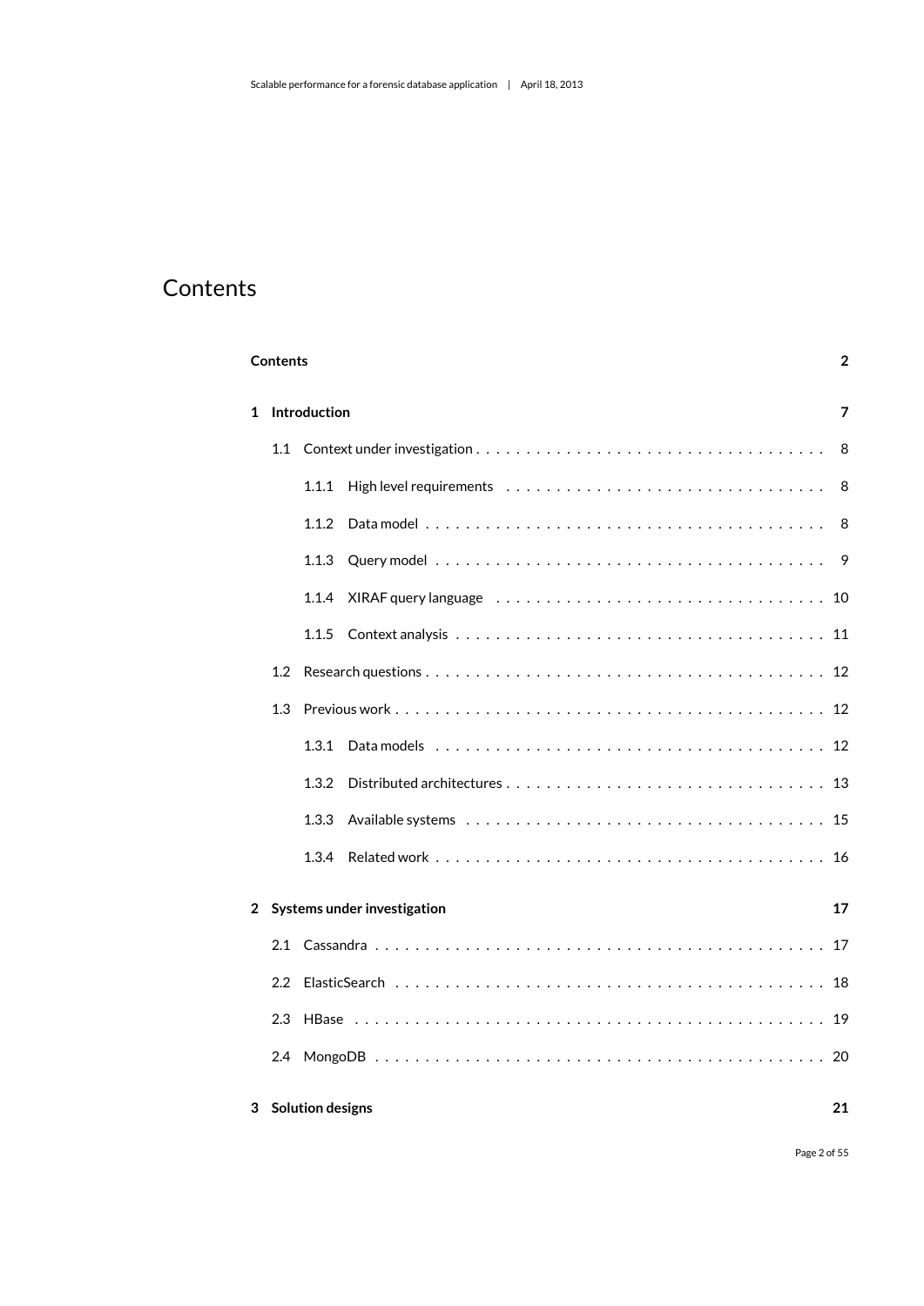# Contents

**Contents** **2**

**1 Introduction** **7**

- 1.1 Context under investigation . . . 8
  - 1.1.1 High level requirements . . . 8
  - 1.1.2 Data model . . . 8
  - 1.1.3 Query model . . . 9
  - 1.1.4 XIRAF query language . . . 10
  - 1.1.5 Context analysis . . . 11
- 1.2 Research questions . . . 12
- 1.3 Previous work . . . 12
  - 1.3.1 Data models . . . 12
  - 1.3.2 Distributed architectures . . . 13
  - 1.3.3 Available systems . . . 15
  - 1.3.4 Related work . . . 16

**2 Systems under investigation** **17**

- 2.1 Cassandra . . . 17
- 2.2 ElasticSearch . . . 18
- 2.3 HBase . . . 19
- 2.4 MongoDB . . . 20

**3 Solution designs** **21**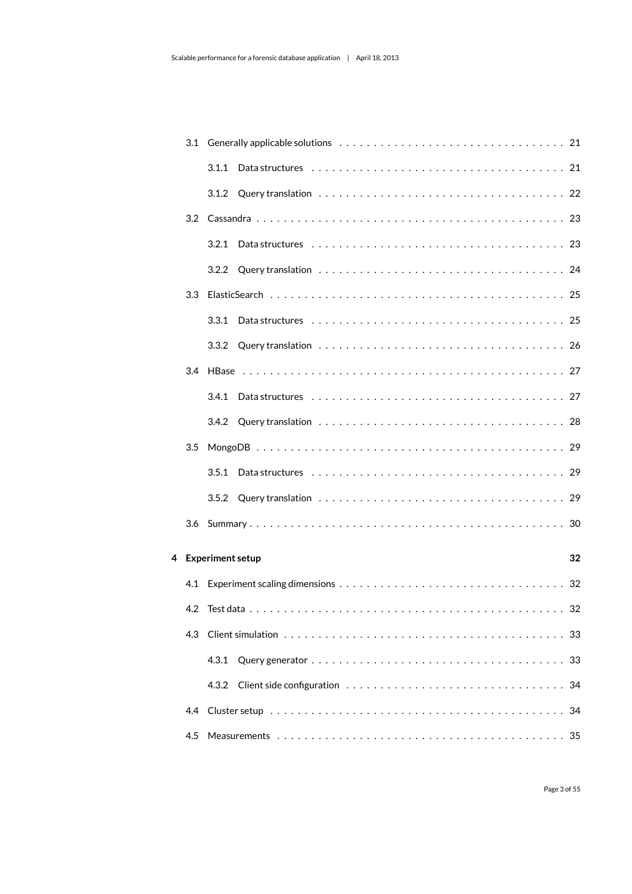3.1 Generally applicable solutions . . . . . . . . . . . . . . . . . . . . . . . . . . . . . . . . 21

3.1.1 Data structures . . . . . . . . . . . . . . . . . . . . . . . . . . . . . . . . . . . . 21

3.1.2 Query translation . . . . . . . . . . . . . . . . . . . . . . . . . . . . . . . . . . . 22

3.2 Cassandra . . . . . . . . . . . . . . . . . . . . . . . . . . . . . . . . . . . . . . . . . . . 23

3.2.1 Data structures . . . . . . . . . . . . . . . . . . . . . . . . . . . . . . . . . . . . 23

3.2.2 Query translation . . . . . . . . . . . . . . . . . . . . . . . . . . . . . . . . . . . 24

3.3 ElasticSearch . . . . . . . . . . . . . . . . . . . . . . . . . . . . . . . . . . . . . . . . . 25

3.3.1 Data structures . . . . . . . . . . . . . . . . . . . . . . . . . . . . . . . . . . . . 25

3.3.2 Query translation . . . . . . . . . . . . . . . . . . . . . . . . . . . . . . . . . . . 26

3.4 HBase . . . . . . . . . . . . . . . . . . . . . . . . . . . . . . . . . . . . . . . . . . . . . 27

3.4.1 Data structures . . . . . . . . . . . . . . . . . . . . . . . . . . . . . . . . . . . . 27

3.4.2 Query translation . . . . . . . . . . . . . . . . . . . . . . . . . . . . . . . . . . . 28

3.5 MongoDB . . . . . . . . . . . . . . . . . . . . . . . . . . . . . . . . . . . . . . . . . . . 29

3.5.1 Data structures . . . . . . . . . . . . . . . . . . . . . . . . . . . . . . . . . . . . 29

3.5.2 Query translation . . . . . . . . . . . . . . . . . . . . . . . . . . . . . . . . . . . 29

3.6 Summary . . . . . . . . . . . . . . . . . . . . . . . . . . . . . . . . . . . . . . . . . . . 30

**4 Experiment setup** **32**

4.1 Experiment scaling dimensions . . . . . . . . . . . . . . . . . . . . . . . . . . . . . . . 32

4.2 Test data . . . . . . . . . . . . . . . . . . . . . . . . . . . . . . . . . . . . . . . . . . . 32

4.3 Client simulation . . . . . . . . . . . . . . . . . . . . . . . . . . . . . . . . . . . . . . . 33

4.3.1 Query generator . . . . . . . . . . . . . . . . . . . . . . . . . . . . . . . . . . . . 33

4.3.2 Client side configuration . . . . . . . . . . . . . . . . . . . . . . . . . . . . . . . . 34

4.4 Cluster setup . . . . . . . . . . . . . . . . . . . . . . . . . . . . . . . . . . . . . . . . . 34

4.5 Measurements . . . . . . . . . . . . . . . . . . . . . . . . . . . . . . . . . . . . . . . . 35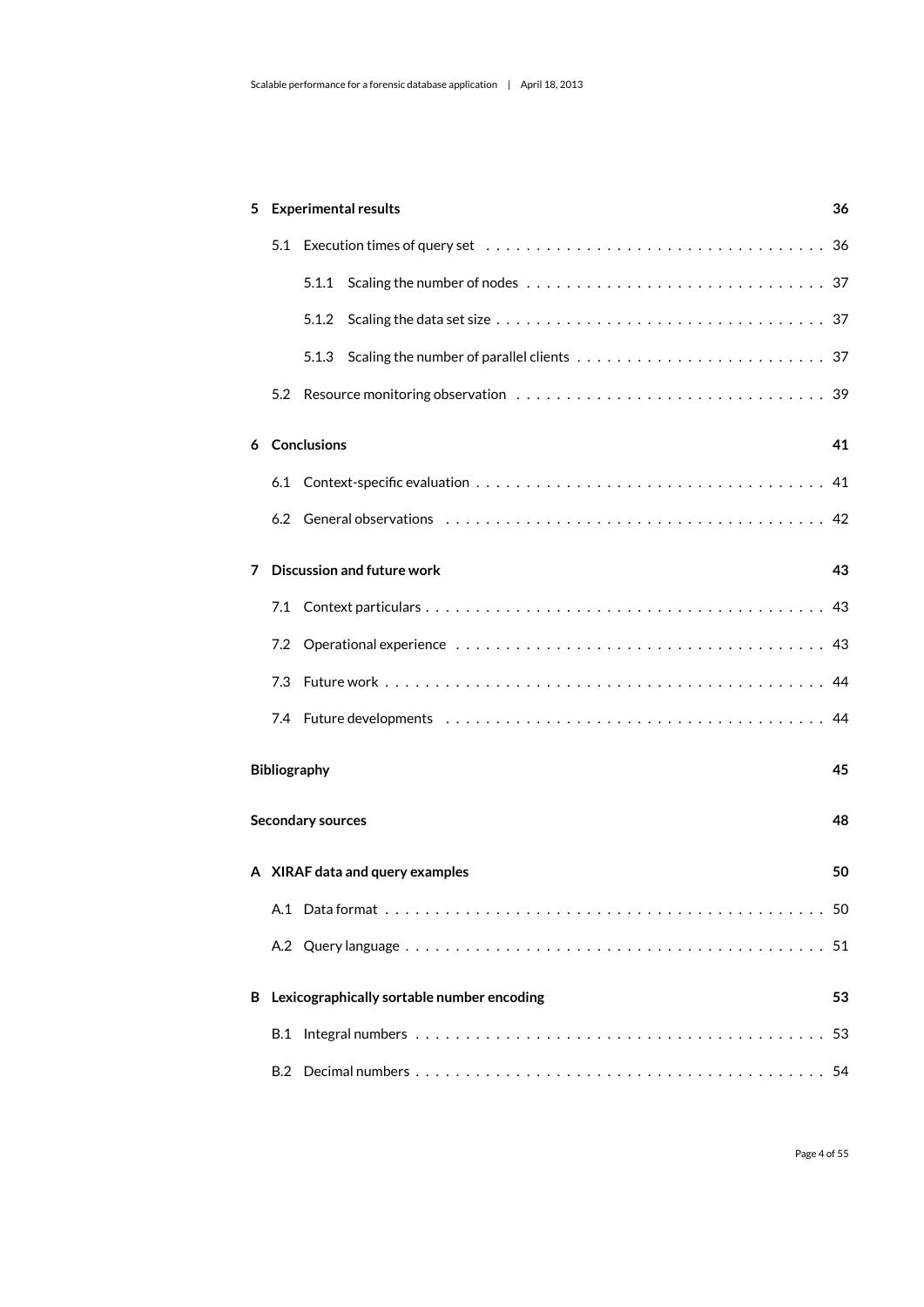**5 Experimental results** **36**

- 5.1 Execution times of query set . . . . . . . . . . 36
  - 5.1.1 Scaling the number of nodes . . . . . . . . . . 37
  - 5.1.2 Scaling the data set size . . . . . . . . . . 37
  - 5.1.3 Scaling the number of parallel clients . . . . . . . . . . 37
- 5.2 Resource monitoring observation . . . . . . . . . . 39

**6 Conclusions** **41**

- 6.1 Context-specific evaluation . . . . . . . . . . 41
- 6.2 General observations . . . . . . . . . . 42

**7 Discussion and future work** **43**

- 7.1 Context particulars . . . . . . . . . . 43
- 7.2 Operational experience . . . . . . . . . . 43
- 7.3 Future work . . . . . . . . . . 44
- 7.4 Future developments . . . . . . . . . . 44

**Bibliography** **45**

**Secondary sources** **48**

**A XIRAF data and query examples** **50**

- A.1 Data format . . . . . . . . . . 50
- A.2 Query language . . . . . . . . . . 51

**B Lexicographically sortable number encoding** **53**

- B.1 Integral numbers . . . . . . . . . . 53
- B.2 Decimal numbers . . . . . . . . . . 54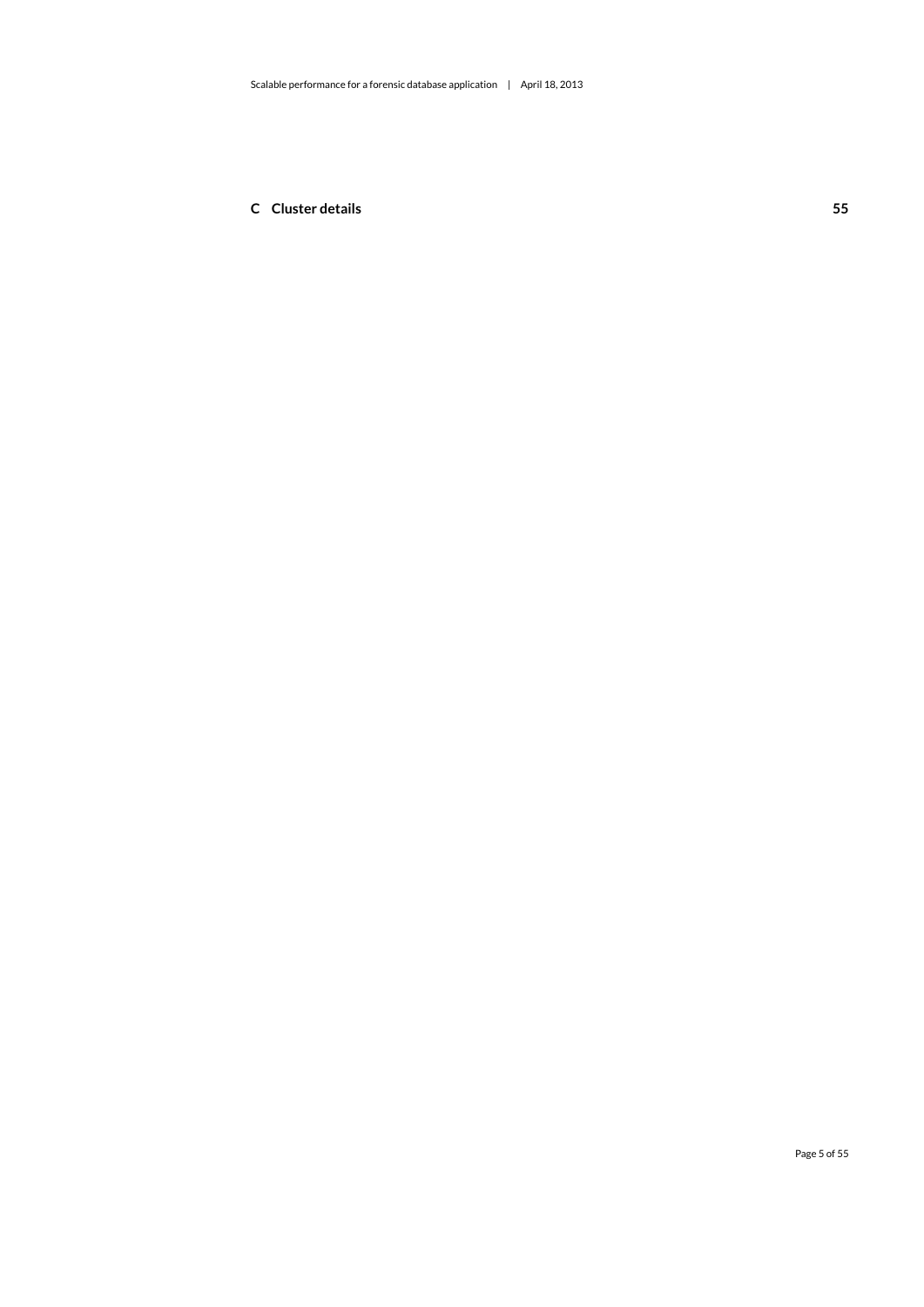**C Cluster details** **55**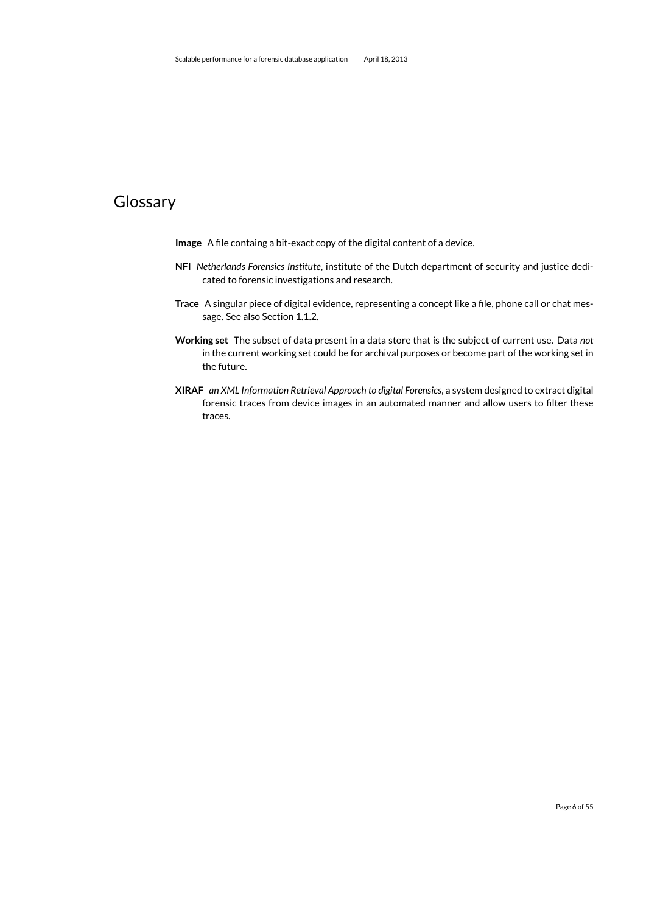# Glossary

**Image** A file containg a bit-exact copy of the digital content of a device.

**NFI** *Netherlands Forensics Institute*, institute of the Dutch department of security and justice dedicated to forensic investigations and research.

**Trace** A singular piece of digital evidence, representing a concept like a file, phone call or chat message. See also Section 1.1.2.

**Working set** The subset of data present in a data store that is the subject of current use. Data *not* in the current working set could be for archival purposes or become part of the working set in the future.

**XIRAF** *an XML Information Retrieval Approach to digital Forensics*, a system designed to extract digital forensic traces from device images in an automated manner and allow users to filter these traces.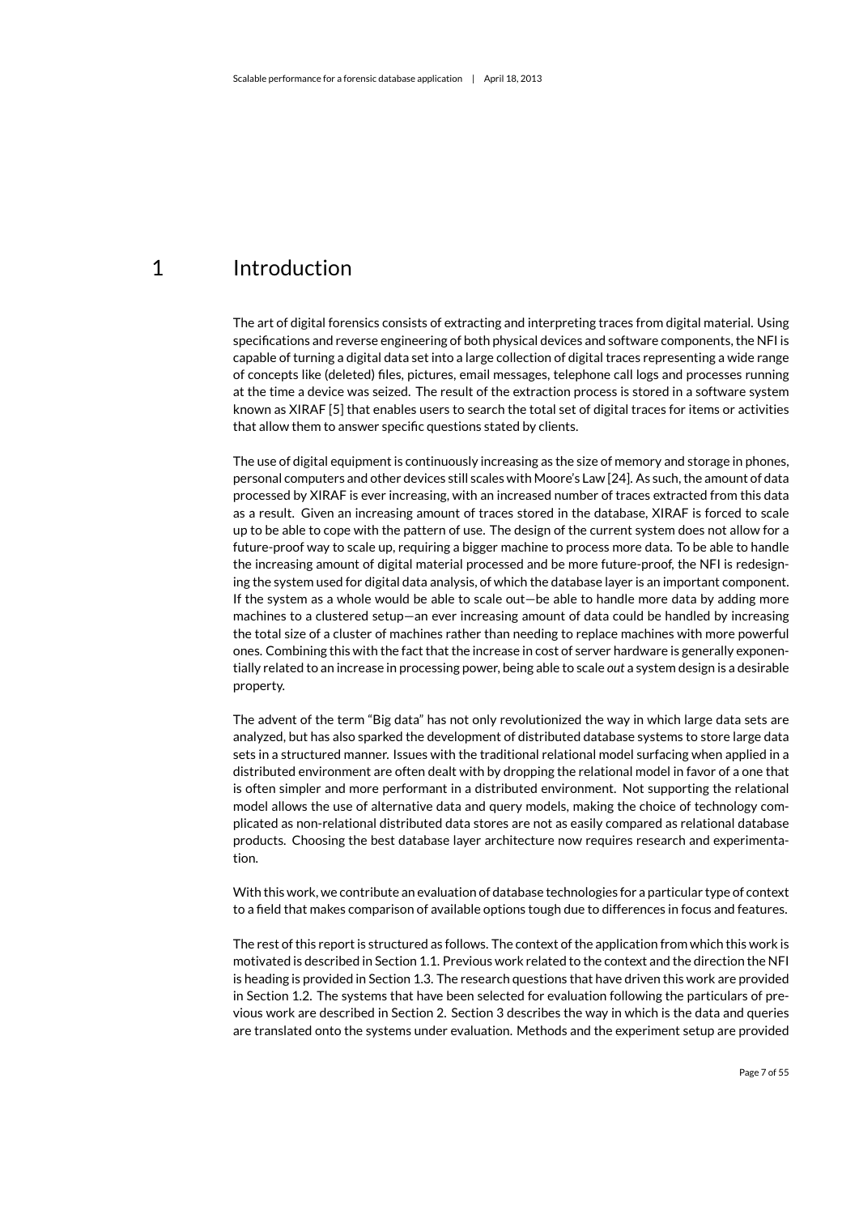# 1 Introduction

The art of digital forensics consists of extracting and interpreting traces from digital material. Using specifications and reverse engineering of both physical devices and software components, the NFI is capable of turning a digital data set into a large collection of digital traces representing a wide range of concepts like (deleted) files, pictures, email messages, telephone call logs and processes running at the time a device was seized. The result of the extraction process is stored in a software system known as XIRAF [5] that enables users to search the total set of digital traces for items or activities that allow them to answer specific questions stated by clients.

The use of digital equipment is continuously increasing as the size of memory and storage in phones, personal computers and other devices still scales with Moore's Law [24]. As such, the amount of data processed by XIRAF is ever increasing, with an increased number of traces extracted from this data as a result. Given an increasing amount of traces stored in the database, XIRAF is forced to scale up to be able to cope with the pattern of use. The design of the current system does not allow for a future-proof way to scale up, requiring a bigger machine to process more data. To be able to handle the increasing amount of digital material processed and be more future-proof, the NFI is redesigning the system used for digital data analysis, of which the database layer is an important component. If the system as a whole would be able to scale out—be able to handle more data by adding more machines to a clustered setup—an ever increasing amount of data could be handled by increasing the total size of a cluster of machines rather than needing to replace machines with more powerful ones. Combining this with the fact that the increase in cost of server hardware is generally exponentially related to an increase in processing power, being able to scale *out* a system design is a desirable property.

The advent of the term "Big data" has not only revolutionized the way in which large data sets are analyzed, but has also sparked the development of distributed database systems to store large data sets in a structured manner. Issues with the traditional relational model surfacing when applied in a distributed environment are often dealt with by dropping the relational model in favor of a one that is often simpler and more performant in a distributed environment. Not supporting the relational model allows the use of alternative data and query models, making the choice of technology complicated as non-relational distributed data stores are not as easily compared as relational database products. Choosing the best database layer architecture now requires research and experimentation.

With this work, we contribute an evaluation of database technologies for a particular type of context to a field that makes comparison of available options tough due to differences in focus and features.

The rest of this report is structured as follows. The context of the application from which this work is motivated is described in Section 1.1. Previous work related to the context and the direction the NFI is heading is provided in Section 1.3. The research questions that have driven this work are provided in Section 1.2. The systems that have been selected for evaluation following the particulars of previous work are described in Section 2. Section 3 describes the way in which is the data and queries are translated onto the systems under evaluation. Methods and the experiment setup are provided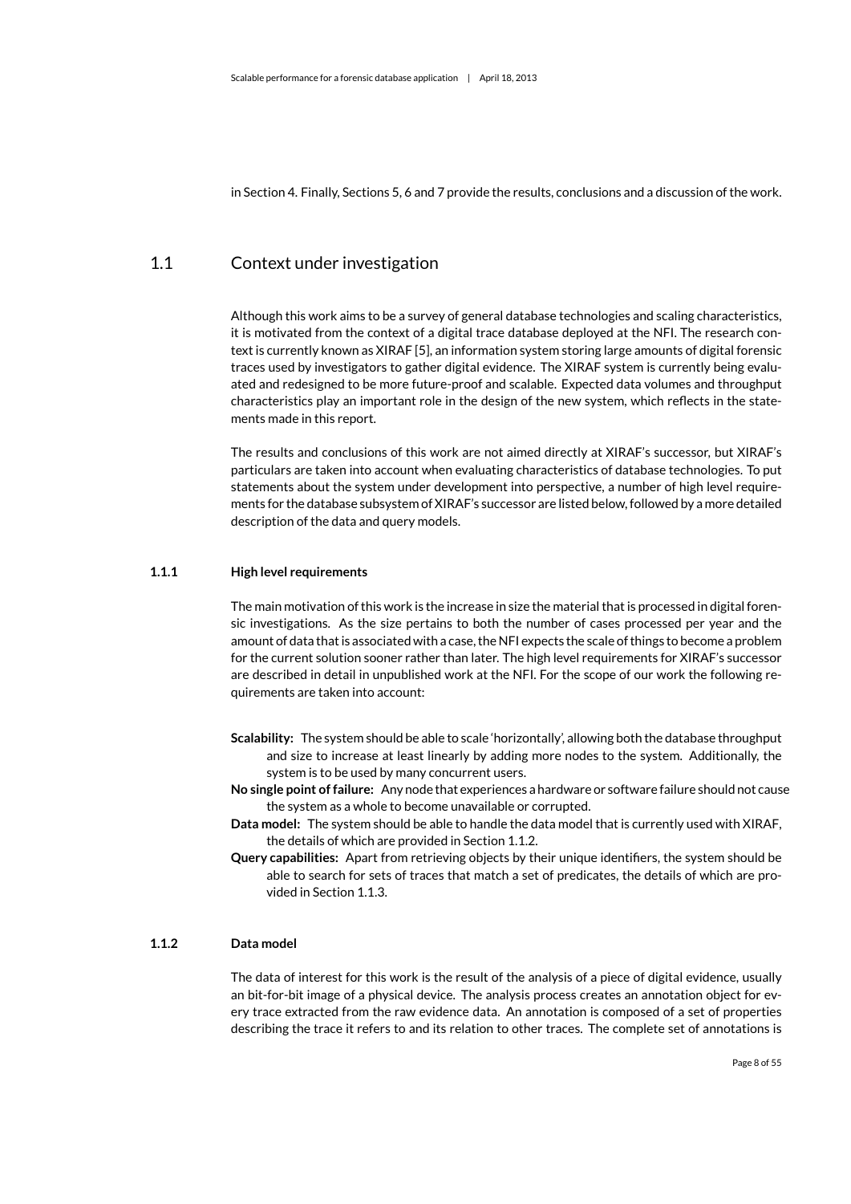in Section 4. Finally, Sections 5, 6 and 7 provide the results, conclusions and a discussion of the work.

## 1.1 Context under investigation

Although this work aims to be a survey of general database technologies and scaling characteristics, it is motivated from the context of a digital trace database deployed at the NFI. The research context is currently known as XIRAF [5], an information system storing large amounts of digital forensic traces used by investigators to gather digital evidence. The XIRAF system is currently being evaluated and redesigned to be more future-proof and scalable. Expected data volumes and throughput characteristics play an important role in the design of the new system, which reflects in the statements made in this report.

The results and conclusions of this work are not aimed directly at XIRAF's successor, but XIRAF's particulars are taken into account when evaluating characteristics of database technologies. To put statements about the system under development into perspective, a number of high level requirements for the database subsystem of XIRAF's successor are listed below, followed by a more detailed description of the data and query models.

### 1.1.1 High level requirements

The main motivation of this work is the increase in size the material that is processed in digital forensic investigations. As the size pertains to both the number of cases processed per year and the amount of data that is associated with a case, the NFI expects the scale of things to become a problem for the current solution sooner rather than later. The high level requirements for XIRAF's successor are described in detail in unpublished work at the NFI. For the scope of our work the following requirements are taken into account:

**Scalability:** The system should be able to scale 'horizontally', allowing both the database throughput and size to increase at least linearly by adding more nodes to the system. Additionally, the system is to be used by many concurrent users.

**No single point of failure:** Any node that experiences a hardware or software failure should not cause the system as a whole to become unavailable or corrupted.

**Data model:** The system should be able to handle the data model that is currently used with XIRAF, the details of which are provided in Section 1.1.2.

**Query capabilities:** Apart from retrieving objects by their unique identifiers, the system should be able to search for sets of traces that match a set of predicates, the details of which are provided in Section 1.1.3.

### 1.1.2 Data model

The data of interest for this work is the result of the analysis of a piece of digital evidence, usually an bit-for-bit image of a physical device. The analysis process creates an annotation object for every trace extracted from the raw evidence data. An annotation is composed of a set of properties describing the trace it refers to and its relation to other traces. The complete set of annotations is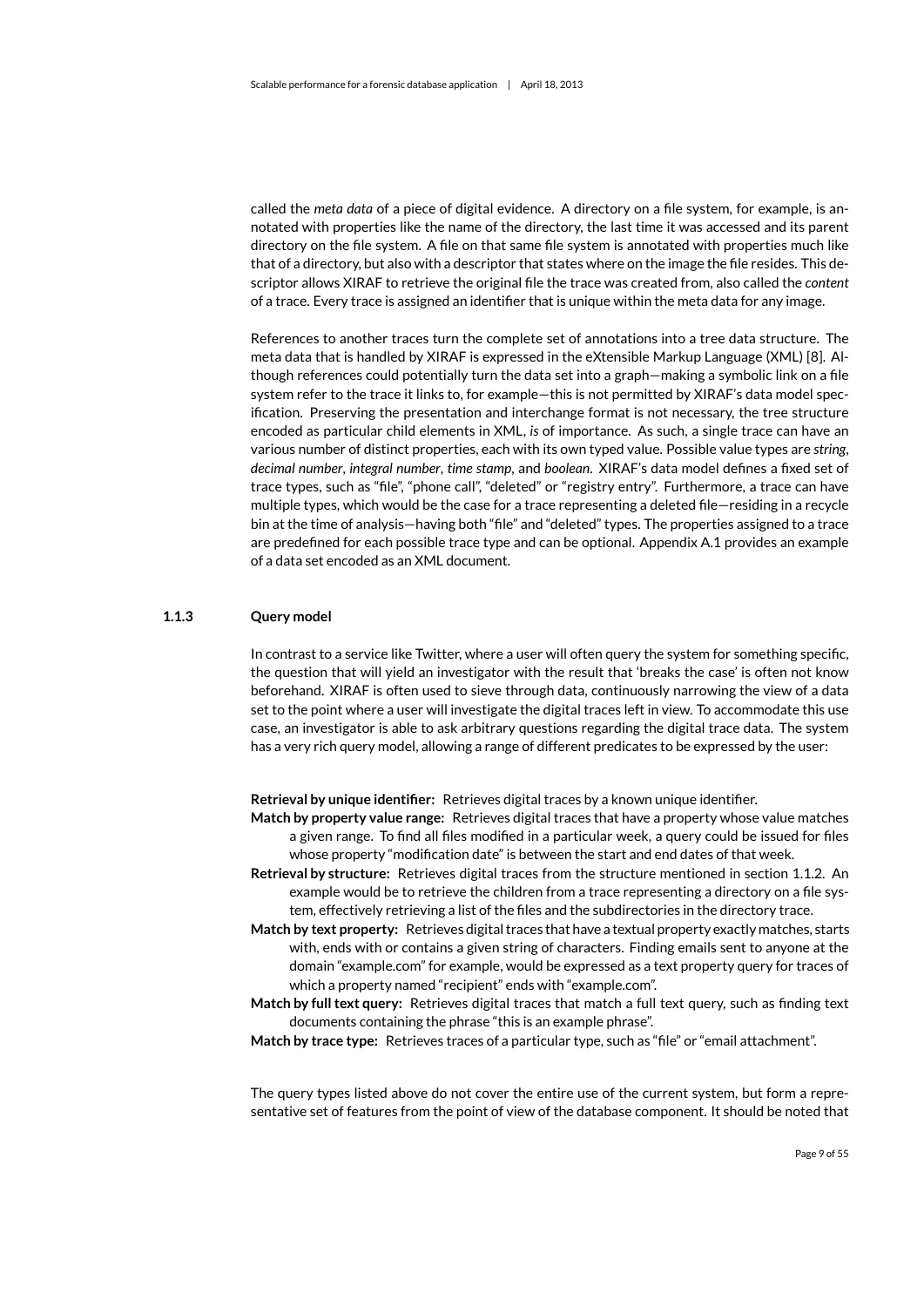called the *meta data* of a piece of digital evidence. A directory on a file system, for example, is annotated with properties like the name of the directory, the last time it was accessed and its parent directory on the file system. A file on that same file system is annotated with properties much like that of a directory, but also with a descriptor that states where on the image the file resides. This descriptor allows XIRAF to retrieve the original file the trace was created from, also called the *content* of a trace. Every trace is assigned an identifier that is unique within the meta data for any image.

References to another traces turn the complete set of annotations into a tree data structure. The meta data that is handled by XIRAF is expressed in the eXtensible Markup Language (XML) [8]. Although references could potentially turn the data set into a graph—making a symbolic link on a file system refer to the trace it links to, for example—this is not permitted by XIRAF's data model specification. Preserving the presentation and interchange format is not necessary, the tree structure encoded as particular child elements in XML, *is* of importance. As such, a single trace can have an various number of distinct properties, each with its own typed value. Possible value types are *string*, *decimal number*, *integral number*, *time stamp*, and *boolean*. XIRAF's data model defines a fixed set of trace types, such as "file", "phone call", "deleted" or "registry entry". Furthermore, a trace can have multiple types, which would be the case for a trace representing a deleted file—residing in a recycle bin at the time of analysis—having both "file" and "deleted" types. The properties assigned to a trace are predefined for each possible trace type and can be optional. Appendix A.1 provides an example of a data set encoded as an XML document.

### 1.1.3 Query model

In contrast to a service like Twitter, where a user will often query the system for something specific, the question that will yield an investigator with the result that 'breaks the case' is often not know beforehand. XIRAF is often used to sieve through data, continuously narrowing the view of a data set to the point where a user will investigate the digital traces left in view. To accommodate this use case, an investigator is able to ask arbitrary questions regarding the digital trace data. The system has a very rich query model, allowing a range of different predicates to be expressed by the user:

**Retrieval by unique identifier:** Retrieves digital traces by a known unique identifier.

**Match by property value range:** Retrieves digital traces that have a property whose value matches a given range. To find all files modified in a particular week, a query could be issued for files whose property "modification date" is between the start and end dates of that week.

**Retrieval by structure:** Retrieves digital traces from the structure mentioned in section 1.1.2. An example would be to retrieve the children from a trace representing a directory on a file system, effectively retrieving a list of the files and the subdirectories in the directory trace.

**Match by text property:** Retrieves digital traces that have a textual property exactly matches, starts with, ends with or contains a given string of characters. Finding emails sent to anyone at the domain "example.com" for example, would be expressed as a text property query for traces of which a property named "recipient" ends with "example.com".

**Match by full text query:** Retrieves digital traces that match a full text query, such as finding text documents containing the phrase "this is an example phrase".

**Match by trace type:** Retrieves traces of a particular type, such as "file" or "email attachment".

The query types listed above do not cover the entire use of the current system, but form a representative set of features from the point of view of the database component. It should be noted that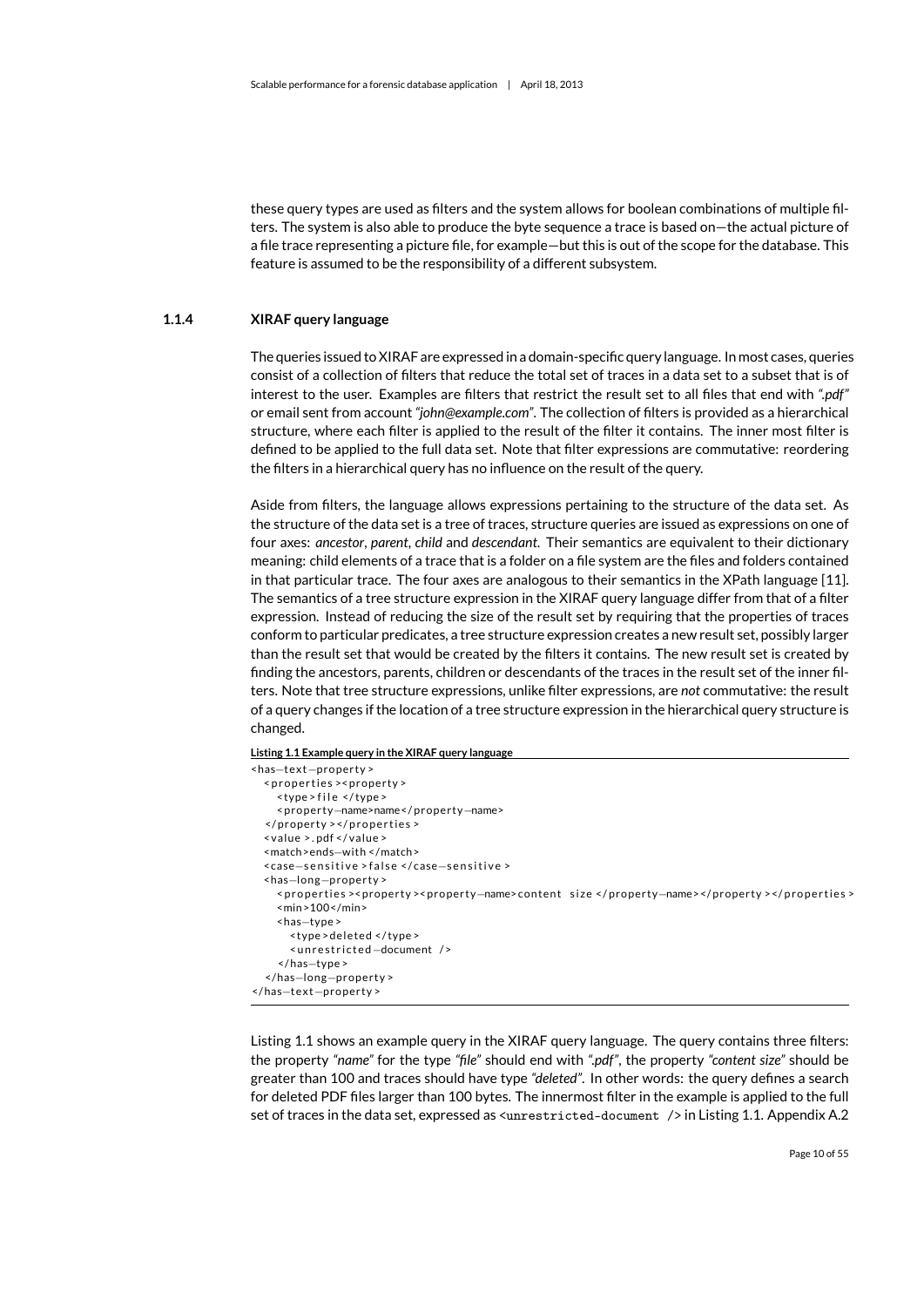these query types are used as filters and the system allows for boolean combinations of multiple filters. The system is also able to produce the byte sequence a trace is based on—the actual picture of a file trace representing a picture file, for example—but this is out of the scope for the database. This feature is assumed to be the responsibility of a different subsystem.

### 1.1.4 XIRAF query language

The queries issued to XIRAF are expressed in a domain-specific query language. In most cases, queries consist of a collection of filters that reduce the total set of traces in a data set to a subset that is of interest to the user. Examples are filters that restrict the result set to all files that end with *".pdf"* or email sent from account *"john@example.com"*. The collection of filters is provided as a hierarchical structure, where each filter is applied to the result of the filter it contains. The inner most filter is defined to be applied to the full data set. Note that filter expressions are commutative: reordering the filters in a hierarchical query has no influence on the result of the query.

Aside from filters, the language allows expressions pertaining to the structure of the data set. As the structure of the data set is a tree of traces, structure queries are issued as expressions on one of four axes: *ancestor*, *parent*, *child* and *descendant*. Their semantics are equivalent to their dictionary meaning: child elements of a trace that is a folder on a file system are the files and folders contained in that particular trace. The four axes are analogous to their semantics in the XPath language [11]. The semantics of a tree structure expression in the XIRAF query language differ from that of a filter expression. Instead of reducing the size of the result set by requiring that the properties of traces conform to particular predicates, a tree structure expression creates a new result set, possibly larger than the result set that would be created by the filters it contains. The new result set is created by finding the ancestors, parents, children or descendants of the traces in the result set of the inner filters. Note that tree structure expressions, unlike filter expressions, are *not* commutative: the result of a query changes if the location of a tree structure expression in the hierarchical query structure is changed.

**Listing 1.1 Example query in the XIRAF query language**

```
<has-text-property>
  <properties><property>
    <type>file</type>
    <property-name>name</property-name>
  </property></properties>
  <value>.pdf</value>
  <match>ends-with</match>
  <case-sensitive>false</case-sensitive>
  <has-long-property>
    <properties><property><property-name>content size</property-name></property></properties>
    <min>100</min>
    <has-type>
      <type>deleted</type>
      <unrestricted-document />
    </has-type>
  </has-long-property>
</has-text-property>
```

Listing 1.1 shows an example query in the XIRAF query language. The query contains three filters: the property *"name"* for the type *"file"* should end with *".pdf"*, the property *"content size"* should be greater than 100 and traces should have type *"deleted"*. In other words: the query defines a search for deleted PDF files larger than 100 bytes. The innermost filter in the example is applied to the full set of traces in the data set, expressed as `<unrestricted-document />` in Listing 1.1. Appendix A.2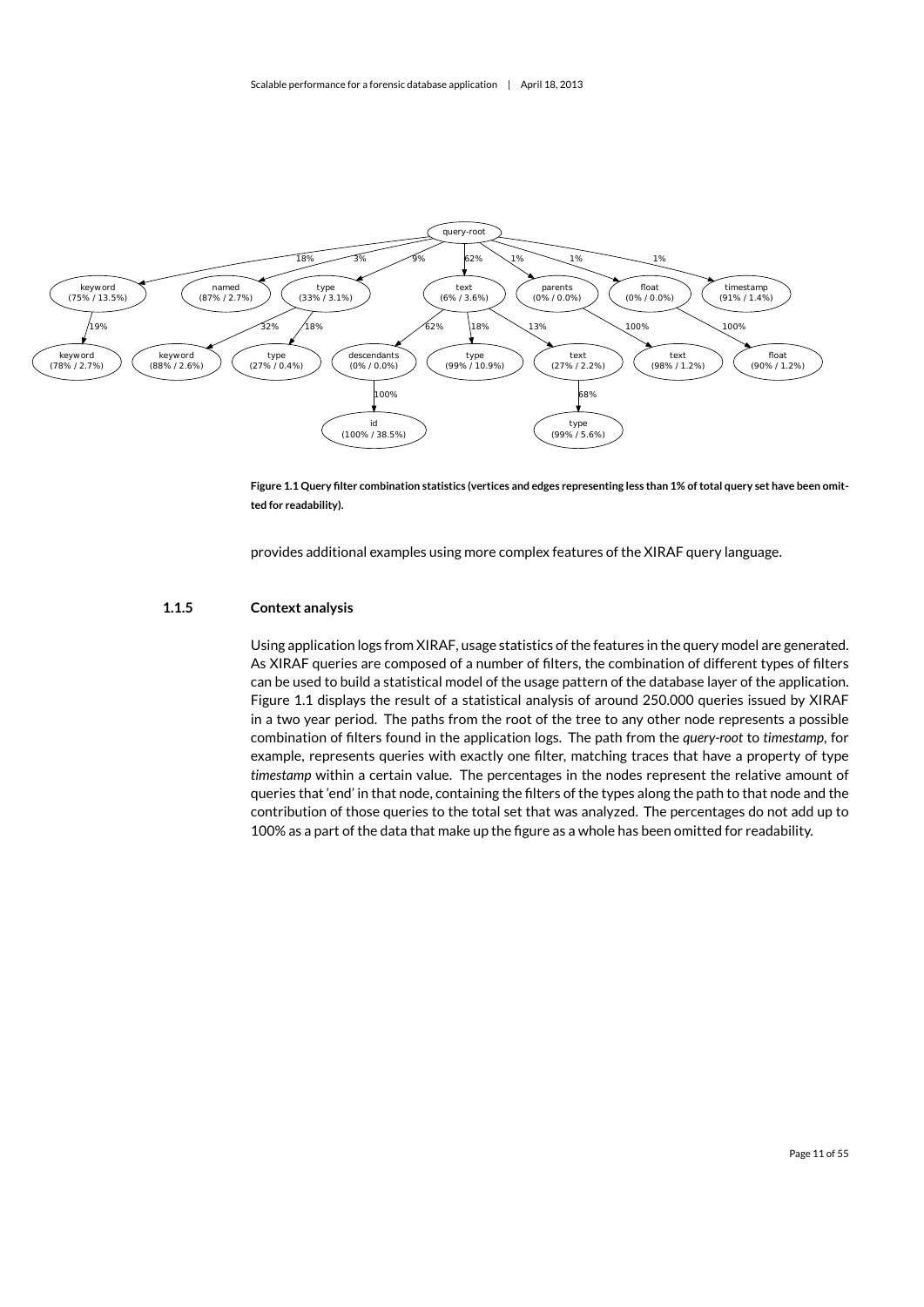**Figure 1.1 Query filter combination statistics (vertices and edges representing less than 1% of total query set have been omitted for readability).**

provides additional examples using more complex features of the XIRAF query language.

### 1.1.5 Context analysis

Using application logs from XIRAF, usage statistics of the features in the query model are generated. As XIRAF queries are composed of a number of filters, the combination of different types of filters can be used to build a statistical model of the usage pattern of the database layer of the application. Figure 1.1 displays the result of a statistical analysis of around 250.000 queries issued by XIRAF in a two year period. The paths from the root of the tree to any other node represents a possible combination of filters found in the application logs. The path from the *query-root* to *timestamp*, for example, represents queries with exactly one filter, matching traces that have a property of type *timestamp* within a certain value. The percentages in the nodes represent the relative amount of queries that 'end' in that node, containing the filters of the types along the path to that node and the contribution of those queries to the total set that was analyzed. The percentages do not add up to 100% as a part of the data that make up the figure as a whole has been omitted for readability.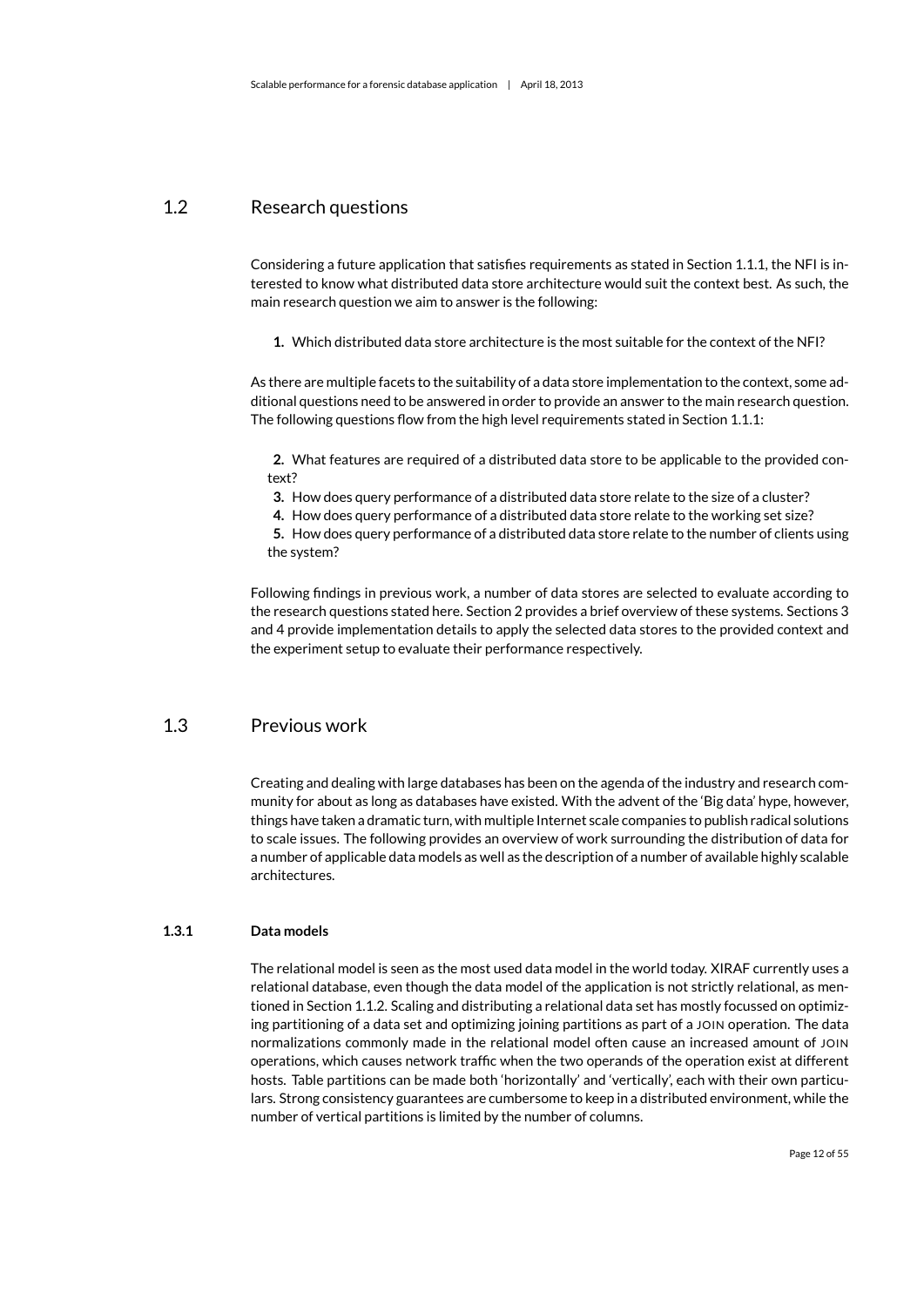## 1.2 Research questions

Considering a future application that satisfies requirements as stated in Section 1.1.1, the NFI is interested to know what distributed data store architecture would suit the context best. As such, the main research question we aim to answer is the following:

**1.** Which distributed data store architecture is the most suitable for the context of the NFI?

As there are multiple facets to the suitability of a data store implementation to the context, some additional questions need to be answered in order to provide an answer to the main research question. The following questions flow from the high level requirements stated in Section 1.1.1:

**2.** What features are required of a distributed data store to be applicable to the provided context?
**3.** How does query performance of a distributed data store relate to the size of a cluster?
**4.** How does query performance of a distributed data store relate to the working set size?
**5.** How does query performance of a distributed data store relate to the number of clients using the system?

Following findings in previous work, a number of data stores are selected to evaluate according to the research questions stated here. Section 2 provides a brief overview of these systems. Sections 3 and 4 provide implementation details to apply the selected data stores to the provided context and the experiment setup to evaluate their performance respectively.

## 1.3 Previous work

Creating and dealing with large databases has been on the agenda of the industry and research community for about as long as databases have existed. With the advent of the 'Big data' hype, however, things have taken a dramatic turn, with multiple Internet scale companies to publish radical solutions to scale issues. The following provides an overview of work surrounding the distribution of data for a number of applicable data models as well as the description of a number of available highly scalable architectures.

### 1.3.1 Data models

The relational model is seen as the most used data model in the world today. XIRAF currently uses a relational database, even though the data model of the application is not strictly relational, as mentioned in Section 1.1.2. Scaling and distributing a relational data set has mostly focussed on optimizing partitioning of a data set and optimizing joining partitions as part of a JOIN operation. The data normalizations commonly made in the relational model often cause an increased amount of JOIN operations, which causes network traffic when the two operands of the operation exist at different hosts. Table partitions can be made both 'horizontally' and 'vertically', each with their own particulars. Strong consistency guarantees are cumbersome to keep in a distributed environment, while the number of vertical partitions is limited by the number of columns.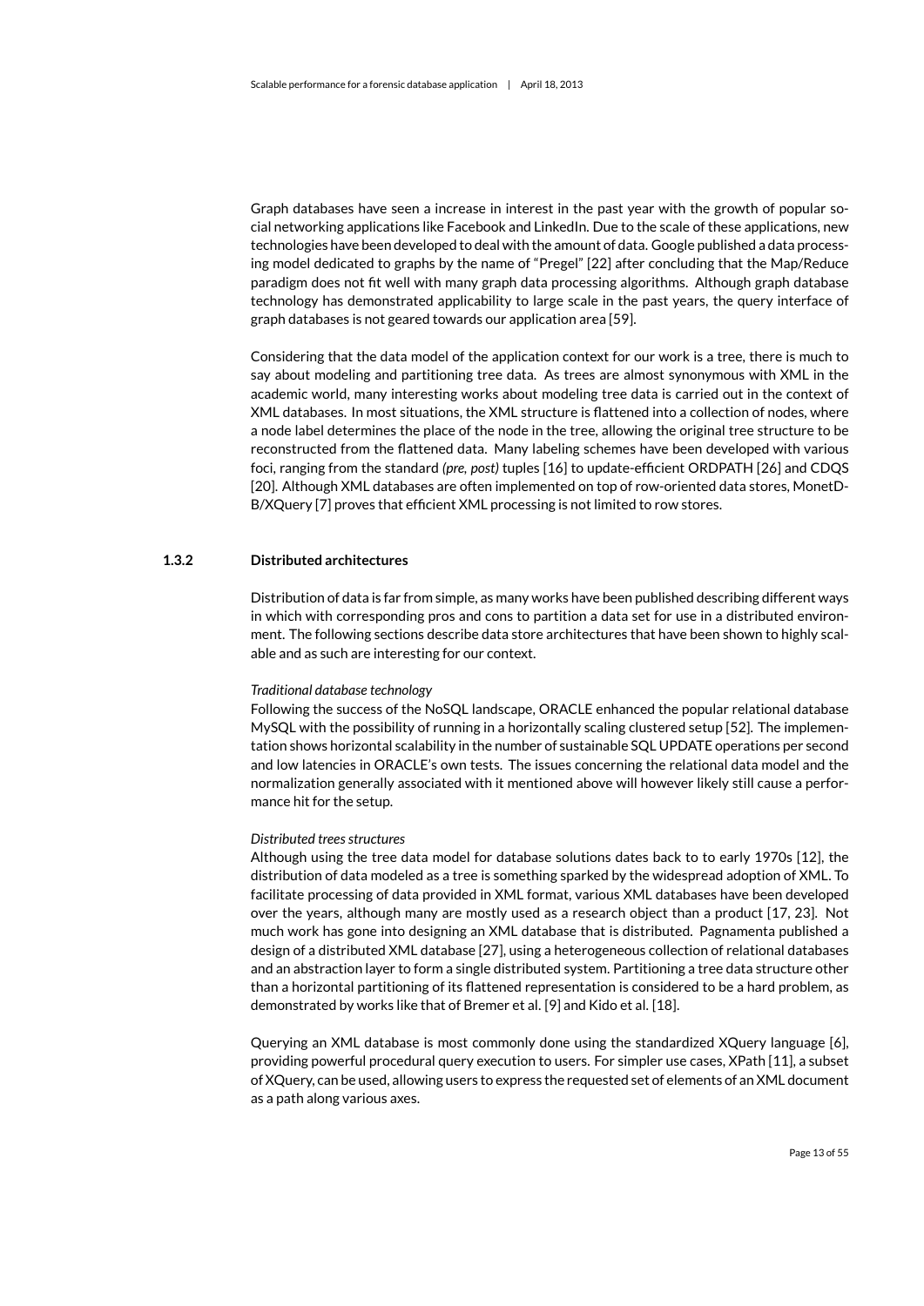Graph databases have seen a increase in interest in the past year with the growth of popular social networking applications like Facebook and LinkedIn. Due to the scale of these applications, new technologies have been developed to deal with the amount of data. Google published a data processing model dedicated to graphs by the name of "Pregel" [22] after concluding that the Map/Reduce paradigm does not fit well with many graph data processing algorithms. Although graph database technology has demonstrated applicability to large scale in the past years, the query interface of graph databases is not geared towards our application area [59].

Considering that the data model of the application context for our work is a tree, there is much to say about modeling and partitioning tree data. As trees are almost synonymous with XML in the academic world, many interesting works about modeling tree data is carried out in the context of XML databases. In most situations, the XML structure is flattened into a collection of nodes, where a node label determines the place of the node in the tree, allowing the original tree structure to be reconstructed from the flattened data. Many labeling schemes have been developed with various foci, ranging from the standard *(pre, post)* tuples [16] to update-efficient ORDPATH [26] and CDQS [20]. Although XML databases are often implemented on top of row-oriented data stores, MonetDB/XQuery [7] proves that efficient XML processing is not limited to row stores.

### 1.3.2 Distributed architectures

Distribution of data is far from simple, as many works have been published describing different ways in which with corresponding pros and cons to partition a data set for use in a distributed environment. The following sections describe data store architectures that have been shown to highly scalable and as such are interesting for our context.

*Traditional database technology*
Following the success of the NoSQL landscape, ORACLE enhanced the popular relational database MySQL with the possibility of running in a horizontally scaling clustered setup [52]. The implementation shows horizontal scalability in the number of sustainable SQL UPDATE operations per second and low latencies in ORACLE's own tests. The issues concerning the relational data model and the normalization generally associated with it mentioned above will however likely still cause a performance hit for the setup.

*Distributed trees structures*
Although using the tree data model for database solutions dates back to to early 1970s [12], the distribution of data modeled as a tree is something sparked by the widespread adoption of XML. To facilitate processing of data provided in XML format, various XML databases have been developed over the years, although many are mostly used as a research object than a product [17, 23]. Not much work has gone into designing an XML database that is distributed. Pagnamenta published a design of a distributed XML database [27], using a heterogeneous collection of relational databases and an abstraction layer to form a single distributed system. Partitioning a tree data structure other than a horizontal partitioning of its flattened representation is considered to be a hard problem, as demonstrated by works like that of Bremer et al. [9] and Kido et al. [18].

Querying an XML database is most commonly done using the standardized XQuery language [6], providing powerful procedural query execution to users. For simpler use cases, XPath [11], a subset of XQuery, can be used, allowing users to express the requested set of elements of an XML document as a path along various axes.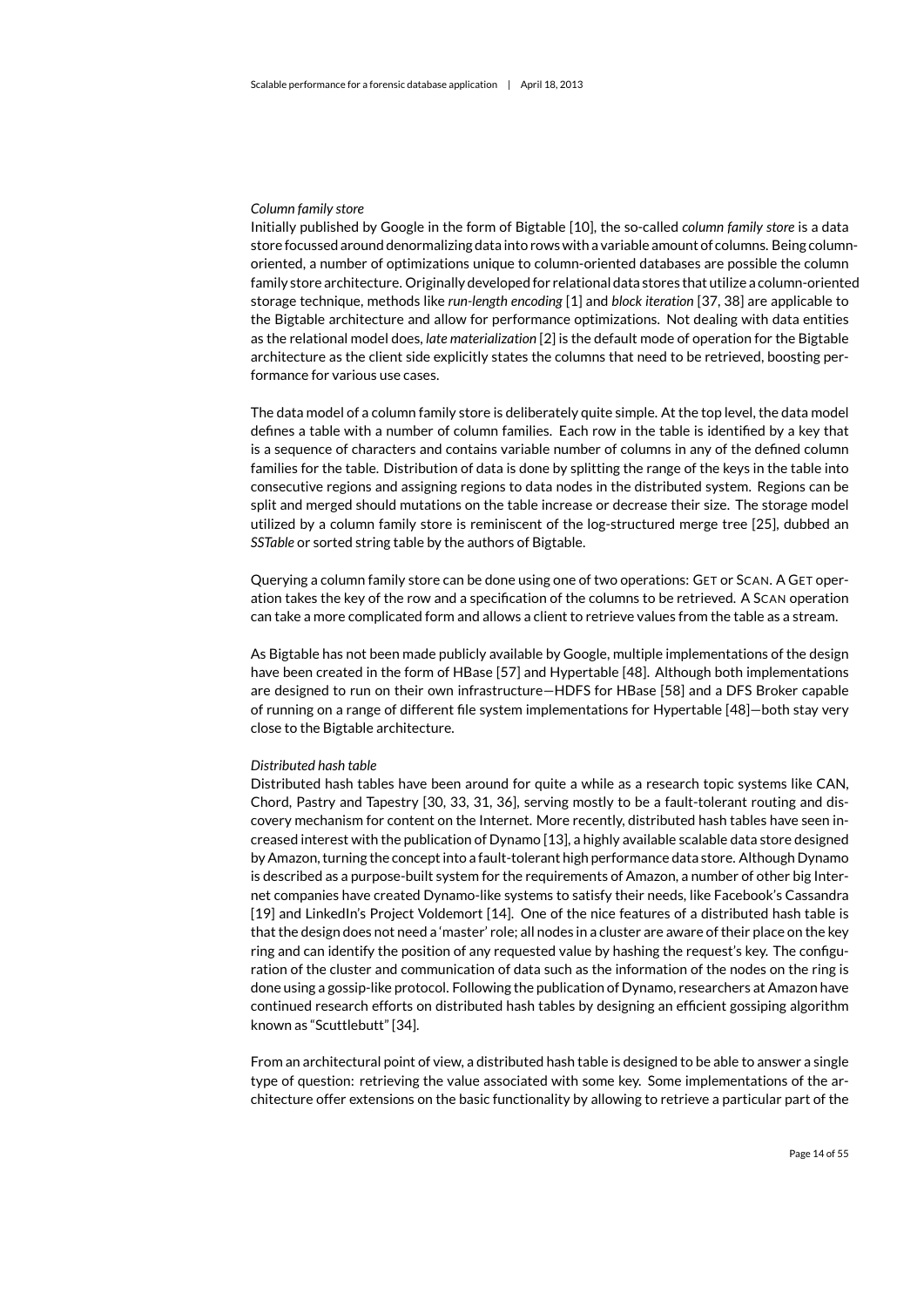*Column family store*

Initially published by Google in the form of Bigtable [10], the so-called *column family store* is a data store focussed around denormalizing data into rows with a variable amount of columns. Being column-oriented, a number of optimizations unique to column-oriented databases are possible the column family store architecture. Originally developed for relational data stores that utilize a column-oriented storage technique, methods like *run-length encoding* [1] and *block iteration* [37, 38] are applicable to the Bigtable architecture and allow for performance optimizations. Not dealing with data entities as the relational model does, *late materialization* [2] is the default mode of operation for the Bigtable architecture as the client side explicitly states the columns that need to be retrieved, boosting performance for various use cases.

The data model of a column family store is deliberately quite simple. At the top level, the data model defines a table with a number of column families. Each row in the table is identified by a key that is a sequence of characters and contains variable number of columns in any of the defined column families for the table. Distribution of data is done by splitting the range of the keys in the table into consecutive regions and assigning regions to data nodes in the distributed system. Regions can be split and merged should mutations on the table increase or decrease their size. The storage model utilized by a column family store is reminiscent of the log-structured merge tree [25], dubbed an *SSTable* or sorted string table by the authors of Bigtable.

Querying a column family store can be done using one of two operations: GET or SCAN. A GET operation takes the key of the row and a specification of the columns to be retrieved. A SCAN operation can take a more complicated form and allows a client to retrieve values from the table as a stream.

As Bigtable has not been made publicly available by Google, multiple implementations of the design have been created in the form of HBase [57] and Hypertable [48]. Although both implementations are designed to run on their own infrastructure—HDFS for HBase [58] and a DFS Broker capable of running on a range of different file system implementations for Hypertable [48]—both stay very close to the Bigtable architecture.

*Distributed hash table*

Distributed hash tables have been around for quite a while as a research topic systems like CAN, Chord, Pastry and Tapestry [30, 33, 31, 36], serving mostly to be a fault-tolerant routing and discovery mechanism for content on the Internet. More recently, distributed hash tables have seen increased interest with the publication of Dynamo [13], a highly available scalable data store designed by Amazon, turning the concept into a fault-tolerant high performance data store. Although Dynamo is described as a purpose-built system for the requirements of Amazon, a number of other big Internet companies have created Dynamo-like systems to satisfy their needs, like Facebook's Cassandra [19] and LinkedIn's Project Voldemort [14]. One of the nice features of a distributed hash table is that the design does not need a 'master' role; all nodes in a cluster are aware of their place on the key ring and can identify the position of any requested value by hashing the request's key. The configuration of the cluster and communication of data such as the information of the nodes on the ring is done using a gossip-like protocol. Following the publication of Dynamo, researchers at Amazon have continued research efforts on distributed hash tables by designing an efficient gossiping algorithm known as "Scuttlebutt" [34].

From an architectural point of view, a distributed hash table is designed to be able to answer a single type of question: retrieving the value associated with some key. Some implementations of the architecture offer extensions on the basic functionality by allowing to retrieve a particular part of the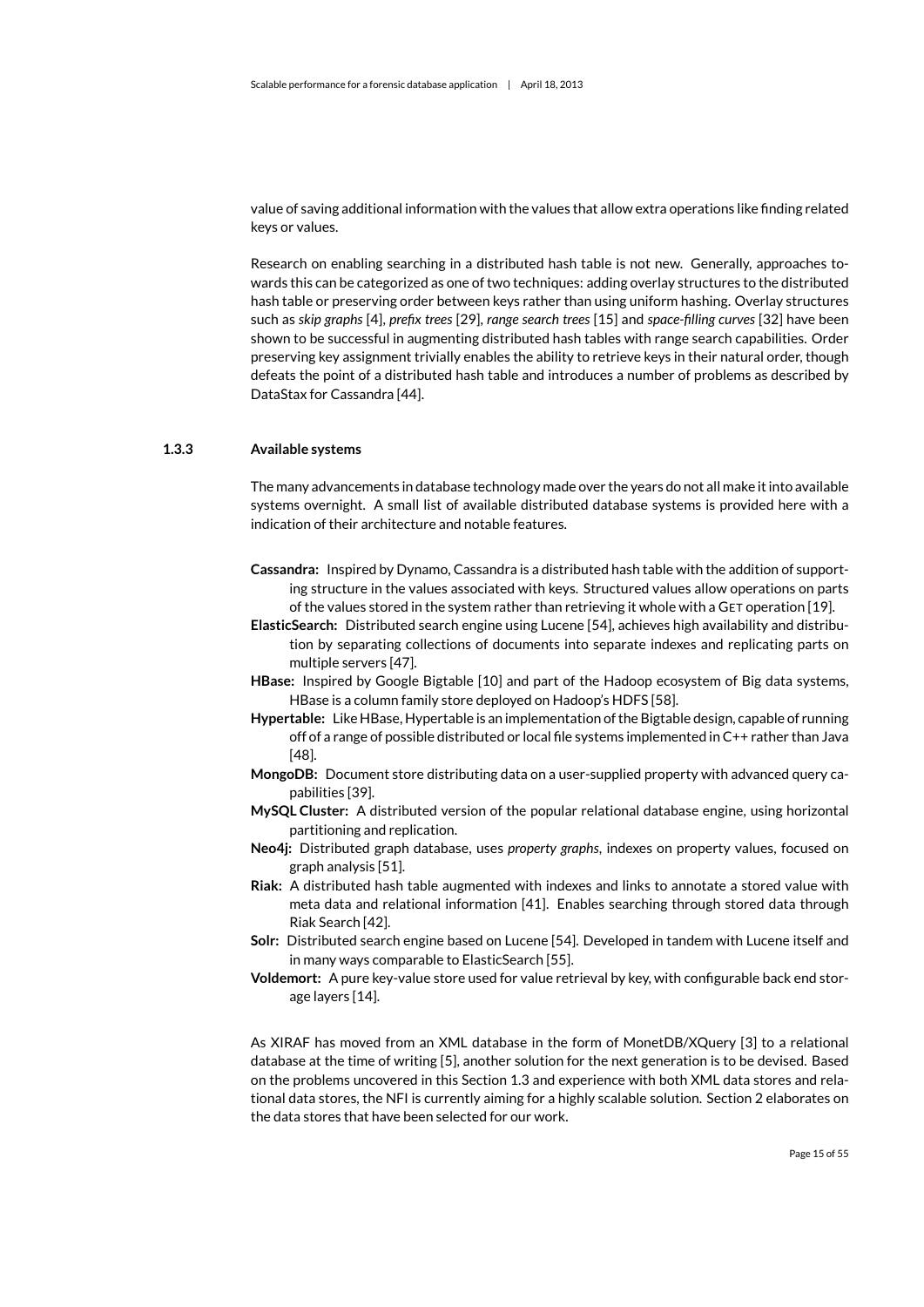value of saving additional information with the values that allow extra operations like finding related keys or values.

Research on enabling searching in a distributed hash table is not new. Generally, approaches towards this can be categorized as one of two techniques: adding overlay structures to the distributed hash table or preserving order between keys rather than using uniform hashing. Overlay structures such as *skip graphs* [4], *prefix trees* [29], *range search trees* [15] and *space-filling curves* [32] have been shown to be successful in augmenting distributed hash tables with range search capabilities. Order preserving key assignment trivially enables the ability to retrieve keys in their natural order, though defeats the point of a distributed hash table and introduces a number of problems as described by DataStax for Cassandra [44].

### 1.3.3 Available systems

The many advancements in database technology made over the years do not all make it into available systems overnight. A small list of available distributed database systems is provided here with a indication of their architecture and notable features.

**Cassandra:** Inspired by Dynamo, Cassandra is a distributed hash table with the addition of supporting structure in the values associated with keys. Structured values allow operations on parts of the values stored in the system rather than retrieving it whole with a GET operation [19].

**ElasticSearch:** Distributed search engine using Lucene [54], achieves high availability and distribution by separating collections of documents into separate indexes and replicating parts on multiple servers [47].

**HBase:** Inspired by Google Bigtable [10] and part of the Hadoop ecosystem of Big data systems, HBase is a column family store deployed on Hadoop's HDFS [58].

**Hypertable:** Like HBase, Hypertable is an implementation of the Bigtable design, capable of running off of a range of possible distributed or local file systems implemented in C++ rather than Java [48].

**MongoDB:** Document store distributing data on a user-supplied property with advanced query capabilities [39].

**MySQL Cluster:** A distributed version of the popular relational database engine, using horizontal partitioning and replication.

**Neo4j:** Distributed graph database, uses *property graphs*, indexes on property values, focused on graph analysis [51].

**Riak:** A distributed hash table augmented with indexes and links to annotate a stored value with meta data and relational information [41]. Enables searching through stored data through Riak Search [42].

**Solr:** Distributed search engine based on Lucene [54]. Developed in tandem with Lucene itself and in many ways comparable to ElasticSearch [55].

**Voldemort:** A pure key-value store used for value retrieval by key, with configurable back end storage layers [14].

As XIRAF has moved from an XML database in the form of MonetDB/XQuery [3] to a relational database at the time of writing [5], another solution for the next generation is to be devised. Based on the problems uncovered in this Section 1.3 and experience with both XML data stores and relational data stores, the NFI is currently aiming for a highly scalable solution. Section 2 elaborates on the data stores that have been selected for our work.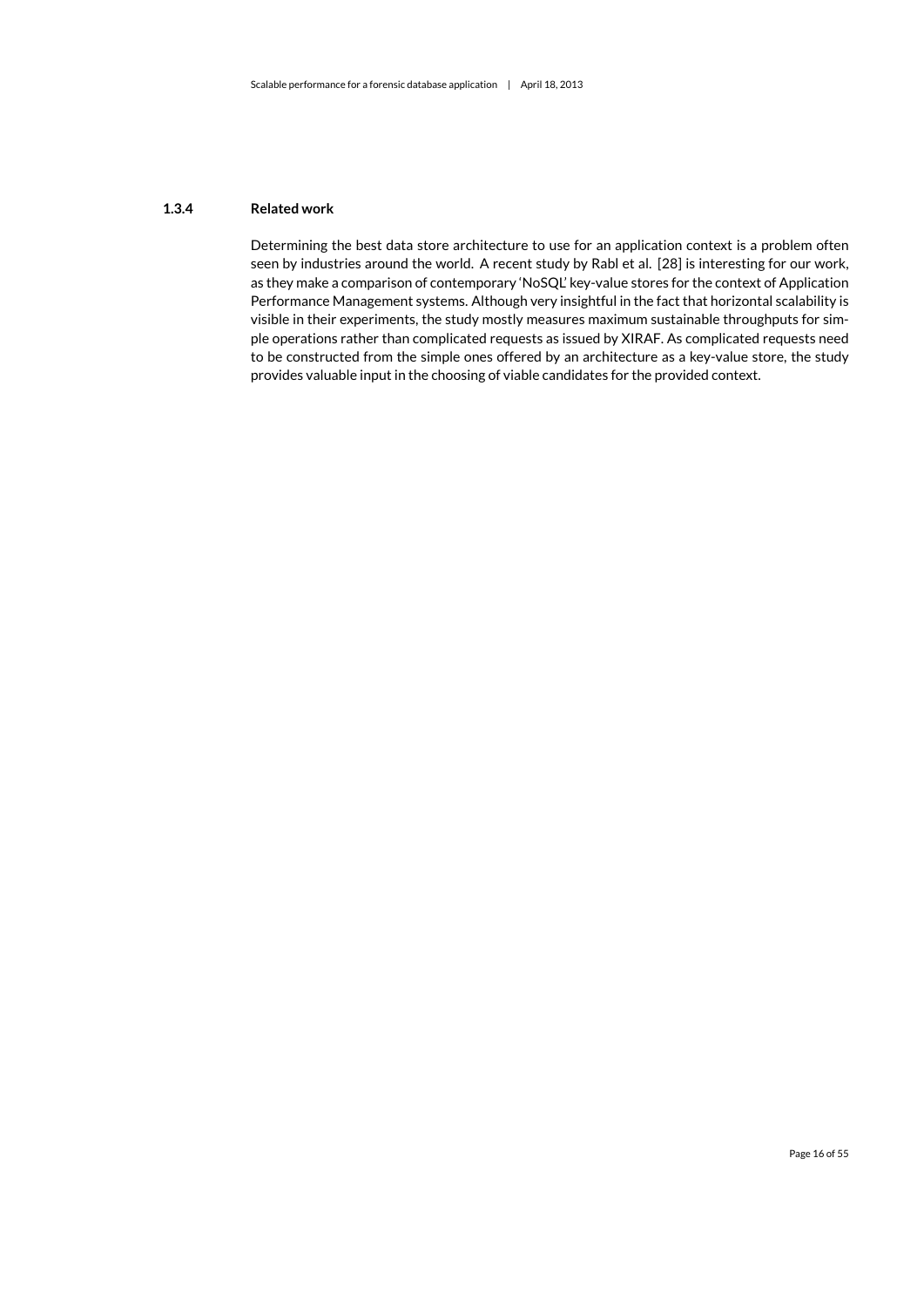### 1.3.4 Related work

Determining the best data store architecture to use for an application context is a problem often seen by industries around the world. A recent study by Rabl et al. [28] is interesting for our work, as they make a comparison of contemporary 'NoSQL' key-value stores for the context of Application Performance Management systems. Although very insightful in the fact that horizontal scalability is visible in their experiments, the study mostly measures maximum sustainable throughputs for simple operations rather than complicated requests as issued by XIRAF. As complicated requests need to be constructed from the simple ones offered by an architecture as a key-value store, the study provides valuable input in the choosing of viable candidates for the provided context.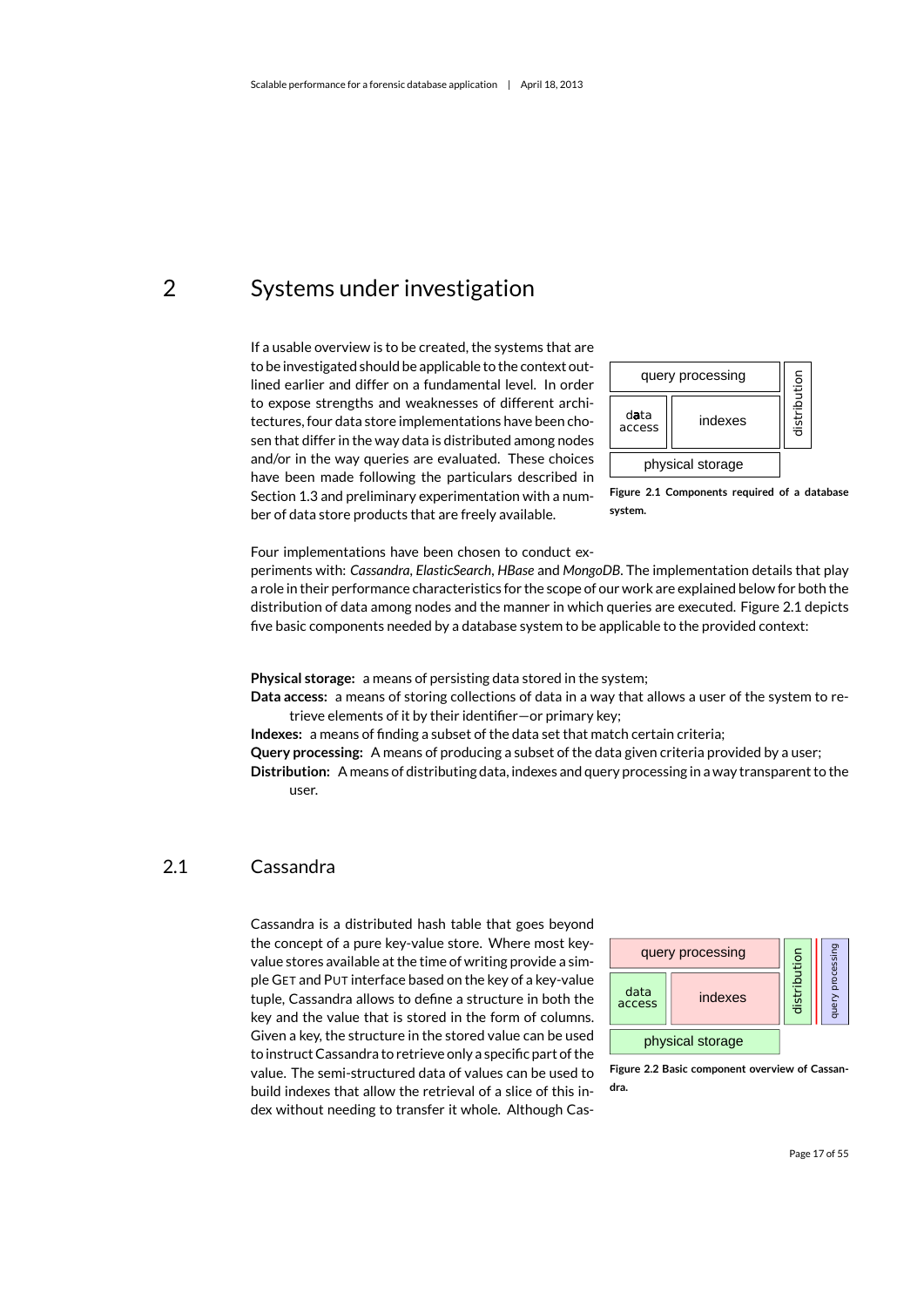# 2 Systems under investigation

If a usable overview is to be created, the systems that are to be investigated should be applicable to the context outlined earlier and differ on a fundamental level. In order to expose strengths and weaknesses of different architectures, four data store implementations have been chosen that differ in the way data is distributed among nodes and/or in the way queries are evaluated. These choices have been made following the particulars described in Section 1.3 and preliminary experimentation with a number of data store products that are freely available.

**Figure 2.1 Components required of a database system.**

Four implementations have been chosen to conduct experiments with: *Cassandra*, *ElasticSearch*, *HBase* and *MongoDB*. The implementation details that play a role in their performance characteristics for the scope of our work are explained below for both the distribution of data among nodes and the manner in which queries are executed. Figure 2.1 depicts five basic components needed by a database system to be applicable to the provided context:

**Physical storage:** a means of persisting data stored in the system;

**Data access:** a means of storing collections of data in a way that allows a user of the system to retrieve elements of it by their identifier—or primary key;

**Indexes:** a means of finding a subset of the data set that match certain criteria;

**Query processing:** A means of producing a subset of the data given criteria provided by a user;

**Distribution:** A means of distributing data, indexes and query processing in a way transparent to the user.

## 2.1 Cassandra

Cassandra is a distributed hash table that goes beyond the concept of a pure key-value store. Where most key-value stores available at the time of writing provide a simple GET and PUT interface based on the key of a key-value tuple, Cassandra allows to define a structure in both the key and the value that is stored in the form of columns. Given a key, the structure in the stored value can be used to instruct Cassandra to retrieve only a specific part of the value. The semi-structured data of values can be used to build indexes that allow the retrieval of a slice of this index without needing to transfer it whole. Although Cas-

**Figure 2.2 Basic component overview of Cassandra.**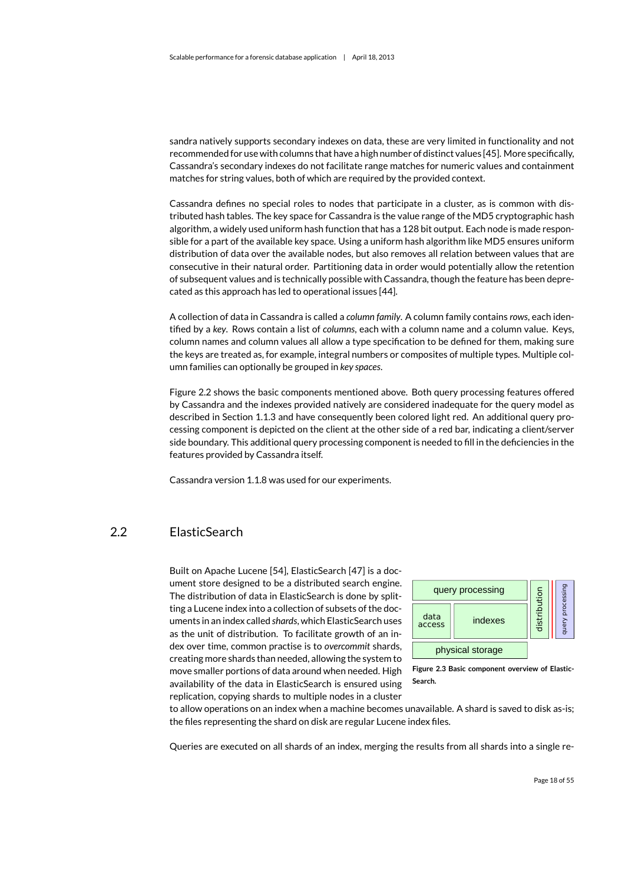sandra natively supports secondary indexes on data, these are very limited in functionality and not recommended for use with columns that have a high number of distinct values [45]. More specifically, Cassandra's secondary indexes do not facilitate range matches for numeric values and containment matches for string values, both of which are required by the provided context.

Cassandra defines no special roles to nodes that participate in a cluster, as is common with distributed hash tables. The key space for Cassandra is the value range of the MD5 cryptographic hash algorithm, a widely used uniform hash function that has a 128 bit output. Each node is made responsible for a part of the available key space. Using a uniform hash algorithm like MD5 ensures uniform distribution of data over the available nodes, but also removes all relation between values that are consecutive in their natural order. Partitioning data in order would potentially allow the retention of subsequent values and is technically possible with Cassandra, though the feature has been deprecated as this approach has led to operational issues [44].

A collection of data in Cassandra is called a *column family*. A column family contains *rows*, each identified by a *key*. Rows contain a list of *columns*, each with a column name and a column value. Keys, column names and column values all allow a type specification to be defined for them, making sure the keys are treated as, for example, integral numbers or composites of multiple types. Multiple column families can optionally be grouped in *key spaces*.

Figure 2.2 shows the basic components mentioned above. Both query processing features offered by Cassandra and the indexes provided natively are considered inadequate for the query model as described in Section 1.1.3 and have consequently been colored light red. An additional query processing component is depicted on the client at the other side of a red bar, indicating a client/server side boundary. This additional query processing component is needed to fill in the deficiencies in the features provided by Cassandra itself.

Cassandra version 1.1.8 was used for our experiments.

## 2.2 ElasticSearch

Built on Apache Lucene [54], ElasticSearch [47] is a document store designed to be a distributed search engine. The distribution of data in ElasticSearch is done by splitting a Lucene index into a collection of subsets of the documents in an index called *shards*, which ElasticSearch uses as the unit of distribution. To facilitate growth of an index over time, common practise is to *overcommit* shards, creating more shards than needed, allowing the system to move smaller portions of data around when needed. High availability of the data in ElasticSearch is ensured using replication, copying shards to multiple nodes in a cluster to allow operations on an index when a machine becomes unavailable. A shard is saved to disk as-is; the files representing the shard on disk are regular Lucene index files.

| query processing | | distribution | query processing |
|---|---|---|---|
| data access | indexes | | |
| physical storage | | | |

**Figure 2.3 Basic component overview of ElasticSearch.**

Queries are executed on all shards of an index, merging the results from all shards into a single re-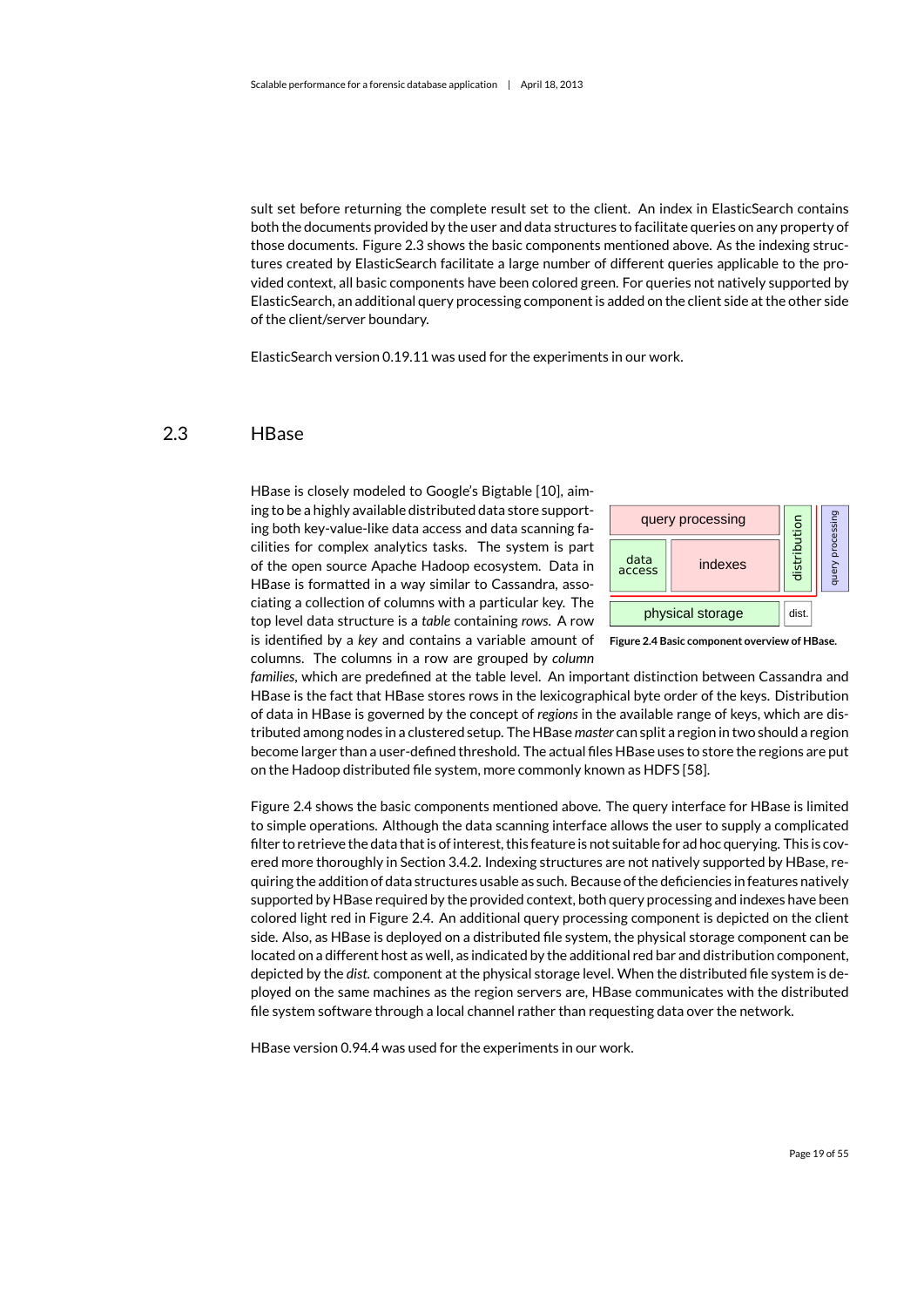sult set before returning the complete result set to the client. An index in ElasticSearch contains both the documents provided by the user and data structures to facilitate queries on any property of those documents. Figure 2.3 shows the basic components mentioned above. As the indexing structures created by ElasticSearch facilitate a large number of different queries applicable to the provided context, all basic components have been colored green. For queries not natively supported by ElasticSearch, an additional query processing component is added on the client side at the other side of the client/server boundary.

ElasticSearch version 0.19.11 was used for the experiments in our work.

## 2.3 HBase

HBase is closely modeled to Google's Bigtable [10], aiming to be a highly available distributed data store supporting both key-value-like data access and data scanning facilities for complex analytics tasks. The system is part of the open source Apache Hadoop ecosystem. Data in HBase is formatted in a way similar to Cassandra, associating a collection of columns with a particular key. The top level data structure is a *table* containing *rows*. A row is identified by a *key* and contains a variable amount of columns. The columns in a row are grouped by *column families*, which are predefined at the table level. An important distinction between Cassandra and HBase is the fact that HBase stores rows in the lexicographical byte order of the keys. Distribution of data in HBase is governed by the concept of *regions* in the available range of keys, which are distributed among nodes in a clustered setup. The HBase *master* can split a region in two should a region become larger than a user-defined threshold. The actual files HBase uses to store the regions are put on the Hadoop distributed file system, more commonly known as HDFS [58].

query processing | distribution | query processing
data access | indexes
physical storage | dist.

**Figure 2.4 Basic component overview of HBase.**

Figure 2.4 shows the basic components mentioned above. The query interface for HBase is limited to simple operations. Although the data scanning interface allows the user to supply a complicated filter to retrieve the data that is of interest, this feature is not suitable for ad hoc querying. This is covered more thoroughly in Section 3.4.2. Indexing structures are not natively supported by HBase, requiring the addition of data structures usable as such. Because of the deficiencies in features natively supported by HBase required by the provided context, both query processing and indexes have been colored light red in Figure 2.4. An additional query processing component is depicted on the client side. Also, as HBase is deployed on a distributed file system, the physical storage component can be located on a different host as well, as indicated by the additional red bar and distribution component, depicted by the *dist.* component at the physical storage level. When the distributed file system is deployed on the same machines as the region servers are, HBase communicates with the distributed file system software through a local channel rather than requesting data over the network.

HBase version 0.94.4 was used for the experiments in our work.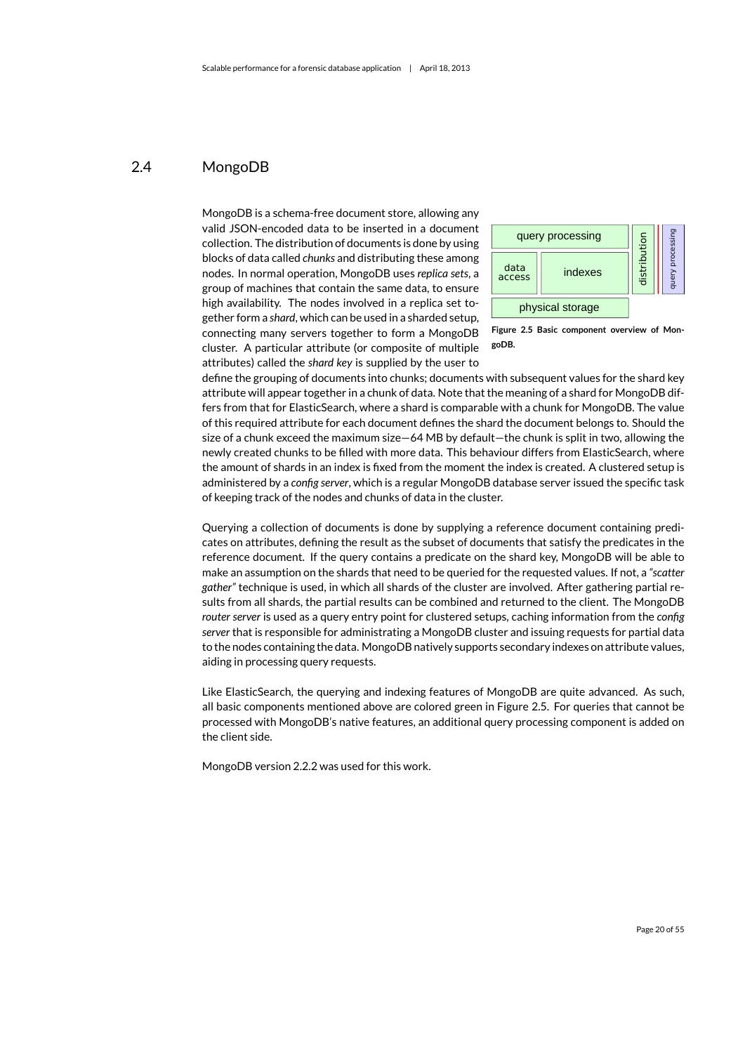## 2.4 MongoDB

MongoDB is a schema-free document store, allowing any valid JSON-encoded data to be inserted in a document collection. The distribution of documents is done by using blocks of data called *chunks* and distributing these among nodes. In normal operation, MongoDB uses *replica sets*, a group of machines that contain the same data, to ensure high availability. The nodes involved in a replica set together form a *shard*, which can be used in a sharded setup, connecting many servers together to form a MongoDB cluster. A particular attribute (or composite of multiple attributes) called the *shard key* is supplied by the user to define the grouping of documents into chunks; documents with subsequent values for the shard key attribute will appear together in a chunk of data. Note that the meaning of a shard for MongoDB differs from that for ElasticSearch, where a shard is comparable with a chunk for MongoDB. The value of this required attribute for each document defines the shard the document belongs to. Should the size of a chunk exceed the maximum size—64 MB by default—the chunk is split in two, allowing the newly created chunks to be filled with more data. This behaviour differs from ElasticSearch, where the amount of shards in an index is fixed from the moment the index is created. A clustered setup is administered by a *config server*, which is a regular MongoDB database server issued the specific task of keeping track of the nodes and chunks of data in the cluster.

query processing | data access | indexes | physical storage | distribution | query processing

**Figure 2.5 Basic component overview of MongoDB.**

Querying a collection of documents is done by supplying a reference document containing predicates on attributes, defining the result as the subset of documents that satisfy the predicates in the reference document. If the query contains a predicate on the shard key, MongoDB will be able to make an assumption on the shards that need to be queried for the requested values. If not, a *"scatter gather"* technique is used, in which all shards of the cluster are involved. After gathering partial results from all shards, the partial results can be combined and returned to the client. The MongoDB *router server* is used as a query entry point for clustered setups, caching information from the *config server* that is responsible for administrating a MongoDB cluster and issuing requests for partial data to the nodes containing the data. MongoDB natively supports secondary indexes on attribute values, aiding in processing query requests.

Like ElasticSearch, the querying and indexing features of MongoDB are quite advanced. As such, all basic components mentioned above are colored green in Figure 2.5. For queries that cannot be processed with MongoDB's native features, an additional query processing component is added on the client side.

MongoDB version 2.2.2 was used for this work.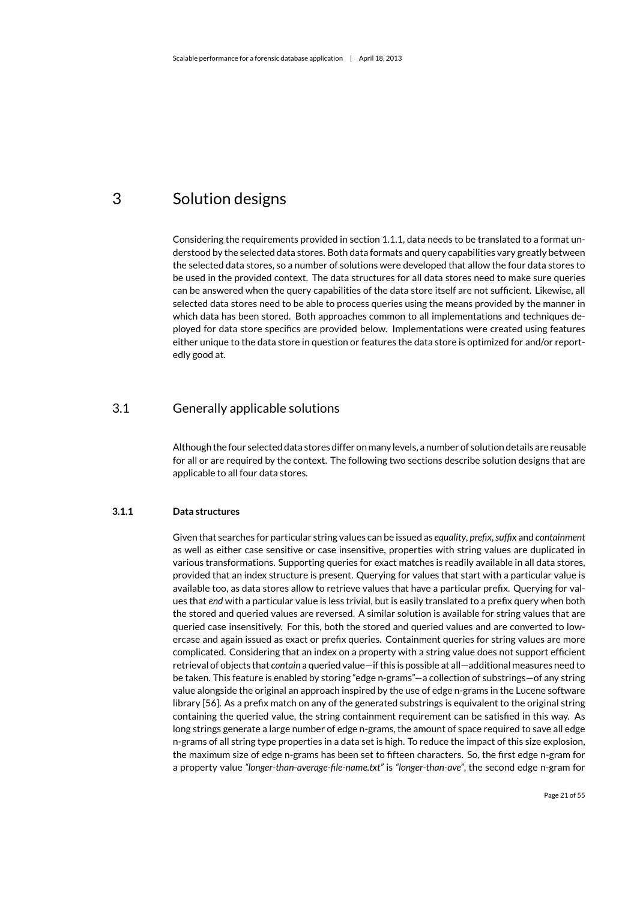# 3 Solution designs

Considering the requirements provided in section 1.1.1, data needs to be translated to a format understood by the selected data stores. Both data formats and query capabilities vary greatly between the selected data stores, so a number of solutions were developed that allow the four data stores to be used in the provided context. The data structures for all data stores need to make sure queries can be answered when the query capabilities of the data store itself are not sufficient. Likewise, all selected data stores need to be able to process queries using the means provided by the manner in which data has been stored. Both approaches common to all implementations and techniques deployed for data store specifics are provided below. Implementations were created using features either unique to the data store in question or features the data store is optimized for and/or reportedly good at.

## 3.1 Generally applicable solutions

Although the four selected data stores differ on many levels, a number of solution details are reusable for all or are required by the context. The following two sections describe solution designs that are applicable to all four data stores.

### 3.1.1 Data structures

Given that searches for particular string values can be issued as *equality*, *prefix*, *suffix* and *containment* as well as either case sensitive or case insensitive, properties with string values are duplicated in various transformations. Supporting queries for exact matches is readily available in all data stores, provided that an index structure is present. Querying for values that start with a particular value is available too, as data stores allow to retrieve values that have a particular prefix. Querying for values that *end* with a particular value is less trivial, but is easily translated to a prefix query when both the stored and queried values are reversed. A similar solution is available for string values that are queried case insensitively. For this, both the stored and queried values and are converted to lowercase and again issued as exact or prefix queries. Containment queries for string values are more complicated. Considering that an index on a property with a string value does not support efficient retrieval of objects that *contain* a queried value—if this is possible at all—additional measures need to be taken. This feature is enabled by storing "edge n-grams"—a collection of substrings—of any string value alongside the original an approach inspired by the use of edge n-grams in the Lucene software library [56]. As a prefix match on any of the generated substrings is equivalent to the original string containing the queried value, the string containment requirement can be satisfied in this way. As long strings generate a large number of edge n-grams, the amount of space required to save all edge n-grams of all string type properties in a data set is high. To reduce the impact of this size explosion, the maximum size of edge n-grams has been set to fifteen characters. So, the first edge n-gram for a property value *"longer-than-average-file-name.txt"* is *"longer-than-ave"*, the second edge n-gram for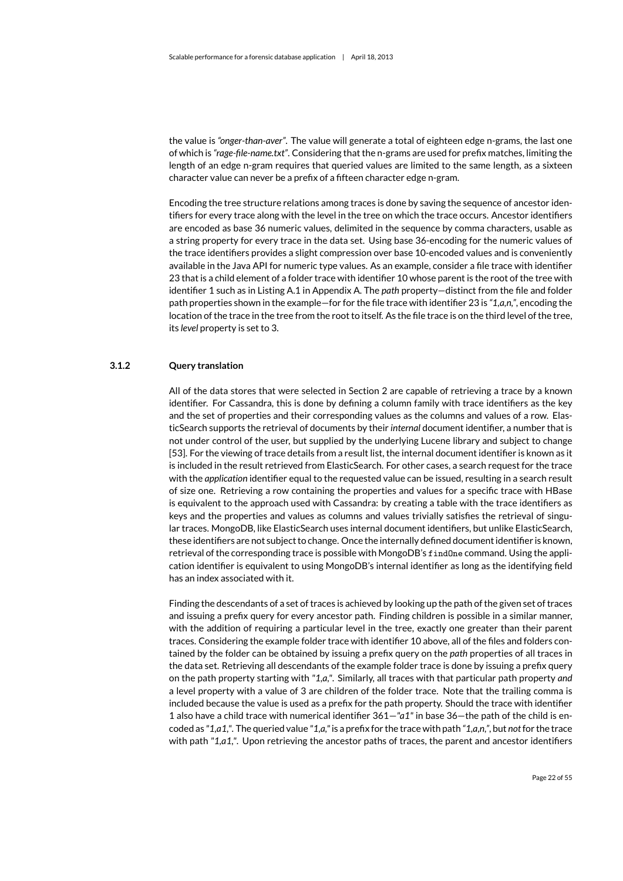the value is *"onger-than-aver"*. The value will generate a total of eighteen edge n-grams, the last one of which is *"rage-file-name.txt"*. Considering that the n-grams are used for prefix matches, limiting the length of an edge n-gram requires that queried values are limited to the same length, as a sixteen character value can never be a prefix of a fifteen character edge n-gram.

Encoding the tree structure relations among traces is done by saving the sequence of ancestor identifiers for every trace along with the level in the tree on which the trace occurs. Ancestor identifiers are encoded as base 36 numeric values, delimited in the sequence by comma characters, usable as a string property for every trace in the data set. Using base 36-encoding for the numeric values of the trace identifiers provides a slight compression over base 10-encoded values and is conveniently available in the Java API for numeric type values. As an example, consider a file trace with identifier 23 that is a child element of a folder trace with identifier 10 whose parent is the root of the tree with identifier 1 such as in Listing A.1 in Appendix A. The *path* property—distinct from the file and folder path properties shown in the example—for for the file trace with identifier 23 is *"1,a,n,"*, encoding the location of the trace in the tree from the root to itself. As the file trace is on the third level of the tree, its *level* property is set to 3.

### 3.1.2 Query translation

All of the data stores that were selected in Section 2 are capable of retrieving a trace by a known identifier. For Cassandra, this is done by defining a column family with trace identifiers as the key and the set of properties and their corresponding values as the columns and values of a row. ElasticSearch supports the retrieval of documents by their *internal* document identifier, a number that is not under control of the user, but supplied by the underlying Lucene library and subject to change [53]. For the viewing of trace details from a result list, the internal document identifier is known as it is included in the result retrieved from ElasticSearch. For other cases, a search request for the trace with the *application* identifier equal to the requested value can be issued, resulting in a search result of size one. Retrieving a row containing the properties and values for a specific trace with HBase is equivalent to the approach used with Cassandra: by creating a table with the trace identifiers as keys and the properties and values as columns and values trivially satisfies the retrieval of singular traces. MongoDB, like ElasticSearch uses internal document identifiers, but unlike ElasticSearch, these identifiers are not subject to change. Once the internally defined document identifier is known, retrieval of the corresponding trace is possible with MongoDB's `findOne` command. Using the application identifier is equivalent to using MongoDB's internal identifier as long as the identifying field has an index associated with it.

Finding the descendants of a set of traces is achieved by looking up the path of the given set of traces and issuing a prefix query for every ancestor path. Finding children is possible in a similar manner, with the addition of requiring a particular level in the tree, exactly one greater than their parent traces. Considering the example folder trace with identifier 10 above, all of the files and folders contained by the folder can be obtained by issuing a prefix query on the *path* properties of all traces in the data set. Retrieving all descendants of the example folder trace is done by issuing a prefix query on the path property starting with *"1,a,"*. Similarly, all traces with that particular path property *and* a level property with a value of 3 are children of the folder trace. Note that the trailing comma is included because the value is used as a prefix for the path property. Should the trace with identifier 1 also have a child trace with numerical identifier 361—*"a1"* in base 36—the path of the child is encoded as *"1,a1,"*. The queried value *"1,a,"* is a prefix for the trace with path *"1,a,n,"*, but *not* for the trace with path *"1,a1,"*. Upon retrieving the ancestor paths of traces, the parent and ancestor identifiers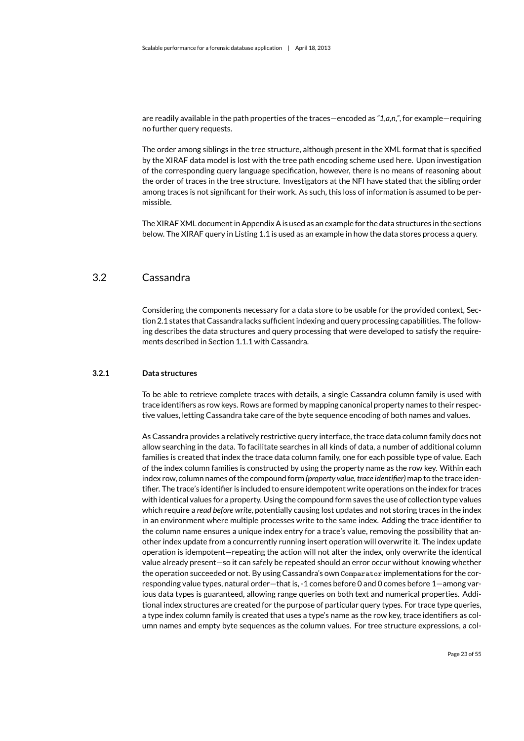are readily available in the path properties of the traces—encoded as "*1,a,n,*", for example—requiring no further query requests.

The order among siblings in the tree structure, although present in the XML format that is specified by the XIRAF data model is lost with the tree path encoding scheme used here. Upon investigation of the corresponding query language specification, however, there is no means of reasoning about the order of traces in the tree structure. Investigators at the NFI have stated that the sibling order among traces is not significant for their work. As such, this loss of information is assumed to be permissible.

The XIRAF XML document in Appendix A is used as an example for the data structures in the sections below. The XIRAF query in Listing 1.1 is used as an example in how the data stores process a query.

## 3.2 Cassandra

Considering the components necessary for a data store to be usable for the provided context, Section 2.1 states that Cassandra lacks sufficient indexing and query processing capabilities. The following describes the data structures and query processing that were developed to satisfy the requirements described in Section 1.1.1 with Cassandra.

### 3.2.1 Data structures

To be able to retrieve complete traces with details, a single Cassandra column family is used with trace identifiers as row keys. Rows are formed by mapping canonical property names to their respective values, letting Cassandra take care of the byte sequence encoding of both names and values.

As Cassandra provides a relatively restrictive query interface, the trace data column family does not allow searching in the data. To facilitate searches in all kinds of data, a number of additional column families is created that index the trace data column family, one for each possible type of value. Each of the index column families is constructed by using the property name as the row key. Within each index row, column names of the compound form *(property value, trace identifier)* map to the trace identifier. The trace's identifier is included to ensure idempotent write operations on the index for traces with identical values for a property. Using the compound form saves the use of collection type values which require a *read before write*, potentially causing lost updates and not storing traces in the index in an environment where multiple processes write to the same index. Adding the trace identifier to the column name ensures a unique index entry for a trace's value, removing the possibility that another index update from a concurrently running insert operation will overwrite it. The index update operation is idempotent—repeating the action will not alter the index, only overwrite the identical value already present—so it can safely be repeated should an error occur without knowing whether the operation succeeded or not. By using Cassandra's own `Comparator` implementations for the corresponding value types, natural order—that is, -1 comes before 0 and 0 comes before 1—among various data types is guaranteed, allowing range queries on both text and numerical properties. Additional index structures are created for the purpose of particular query types. For trace type queries, a type index column family is created that uses a type's name as the row key, trace identifiers as column names and empty byte sequences as the column values. For tree structure expressions, a col-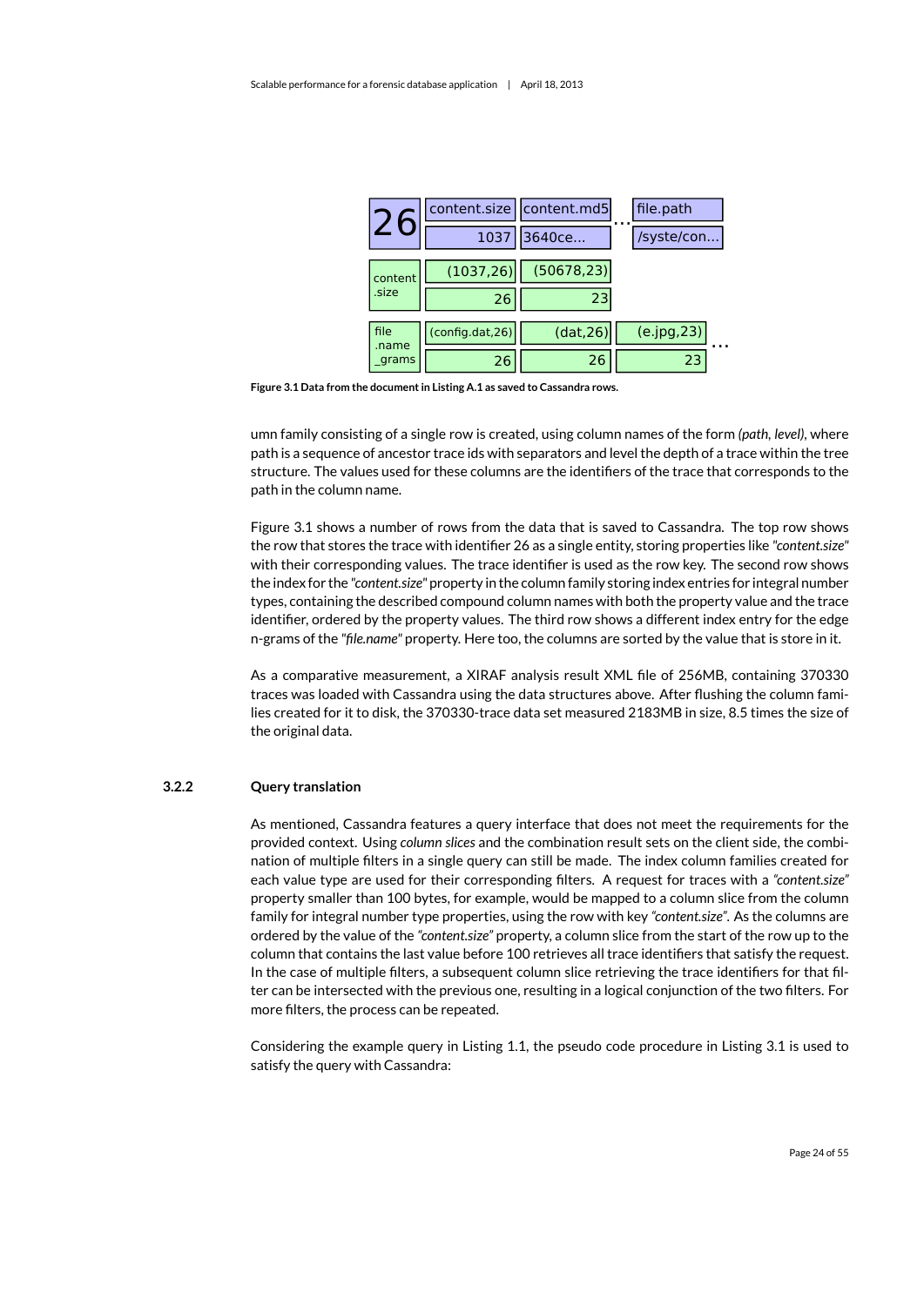| 26 | content.size | content.md5 | ... | file.path |
|---|---|---|---|---|
| | 1037 | 3640ce... | | /syste/con... |

| content .size | (1037,26) | (50678,23) |
|---|---|---|
| | 26 | 23 |

| file .name _grams | (config.dat,26) | (dat,26) | (e.jpg,23) | ... |
|---|---|---|---|---|
| | 26 | 26 | 23 | |

**Figure 3.1 Data from the document in Listing A.1 as saved to Cassandra rows.**

umn family consisting of a single row is created, using column names of the form *(path, level)*, where path is a sequence of ancestor trace ids with separators and level the depth of a trace within the tree structure. The values used for these columns are the identifiers of the trace that corresponds to the path in the column name.

Figure 3.1 shows a number of rows from the data that is saved to Cassandra. The top row shows the row that stores the trace with identifier 26 as a single entity, storing properties like *"content.size"* with their corresponding values. The trace identifier is used as the row key. The second row shows the index for the *"content.size"* property in the column family storing index entries for integral number types, containing the described compound column names with both the property value and the trace identifier, ordered by the property values. The third row shows a different index entry for the edge n-grams of the *"file.name"* property. Here too, the columns are sorted by the value that is store in it.

As a comparative measurement, a XIRAF analysis result XML file of 256MB, containing 370330 traces was loaded with Cassandra using the data structures above. After flushing the column families created for it to disk, the 370330-trace data set measured 2183MB in size, 8.5 times the size of the original data.

### 3.2.2 Query translation

As mentioned, Cassandra features a query interface that does not meet the requirements for the provided context. Using *column slices* and the combination result sets on the client side, the combination of multiple filters in a single query can still be made. The index column families created for each value type are used for their corresponding filters. A request for traces with a *"content.size"* property smaller than 100 bytes, for example, would be mapped to a column slice from the column family for integral number type properties, using the row with key *"content.size"*. As the columns are ordered by the value of the *"content.size"* property, a column slice from the start of the row up to the column that contains the last value before 100 retrieves all trace identifiers that satisfy the request. In the case of multiple filters, a subsequent column slice retrieving the trace identifiers for that filter can be intersected with the previous one, resulting in a logical conjunction of the two filters. For more filters, the process can be repeated.

Considering the example query in Listing 1.1, the pseudo code procedure in Listing 3.1 is used to satisfy the query with Cassandra: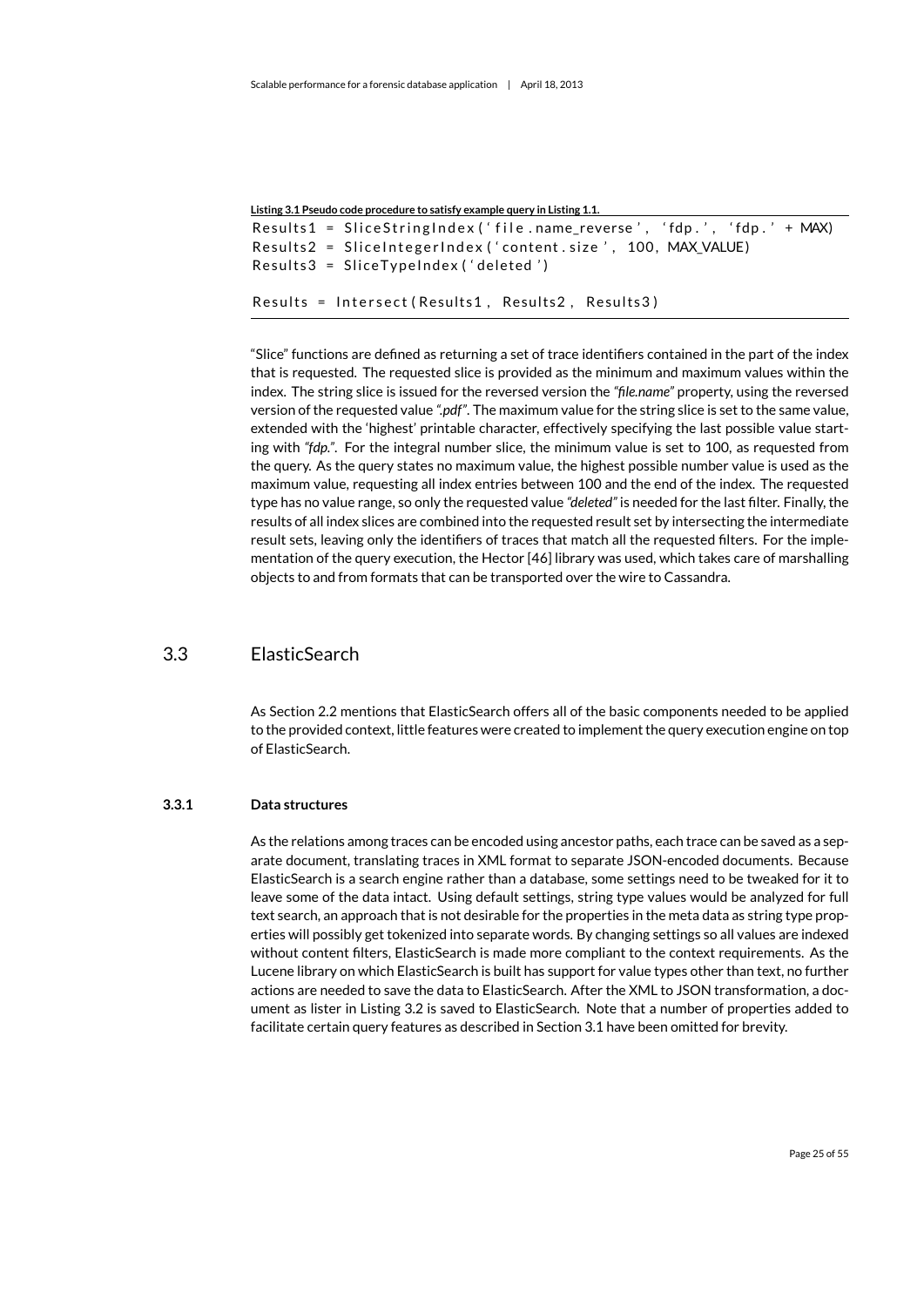**Listing 3.1 Pseudo code procedure to satisfy example query in Listing 1.1.**

```
Results1 = SliceStringIndex('file.name_reverse', 'fdp.', 'fdp.' + MAX)
Results2 = SliceIntegerIndex('content.size', 100, MAX_VALUE)
Results3 = SliceTypeIndex('deleted')

Results = Intersect(Results1, Results2, Results3)
```

"Slice" functions are defined as returning a set of trace identifiers contained in the part of the index that is requested. The requested slice is provided as the minimum and maximum values within the index. The string slice is issued for the reversed version the *"file.name"* property, using the reversed version of the requested value *".pdf"*. The maximum value for the string slice is set to the same value, extended with the 'highest' printable character, effectively specifying the last possible value starting with *"fdp."*. For the integral number slice, the minimum value is set to 100, as requested from the query. As the query states no maximum value, the highest possible number value is used as the maximum value, requesting all index entries between 100 and the end of the index. The requested type has no value range, so only the requested value *"deleted"* is needed for the last filter. Finally, the results of all index slices are combined into the requested result set by intersecting the intermediate result sets, leaving only the identifiers of traces that match all the requested filters. For the implementation of the query execution, the Hector [46] library was used, which takes care of marshalling objects to and from formats that can be transported over the wire to Cassandra.

## 3.3 ElasticSearch

As Section 2.2 mentions that ElasticSearch offers all of the basic components needed to be applied to the provided context, little features were created to implement the query execution engine on top of ElasticSearch.

### 3.3.1 Data structures

As the relations among traces can be encoded using ancestor paths, each trace can be saved as a separate document, translating traces in XML format to separate JSON-encoded documents. Because ElasticSearch is a search engine rather than a database, some settings need to be tweaked for it to leave some of the data intact. Using default settings, string type values would be analyzed for full text search, an approach that is not desirable for the properties in the meta data as string type properties will possibly get tokenized into separate words. By changing settings so all values are indexed without content filters, ElasticSearch is made more compliant to the context requirements. As the Lucene library on which ElasticSearch is built has support for value types other than text, no further actions are needed to save the data to ElasticSearch. After the XML to JSON transformation, a document as lister in Listing 3.2 is saved to ElasticSearch. Note that a number of properties added to facilitate certain query features as described in Section 3.1 have been omitted for brevity.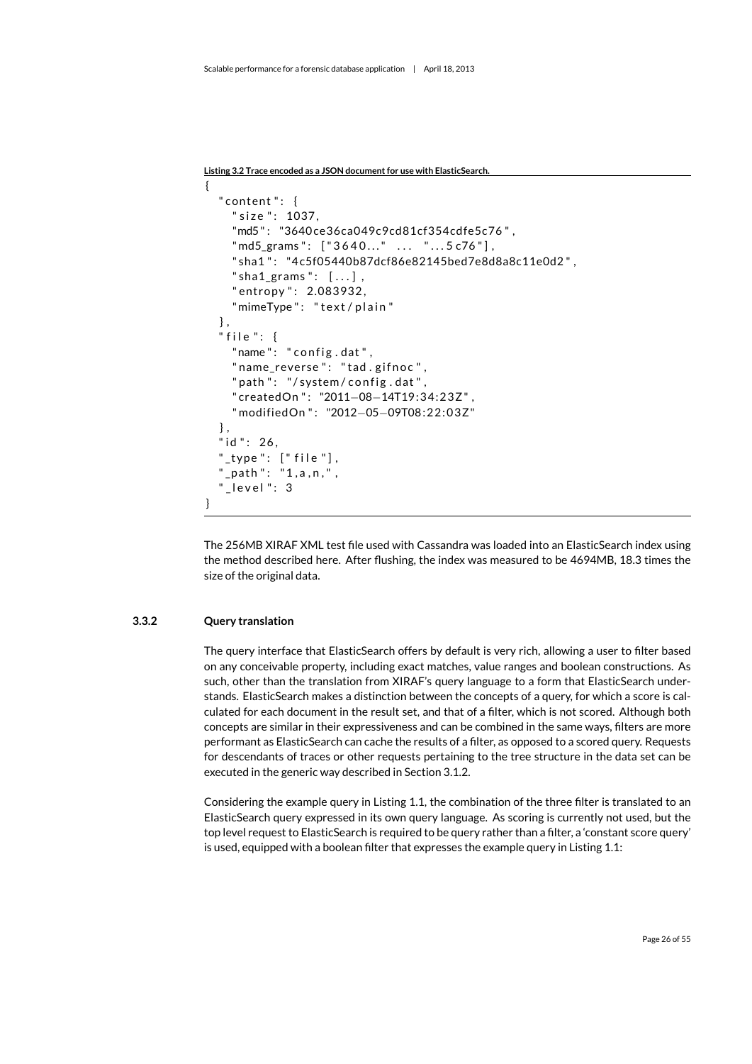**Listing 3.2 Trace encoded as a JSON document for use with ElasticSearch.**

```
{
  "content": {
    "size": 1037,
    "md5": "3640ce36ca049c9cd81cf354cdfe5c76",
    "md5_grams": ["3640..." ... "...5c76"],
    "sha1": "4c5f05440b87dcf86e82145bed7e8d8a8c11e0d2",
    "sha1_grams": [...],
    "entropy": 2.083932,
    "mimeType": "text/plain"
  },
  "file": {
    "name": "config.dat",
    "name_reverse": "tad.gifnoc",
    "path": "/system/config.dat",
    "createdOn": "2011-08-14T19:34:23Z",
    "modifiedOn": "2012-05-09T08:22:03Z"
  },
  "id": 26,
  "_type": ["file"],
  "_path": "1,a,n,",
  "_level": 3
}
```

The 256MB XIRAF XML test file used with Cassandra was loaded into an ElasticSearch index using the method described here. After flushing, the index was measured to be 4694MB, 18.3 times the size of the original data.

### 3.3.2 Query translation

The query interface that ElasticSearch offers by default is very rich, allowing a user to filter based on any conceivable property, including exact matches, value ranges and boolean constructions. As such, other than the translation from XIRAF's query language to a form that ElasticSearch understands. ElasticSearch makes a distinction between the concepts of a query, for which a score is calculated for each document in the result set, and that of a filter, which is not scored. Although both concepts are similar in their expressiveness and can be combined in the same ways, filters are more performant as ElasticSearch can cache the results of a filter, as opposed to a scored query. Requests for descendants of traces or other requests pertaining to the tree structure in the data set can be executed in the generic way described in Section 3.1.2.

Considering the example query in Listing 1.1, the combination of the three filter is translated to an ElasticSearch query expressed in its own query language. As scoring is currently not used, but the top level request to ElasticSearch is required to be query rather than a filter, a 'constant score query' is used, equipped with a boolean filter that expresses the example query in Listing 1.1: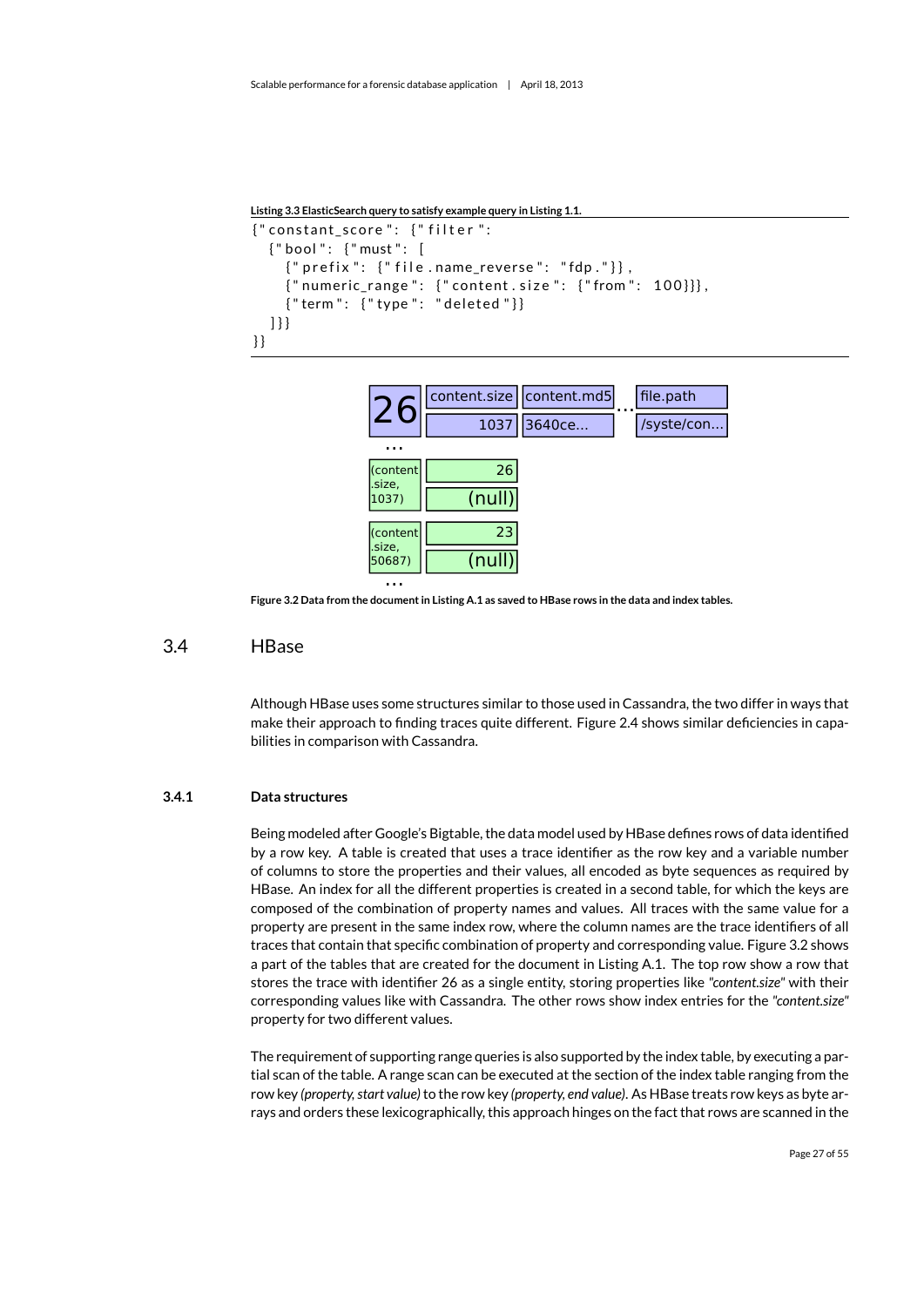**Listing 3.3 ElasticSearch query to satisfy example query in Listing 1.1.**

```
{"constant_score": {"filter":
  {"bool": {"must": [
    {"prefix": {"file.name_reverse": "fdp."}},
    {"numeric_range": {"content.size": {"from": 100}}},
    {"term": {"type": "deleted"}}
  ]}}
}}
```

| 26 | content.size | content.md5 | ... | file.path |
|---|---|---|---|---|
| | 1037 | 3640ce... | | /syste/con... |
| ... | | | | |
| (content.size, 1037) | 26 | | | |
| | (null) | | | |
| (content.size, 50687) | 23 | | | |
| | (null) | | | |
| ... | | | | |

**Figure 3.2 Data from the document in Listing A.1 as saved to HBase rows in the data and index tables.**

## 3.4 HBase

Although HBase uses some structures similar to those used in Cassandra, the two differ in ways that make their approach to finding traces quite different. Figure 2.4 shows similar deficiencies in capabilities in comparison with Cassandra.

### 3.4.1 Data structures

Being modeled after Google's Bigtable, the data model used by HBase defines rows of data identified by a row key. A table is created that uses a trace identifier as the row key and a variable number of columns to store the properties and their values, all encoded as byte sequences as required by HBase. An index for all the different properties is created in a second table, for which the keys are composed of the combination of property names and values. All traces with the same value for a property are present in the same index row, where the column names are the trace identifiers of all traces that contain that specific combination of property and corresponding value. Figure 3.2 shows a part of the tables that are created for the document in Listing A.1. The top row show a row that stores the trace with identifier 26 as a single entity, storing properties like *"content.size"* with their corresponding values like with Cassandra. The other rows show index entries for the *"content.size"* property for two different values.

The requirement of supporting range queries is also supported by the index table, by executing a partial scan of the table. A range scan can be executed at the section of the index table ranging from the row key *(property, start value)* to the row key *(property, end value)*. As HBase treats row keys as byte arrays and orders these lexicographically, this approach hinges on the fact that rows are scanned in the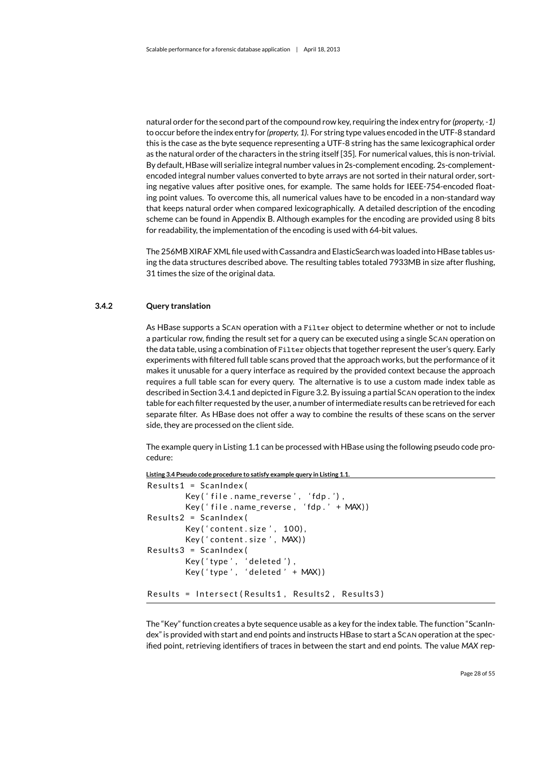natural order for the second part of the compound row key, requiring the index entry for *(property, -1)* to occur before the index entry for *(property, 1)*. For string type values encoded in the UTF-8 standard this is the case as the byte sequence representing a UTF-8 string has the same lexicographical order as the natural order of the characters in the string itself [35]. For numerical values, this is non-trivial. By default, HBase will serialize integral number values in 2s-complement encoding. 2s-complement-encoded integral number values converted to byte arrays are not sorted in their natural order, sorting negative values after positive ones, for example. The same holds for IEEE-754-encoded floating point values. To overcome this, all numerical values have to be encoded in a non-standard way that keeps natural order when compared lexicographically. A detailed description of the encoding scheme can be found in Appendix B. Although examples for the encoding are provided using 8 bits for readability, the implementation of the encoding is used with 64-bit values.

The 256MB XIRAF XML file used with Cassandra and ElasticSearch was loaded into HBase tables using the data structures described above. The resulting tables totaled 7933MB in size after flushing, 31 times the size of the original data.

### 3.4.2 Query translation

As HBase supports a SCAN operation with a `Filter` object to determine whether or not to include a particular row, finding the result set for a query can be executed using a single SCAN operation on the data table, using a combination of `Filter` objects that together represent the user's query. Early experiments with filtered full table scans proved that the approach works, but the performance of it makes it unusable for a query interface as required by the provided context because the approach requires a full table scan for every query. The alternative is to use a custom made index table as described in Section 3.4.1 and depicted in Figure 3.2. By issuing a partial SCAN operation to the index table for each filter requested by the user, a number of intermediate results can be retrieved for each separate filter. As HBase does not offer a way to combine the results of these scans on the server side, they are processed on the client side.

The example query in Listing 1.1 can be processed with HBase using the following pseudo code procedure:

**Listing 3.4 Pseudo code procedure to satisfy example query in Listing 1.1.**

```
Results1 = ScanIndex(
        Key('file.name_reverse', 'fdp.'),
        Key('file.name_reverse, 'fdp.' + MAX))
Results2 = ScanIndex(
        Key('content.size', 100),
        Key('content.size', MAX))
Results3 = ScanIndex(
        Key('type', 'deleted'),
        Key('type', 'deleted' + MAX))

Results = Intersect(Results1, Results2, Results3)
```

The "Key" function creates a byte sequence usable as a key for the index table. The function "ScanIndex" is provided with start and end points and instructs HBase to start a SCAN operation at the specified point, retrieving identifiers of traces in between the start and end points. The value *MAX* rep-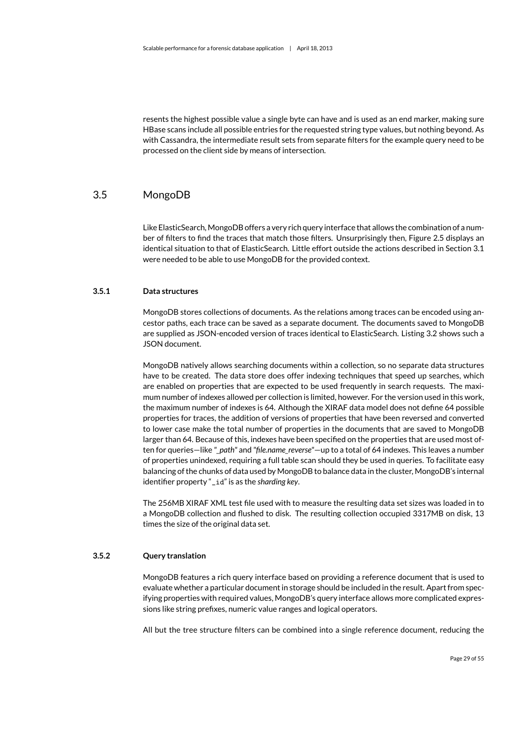resents the highest possible value a single byte can have and is used as an end marker, making sure HBase scans include all possible entries for the requested string type values, but nothing beyond. As with Cassandra, the intermediate result sets from separate filters for the example query need to be processed on the client side by means of intersection.

## 3.5 MongoDB

Like ElasticSearch, MongoDB offers a very rich query interface that allows the combination of a number of filters to find the traces that match those filters. Unsurprisingly then, Figure 2.5 displays an identical situation to that of ElasticSearch. Little effort outside the actions described in Section 3.1 were needed to be able to use MongoDB for the provided context.

### 3.5.1 Data structures

MongoDB stores collections of documents. As the relations among traces can be encoded using ancestor paths, each trace can be saved as a separate document. The documents saved to MongoDB are supplied as JSON-encoded version of traces identical to ElasticSearch. Listing 3.2 shows such a JSON document.

MongoDB natively allows searching documents within a collection, so no separate data structures have to be created. The data store does offer indexing techniques that speed up searches, which are enabled on properties that are expected to be used frequently in search requests. The maximum number of indexes allowed per collection is limited, however. For the version used in this work, the maximum number of indexes is 64. Although the XIRAF data model does not define 64 possible properties for traces, the addition of versions of properties that have been reversed and converted to lower case make the total number of properties in the documents that are saved to MongoDB larger than 64. Because of this, indexes have been specified on the properties that are used most often for queries—like *"_path"* and *"file.name_reverse"*—up to a total of 64 indexes. This leaves a number of properties unindexed, requiring a full table scan should they be used in queries. To facilitate easy balancing of the chunks of data used by MongoDB to balance data in the cluster, MongoDB's internal identifier property "`_id`" is as the *sharding key*.

The 256MB XIRAF XML test file used with to measure the resulting data set sizes was loaded in to a MongoDB collection and flushed to disk. The resulting collection occupied 3317MB on disk, 13 times the size of the original data set.

### 3.5.2 Query translation

MongoDB features a rich query interface based on providing a reference document that is used to evaluate whether a particular document in storage should be included in the result. Apart from specifying properties with required values, MongoDB's query interface allows more complicated expressions like string prefixes, numeric value ranges and logical operators.

All but the tree structure filters can be combined into a single reference document, reducing the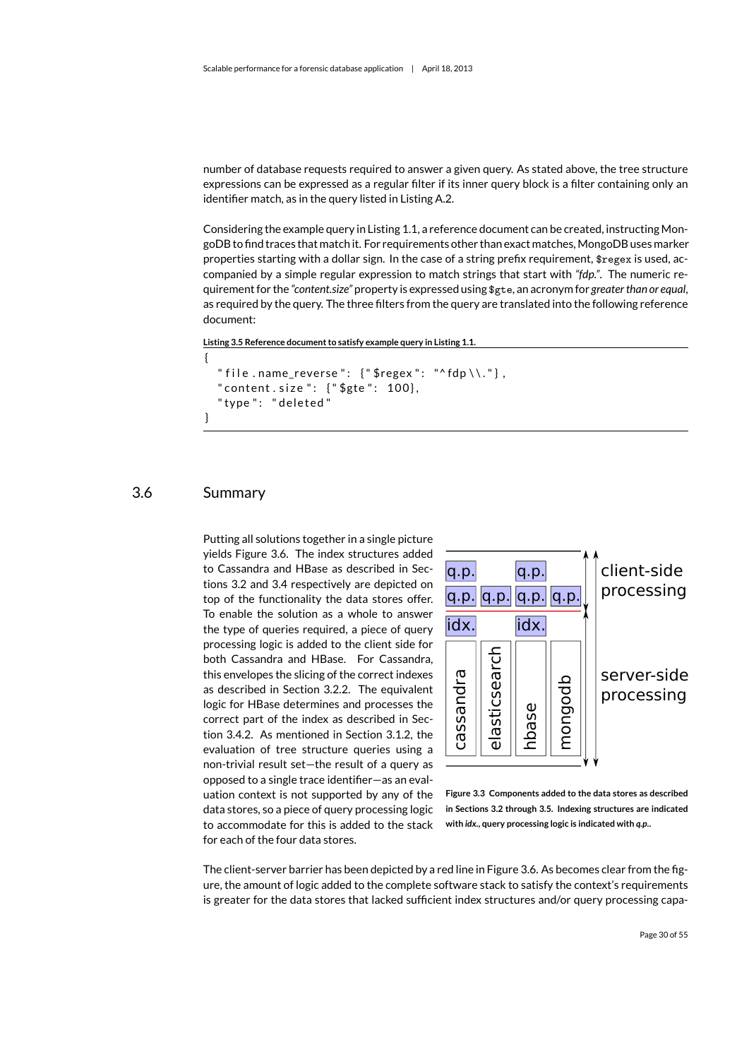number of database requests required to answer a given query. As stated above, the tree structure expressions can be expressed as a regular filter if its inner query block is a filter containing only an identifier match, as in the query listed in Listing A.2.

Considering the example query in Listing 1.1, a reference document can be created, instructing MongoDB to find traces that match it. For requirements other than exact matches, MongoDB uses marker properties starting with a dollar sign. In the case of a string prefix requirement, `$regex` is used, accompanied by a simple regular expression to match strings that start with *"fdp."*. The numeric requirement for the *"content.size"* property is expressed using `$gte`, an acronym for *greater than or equal*, as required by the query. The three filters from the query are translated into the following reference document:

**Listing 3.5 Reference document to satisfy example query in Listing 1.1.**

```
{
  "file.name_reverse": {"$regex": "^fdp\\."},
  "content.size": {"$gte": 100},
  "type": "deleted"
}
```

## 3.6 Summary

Putting all solutions together in a single picture yields Figure 3.6. The index structures added to Cassandra and HBase as described in Sections 3.2 and 3.4 respectively are depicted on top of the functionality the data stores offer. To enable the solution as a whole to answer the type of queries required, a piece of query processing logic is added to the client side for both Cassandra and HBase. For Cassandra, this envelopes the slicing of the correct indexes as described in Section 3.2.2. The equivalent logic for HBase determines and processes the correct part of the index as described in Section 3.4.2. As mentioned in Section 3.1.2, the evaluation of tree structure queries using a non-trivial result set—the result of a query as opposed to a single trace identifier—as an evaluation context is not supported by any of the data stores, so a piece of query processing logic to accommodate for this is added to the stack for each of the four data stores.

| cassandra | elasticsearch | hbase | mongodb | |
|---|---|---|---|---|
| q.p. | | q.p. | | client-side processing |
| q.p. | q.p. | q.p. | q.p. | client-side processing |
| idx. | | idx. | | server-side processing |

**Figure 3.3 Components added to the data stores as described in Sections 3.2 through 3.5. Indexing structures are indicated with *idx.*, query processing logic is indicated with *q.p.*.**

The client-server barrier has been depicted by a red line in Figure 3.6. As becomes clear from the figure, the amount of logic added to the complete software stack to satisfy the context's requirements is greater for the data stores that lacked sufficient index structures and/or query processing capa-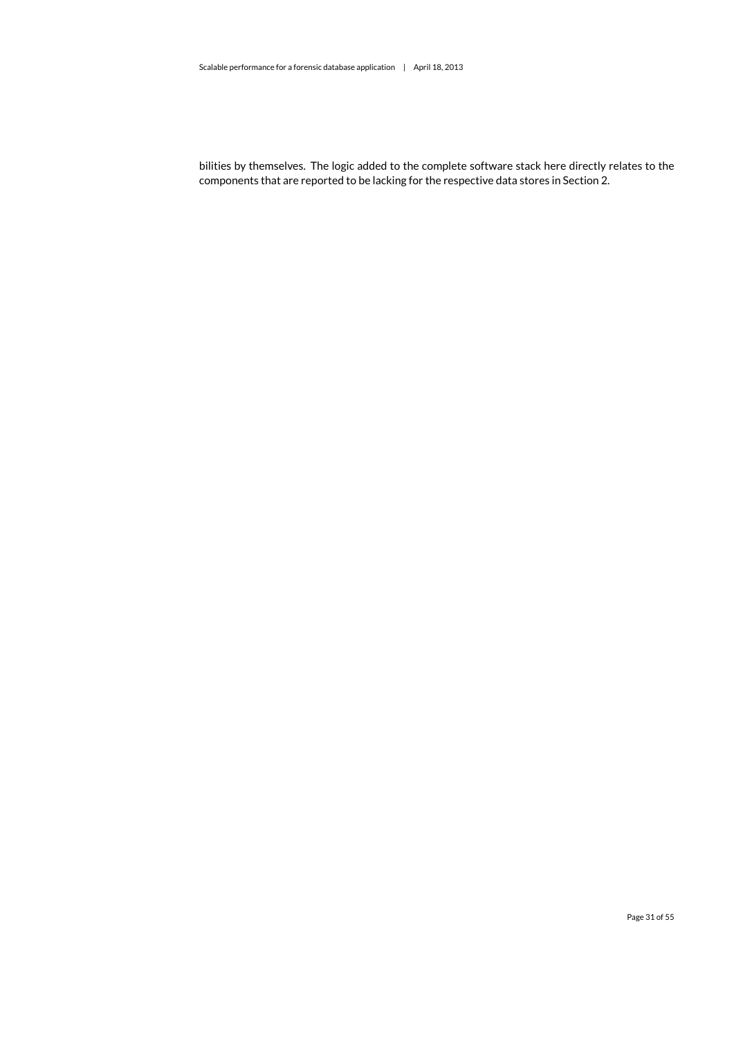bilities by themselves. The logic added to the complete software stack here directly relates to the components that are reported to be lacking for the respective data stores in Section 2.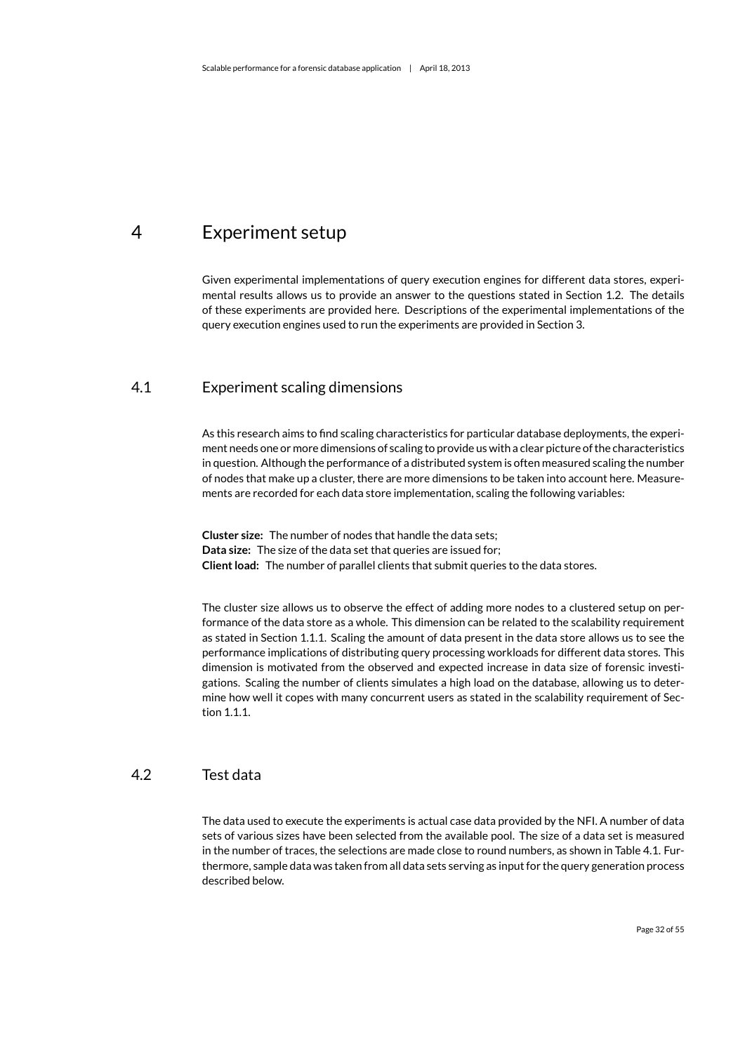# 4 Experiment setup

Given experimental implementations of query execution engines for different data stores, experimental results allows us to provide an answer to the questions stated in Section 1.2. The details of these experiments are provided here. Descriptions of the experimental implementations of the query execution engines used to run the experiments are provided in Section 3.

## 4.1 Experiment scaling dimensions

As this research aims to find scaling characteristics for particular database deployments, the experiment needs one or more dimensions of scaling to provide us with a clear picture of the characteristics in question. Although the performance of a distributed system is often measured scaling the number of nodes that make up a cluster, there are more dimensions to be taken into account here. Measurements are recorded for each data store implementation, scaling the following variables:

**Cluster size:** The number of nodes that handle the data sets;
**Data size:** The size of the data set that queries are issued for;
**Client load:** The number of parallel clients that submit queries to the data stores.

The cluster size allows us to observe the effect of adding more nodes to a clustered setup on performance of the data store as a whole. This dimension can be related to the scalability requirement as stated in Section 1.1.1. Scaling the amount of data present in the data store allows us to see the performance implications of distributing query processing workloads for different data stores. This dimension is motivated from the observed and expected increase in data size of forensic investigations. Scaling the number of clients simulates a high load on the database, allowing us to determine how well it copes with many concurrent users as stated in the scalability requirement of Section 1.1.1.

## 4.2 Test data

The data used to execute the experiments is actual case data provided by the NFI. A number of data sets of various sizes have been selected from the available pool. The size of a data set is measured in the number of traces, the selections are made close to round numbers, as shown in Table 4.1. Furthermore, sample data was taken from all data sets serving as input for the query generation process described below.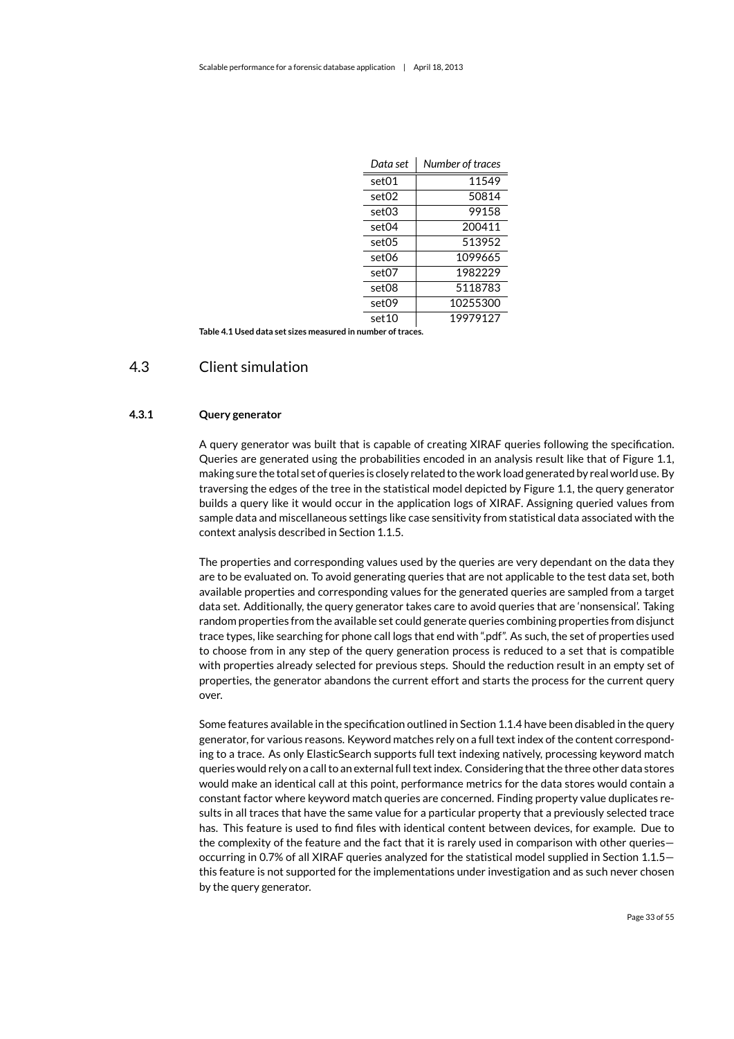| *Data set* | *Number of traces* |
| --- | ---: |
| set01 | 11549 |
| set02 | 50814 |
| set03 | 99158 |
| set04 | 200411 |
| set05 | 513952 |
| set06 | 1099665 |
| set07 | 1982229 |
| set08 | 5118783 |
| set09 | 10255300 |
| set10 | 19979127 |

**Table 4.1 Used data set sizes measured in number of traces.**

## 4.3 Client simulation

### 4.3.1 Query generator

A query generator was built that is capable of creating XIRAF queries following the specification. Queries are generated using the probabilities encoded in an analysis result like that of Figure 1.1, making sure the total set of queries is closely related to the work load generated by real world use. By traversing the edges of the tree in the statistical model depicted by Figure 1.1, the query generator builds a query like it would occur in the application logs of XIRAF. Assigning queried values from sample data and miscellaneous settings like case sensitivity from statistical data associated with the context analysis described in Section 1.1.5.

The properties and corresponding values used by the queries are very dependant on the data they are to be evaluated on. To avoid generating queries that are not applicable to the test data set, both available properties and corresponding values for the generated queries are sampled from a target data set. Additionally, the query generator takes care to avoid queries that are 'nonsensical'. Taking random properties from the available set could generate queries combining properties from disjunct trace types, like searching for phone call logs that end with ".pdf". As such, the set of properties used to choose from in any step of the query generation process is reduced to a set that is compatible with properties already selected for previous steps. Should the reduction result in an empty set of properties, the generator abandons the current effort and starts the process for the current query over.

Some features available in the specification outlined in Section 1.1.4 have been disabled in the query generator, for various reasons. Keyword matches rely on a full text index of the content corresponding to a trace. As only ElasticSearch supports full text indexing natively, processing keyword match queries would rely on a call to an external full text index. Considering that the three other data stores would make an identical call at this point, performance metrics for the data stores would contain a constant factor where keyword match queries are concerned. Finding property value duplicates results in all traces that have the same value for a particular property that a previously selected trace has. This feature is used to find files with identical content between devices, for example. Due to the complexity of the feature and the fact that it is rarely used in comparison with other queries—occurring in 0.7% of all XIRAF queries analyzed for the statistical model supplied in Section 1.1.5—this feature is not supported for the implementations under investigation and as such never chosen by the query generator.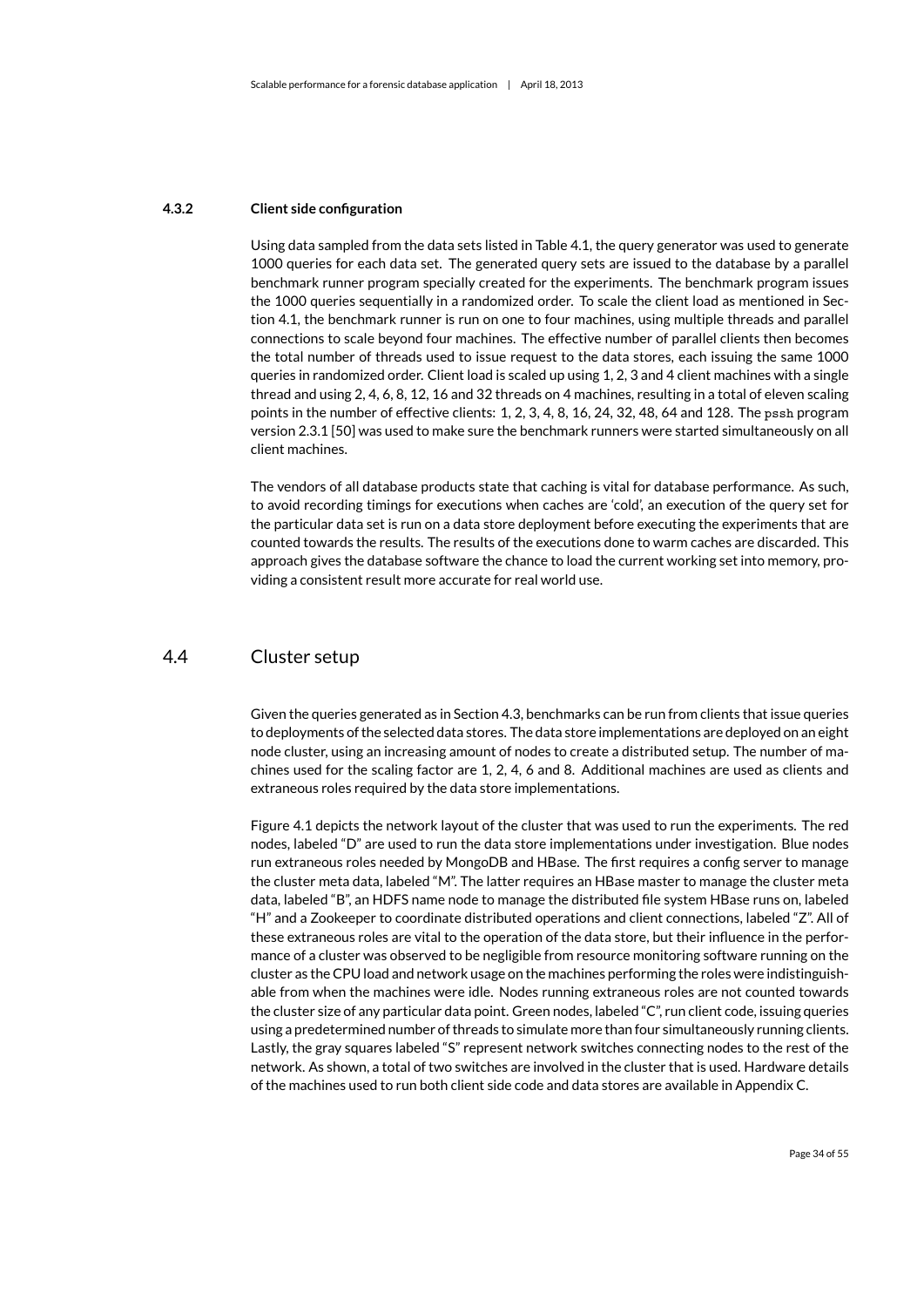#### 4.3.2 Client side configuration

Using data sampled from the data sets listed in Table 4.1, the query generator was used to generate 1000 queries for each data set. The generated query sets are issued to the database by a parallel benchmark runner program specially created for the experiments. The benchmark program issues the 1000 queries sequentially in a randomized order. To scale the client load as mentioned in Section 4.1, the benchmark runner is run on one to four machines, using multiple threads and parallel connections to scale beyond four machines. The effective number of parallel clients then becomes the total number of threads used to issue request to the data stores, each issuing the same 1000 queries in randomized order. Client load is scaled up using 1, 2, 3 and 4 client machines with a single thread and using 2, 4, 6, 8, 12, 16 and 32 threads on 4 machines, resulting in a total of eleven scaling points in the number of effective clients: 1, 2, 3, 4, 8, 16, 24, 32, 48, 64 and 128. The `pssh` program version 2.3.1 [50] was used to make sure the benchmark runners were started simultaneously on all client machines.

The vendors of all database products state that caching is vital for database performance. As such, to avoid recording timings for executions when caches are 'cold', an execution of the query set for the particular data set is run on a data store deployment before executing the experiments that are counted towards the results. The results of the executions done to warm caches are discarded. This approach gives the database software the chance to load the current working set into memory, providing a consistent result more accurate for real world use.

## 4.4 Cluster setup

Given the queries generated as in Section 4.3, benchmarks can be run from clients that issue queries to deployments of the selected data stores. The data store implementations are deployed on an eight node cluster, using an increasing amount of nodes to create a distributed setup. The number of machines used for the scaling factor are 1, 2, 4, 6 and 8. Additional machines are used as clients and extraneous roles required by the data store implementations.

Figure 4.1 depicts the network layout of the cluster that was used to run the experiments. The red nodes, labeled "D" are used to run the data store implementations under investigation. Blue nodes run extraneous roles needed by MongoDB and HBase. The first requires a config server to manage the cluster meta data, labeled "M". The latter requires an HBase master to manage the cluster meta data, labeled "B", an HDFS name node to manage the distributed file system HBase runs on, labeled "H" and a Zookeeper to coordinate distributed operations and client connections, labeled "Z". All of these extraneous roles are vital to the operation of the data store, but their influence in the performance of a cluster was observed to be negligible from resource monitoring software running on the cluster as the CPU load and network usage on the machines performing the roles were indistinguishable from when the machines were idle. Nodes running extraneous roles are not counted towards the cluster size of any particular data point. Green nodes, labeled "C", run client code, issuing queries using a predetermined number of threads to simulate more than four simultaneously running clients. Lastly, the gray squares labeled "S" represent network switches connecting nodes to the rest of the network. As shown, a total of two switches are involved in the cluster that is used. Hardware details of the machines used to run both client side code and data stores are available in Appendix C.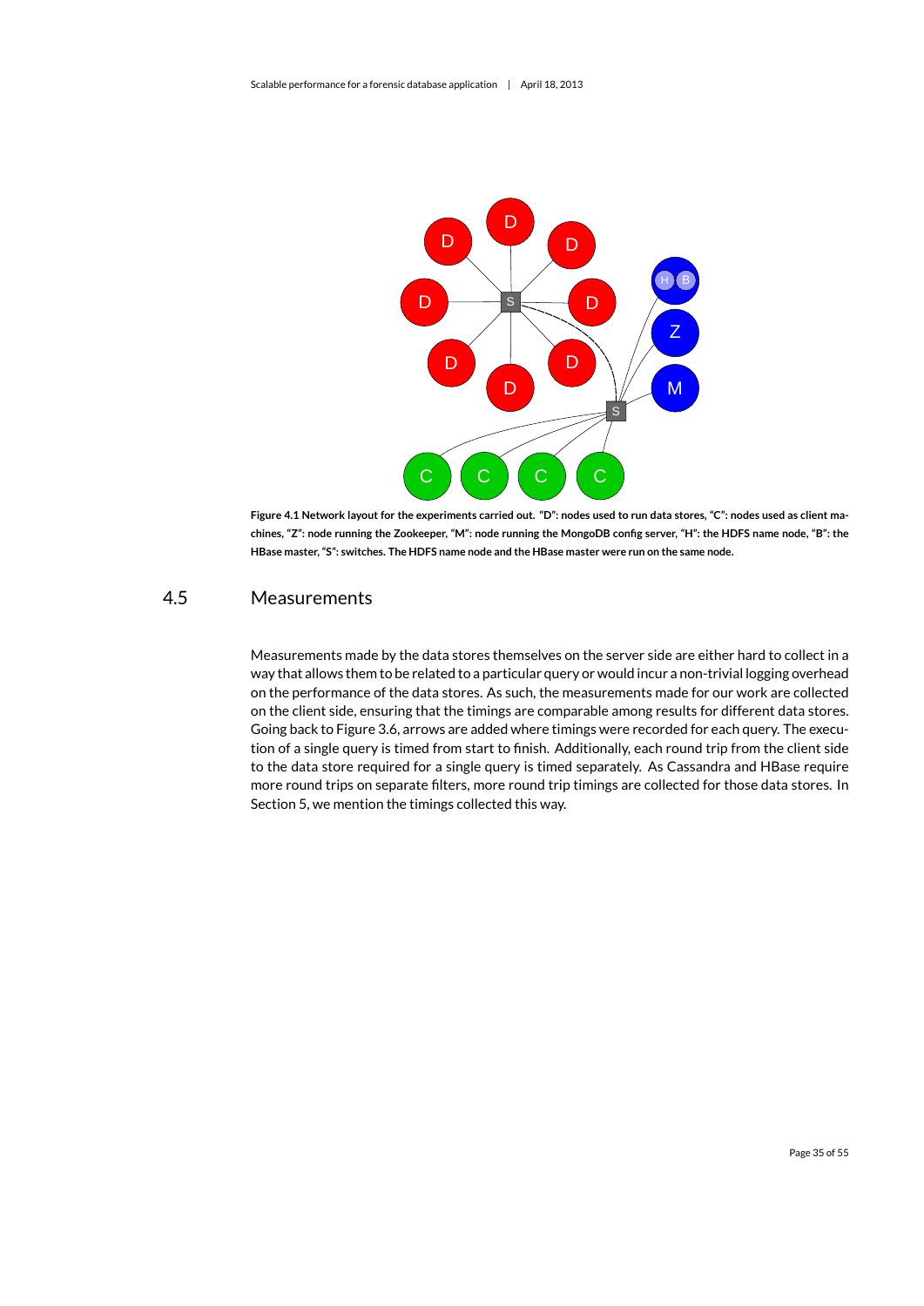**Figure 4.1 Network layout for the experiments carried out. "D": nodes used to run data stores, "C": nodes used as client machines, "Z": node running the Zookeeper, "M": node running the MongoDB config server, "H": the HDFS name node, "B": the HBase master, "S": switches. The HDFS name node and the HBase master were run on the same node.**

## 4.5 Measurements

Measurements made by the data stores themselves on the server side are either hard to collect in a way that allows them to be related to a particular query or would incur a non-trivial logging overhead on the performance of the data stores. As such, the measurements made for our work are collected on the client side, ensuring that the timings are comparable among results for different data stores. Going back to Figure 3.6, arrows are added where timings were recorded for each query. The execution of a single query is timed from start to finish. Additionally, each round trip from the client side to the data store required for a single query is timed separately. As Cassandra and HBase require more round trips on separate filters, more round trip timings are collected for those data stores. In Section 5, we mention the timings collected this way.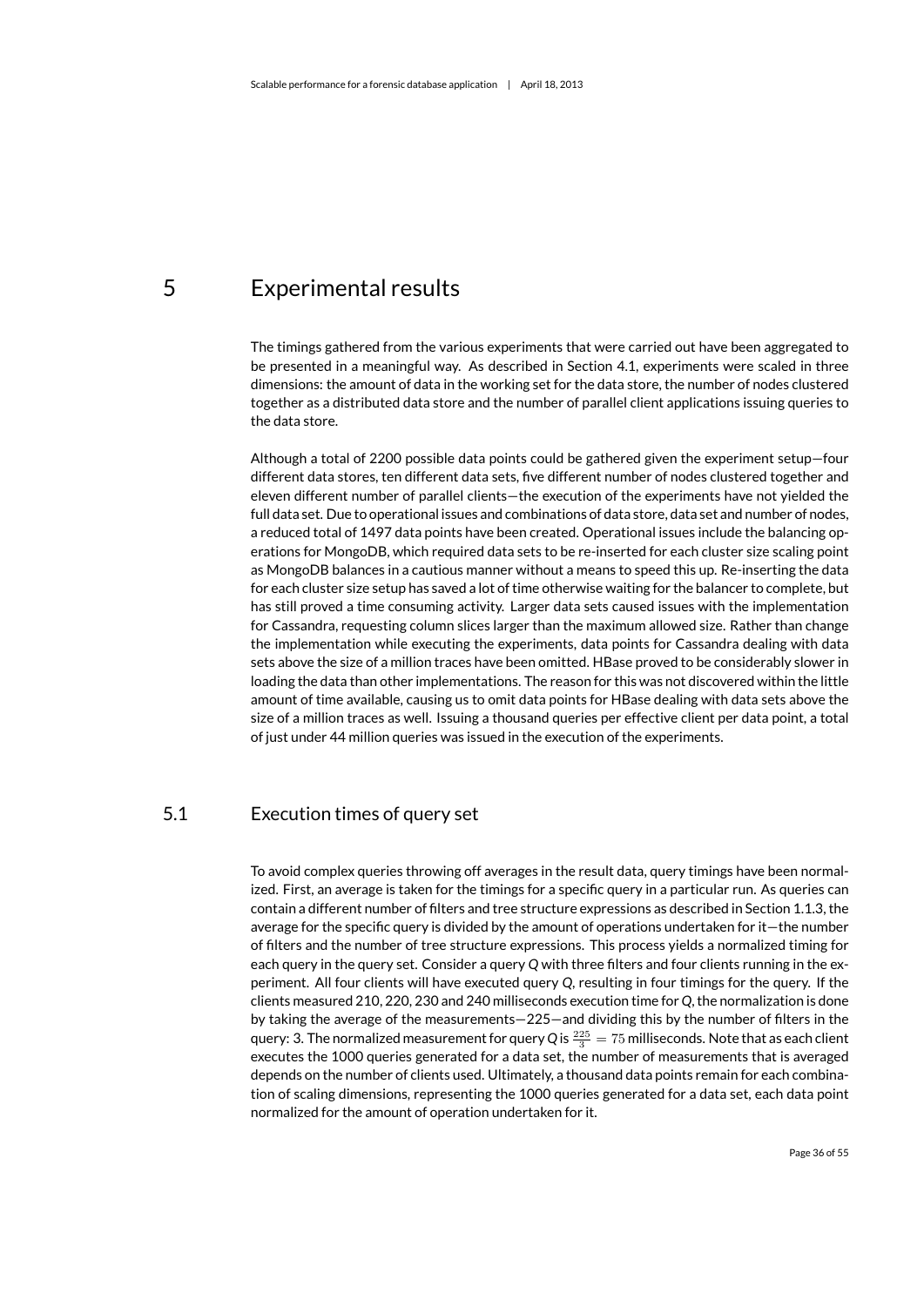# 5 Experimental results

The timings gathered from the various experiments that were carried out have been aggregated to be presented in a meaningful way. As described in Section 4.1, experiments were scaled in three dimensions: the amount of data in the working set for the data store, the number of nodes clustered together as a distributed data store and the number of parallel client applications issuing queries to the data store.

Although a total of 2200 possible data points could be gathered given the experiment setup—four different data stores, ten different data sets, five different number of nodes clustered together and eleven different number of parallel clients—the execution of the experiments have not yielded the full data set. Due to operational issues and combinations of data store, data set and number of nodes, a reduced total of 1497 data points have been created. Operational issues include the balancing operations for MongoDB, which required data sets to be re-inserted for each cluster size scaling point as MongoDB balances in a cautious manner without a means to speed this up. Re-inserting the data for each cluster size setup has saved a lot of time otherwise waiting for the balancer to complete, but has still proved a time consuming activity. Larger data sets caused issues with the implementation for Cassandra, requesting column slices larger than the maximum allowed size. Rather than change the implementation while executing the experiments, data points for Cassandra dealing with data sets above the size of a million traces have been omitted. HBase proved to be considerably slower in loading the data than other implementations. The reason for this was not discovered within the little amount of time available, causing us to omit data points for HBase dealing with data sets above the size of a million traces as well. Issuing a thousand queries per effective client per data point, a total of just under 44 million queries was issued in the execution of the experiments.

## 5.1 Execution times of query set

To avoid complex queries throwing off averages in the result data, query timings have been normalized. First, an average is taken for the timings for a specific query in a particular run. As queries can contain a different number of filters and tree structure expressions as described in Section 1.1.3, the average for the specific query is divided by the amount of operations undertaken for it—the number of filters and the number of tree structure expressions. This process yields a normalized timing for each query in the query set. Consider a query *Q* with three filters and four clients running in the experiment. All four clients will have executed query *Q*, resulting in four timings for the query. If the clients measured 210, 220, 230 and 240 milliseconds execution time for *Q*, the normalization is done by taking the average of the measurements—225—and dividing this by the number of filters in the query: 3. The normalized measurement for query *Q* is $\frac{225}{3} = 75$ milliseconds. Note that as each client executes the 1000 queries generated for a data set, the number of measurements that is averaged depends on the number of clients used. Ultimately, a thousand data points remain for each combination of scaling dimensions, representing the 1000 queries generated for a data set, each data point normalized for the amount of operation undertaken for it.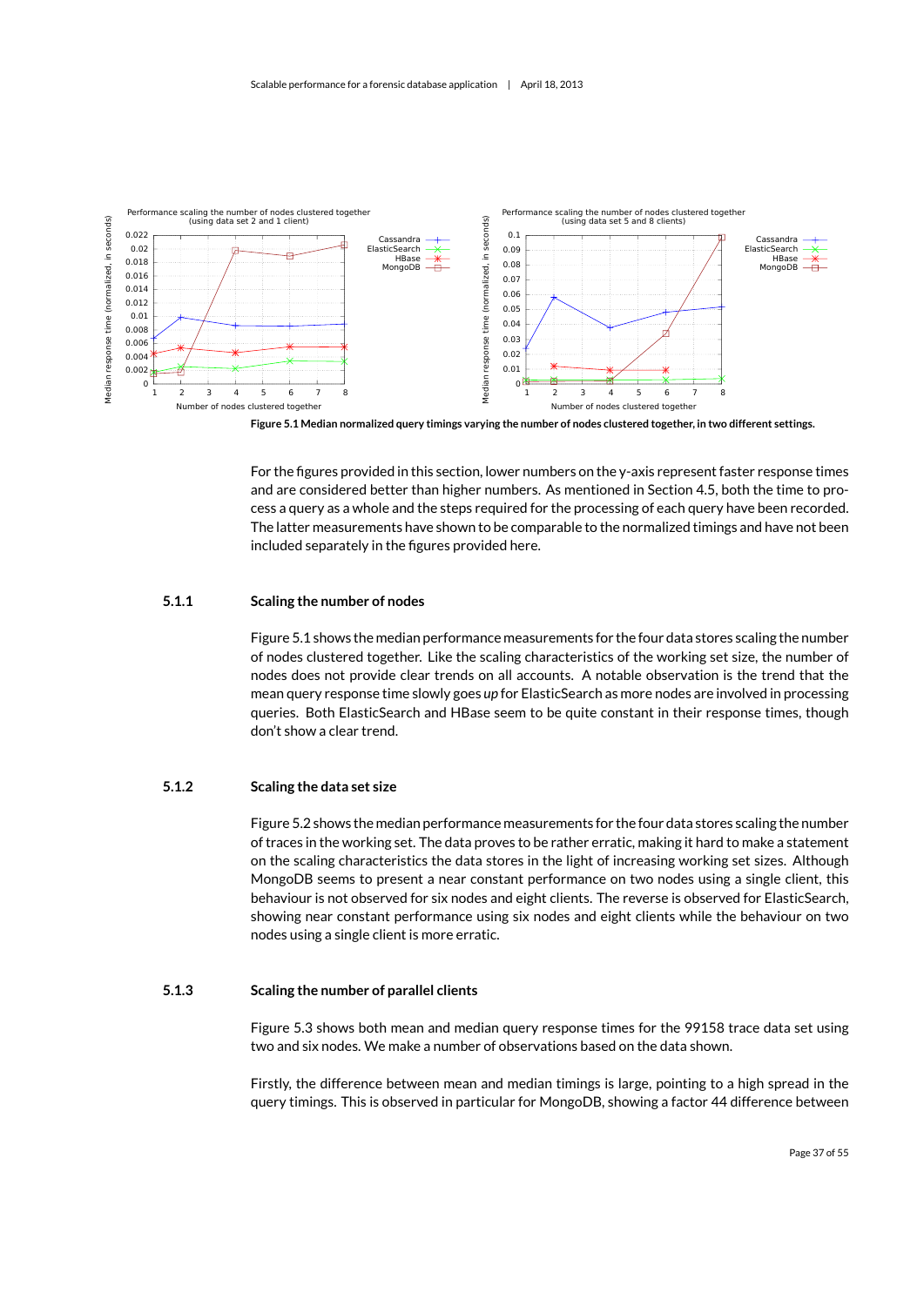Figure 5.1 Median normalized query timings varying the number of nodes clustered together, in two different settings.

For the figures provided in this section, lower numbers on the y-axis represent faster response times and are considered better than higher numbers. As mentioned in Section 4.5, both the time to process a query as a whole and the steps required for the processing of each query have been recorded. The latter measurements have shown to be comparable to the normalized timings and have not been included separately in the figures provided here.

### 5.1.1 Scaling the number of nodes

Figure 5.1 shows the median performance measurements for the four data stores scaling the number of nodes clustered together. Like the scaling characteristics of the working set size, the number of nodes does not provide clear trends on all accounts. A notable observation is the trend that the mean query response time slowly goes *up* for ElasticSearch as more nodes are involved in processing queries. Both ElasticSearch and HBase seem to be quite constant in their response times, though don't show a clear trend.

### 5.1.2 Scaling the data set size

Figure 5.2 shows the median performance measurements for the four data stores scaling the number of traces in the working set. The data proves to be rather erratic, making it hard to make a statement on the scaling characteristics the data stores in the light of increasing working set sizes. Although MongoDB seems to present a near constant performance on two nodes using a single client, this behaviour is not observed for six nodes and eight clients. The reverse is observed for ElasticSearch, showing near constant performance using six nodes and eight clients while the behaviour on two nodes using a single client is more erratic.

### 5.1.3 Scaling the number of parallel clients

Figure 5.3 shows both mean and median query response times for the 99158 trace data set using two and six nodes. We make a number of observations based on the data shown.

Firstly, the difference between mean and median timings is large, pointing to a high spread in the query timings. This is observed in particular for MongoDB, showing a factor 44 difference between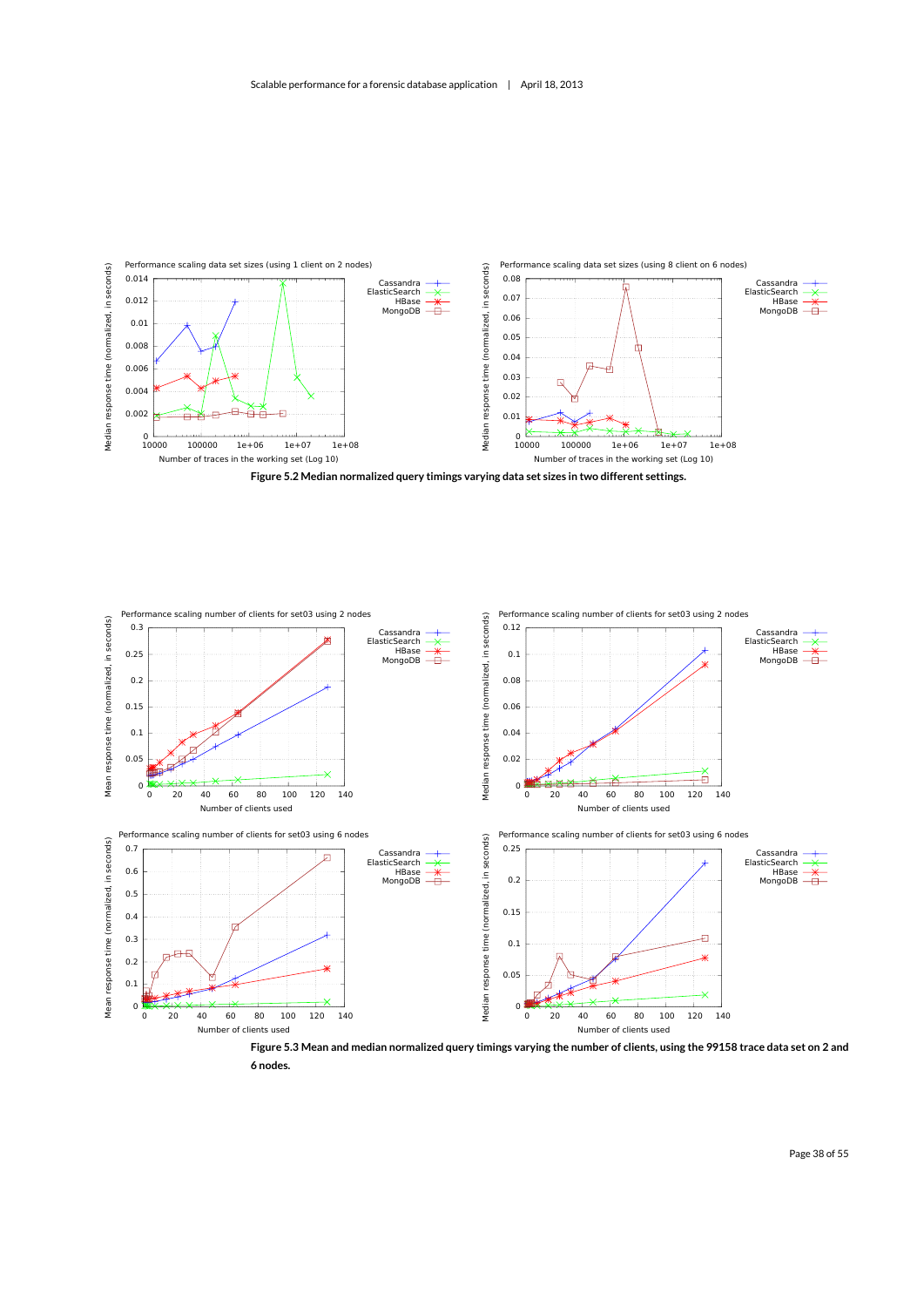**Figure 5.2 Median normalized query timings varying data set sizes in two different settings.**

**Figure 5.3 Mean and median normalized query timings varying the number of clients, using the 99158 trace data set on 2 and 6 nodes.**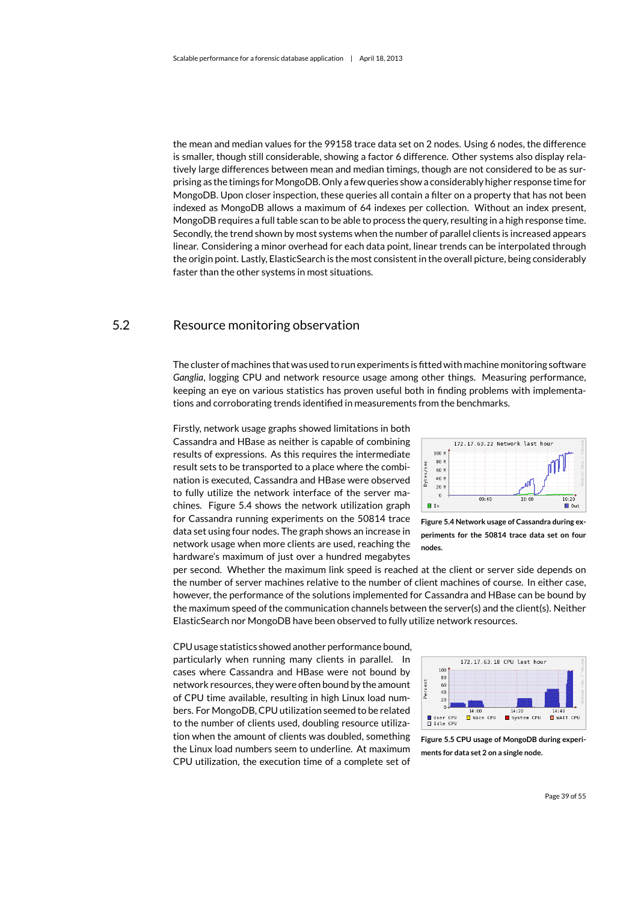the mean and median values for the 99158 trace data set on 2 nodes. Using 6 nodes, the difference is smaller, though still considerable, showing a factor 6 difference. Other systems also display relatively large differences between mean and median timings, though are not considered to be as surprising as the timings for MongoDB. Only a few queries show a considerably higher response time for MongoDB. Upon closer inspection, these queries all contain a filter on a property that has not been indexed as MongoDB allows a maximum of 64 indexes per collection. Without an index present, MongoDB requires a full table scan to be able to process the query, resulting in a high response time. Secondly, the trend shown by most systems when the number of parallel clients is increased appears linear. Considering a minor overhead for each data point, linear trends can be interpolated through the origin point. Lastly, ElasticSearch is the most consistent in the overall picture, being considerably faster than the other systems in most situations.

## 5.2 Resource monitoring observation

The cluster of machines that was used to run experiments is fitted with machine monitoring software *Ganglia*, logging CPU and network resource usage among other things. Measuring performance, keeping an eye on various statistics has proven useful both in finding problems with implementations and corroborating trends identified in measurements from the benchmarks.

Firstly, network usage graphs showed limitations in both Cassandra and HBase as neither is capable of combining results of expressions. As this requires the intermediate result sets to be transported to a place where the combination is executed, Cassandra and HBase were observed to fully utilize the network interface of the server machines. Figure 5.4 shows the network utilization graph for Cassandra running experiments on the 50814 trace data set using four nodes. The graph shows an increase in network usage when more clients are used, reaching the hardware's maximum of just over a hundred megabytes per second. Whether the maximum link speed is reached at the client or server side depends on the number of server machines relative to the number of client machines of course. In either case, however, the performance of the solutions implemented for Cassandra and HBase can be bound by the maximum speed of the communication channels between the server(s) and the client(s). Neither ElasticSearch nor MongoDB have been observed to fully utilize network resources.

**Figure 5.4 Network usage of Cassandra during experiments for the 50814 trace data set on four nodes.**

CPU usage statistics showed another performance bound, particularly when running many clients in parallel. In cases where Cassandra and HBase were not bound by network resources, they were often bound by the amount of CPU time available, resulting in high Linux load numbers. For MongoDB, CPU utilization seemed to be related to the number of clients used, doubling resource utilization when the amount of clients was doubled, something the Linux load numbers seem to underline. At maximum CPU utilization, the execution time of a complete set of

**Figure 5.5 CPU usage of MongoDB during experiments for data set 2 on a single node.**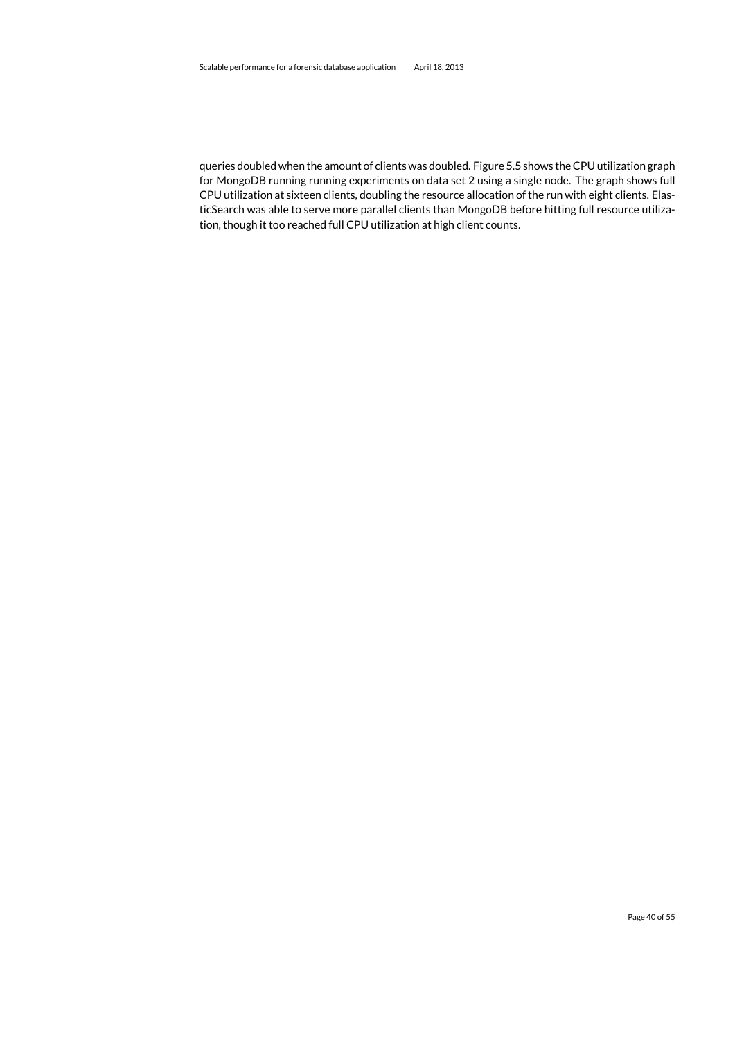queries doubled when the amount of clients was doubled. Figure 5.5 shows the CPU utilization graph for MongoDB running running experiments on data set 2 using a single node. The graph shows full CPU utilization at sixteen clients, doubling the resource allocation of the run with eight clients. ElasticSearch was able to serve more parallel clients than MongoDB before hitting full resource utilization, though it too reached full CPU utilization at high client counts.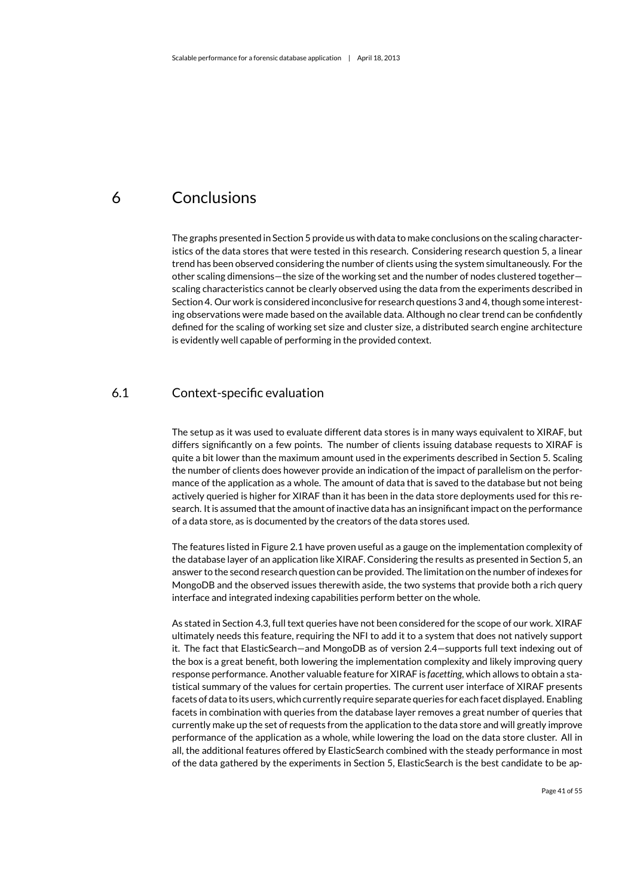# 6 Conclusions

The graphs presented in Section 5 provide us with data to make conclusions on the scaling characteristics of the data stores that were tested in this research. Considering research question 5, a linear trend has been observed considering the number of clients using the system simultaneously. For the other scaling dimensions—the size of the working set and the number of nodes clustered together—scaling characteristics cannot be clearly observed using the data from the experiments described in Section 4. Our work is considered inconclusive for research questions 3 and 4, though some interesting observations were made based on the available data. Although no clear trend can be confidently defined for the scaling of working set size and cluster size, a distributed search engine architecture is evidently well capable of performing in the provided context.

## 6.1 Context-specific evaluation

The setup as it was used to evaluate different data stores is in many ways equivalent to XIRAF, but differs significantly on a few points. The number of clients issuing database requests to XIRAF is quite a bit lower than the maximum amount used in the experiments described in Section 5. Scaling the number of clients does however provide an indication of the impact of parallelism on the performance of the application as a whole. The amount of data that is saved to the database but not being actively queried is higher for XIRAF than it has been in the data store deployments used for this research. It is assumed that the amount of inactive data has an insignificant impact on the performance of a data store, as is documented by the creators of the data stores used.

The features listed in Figure 2.1 have proven useful as a gauge on the implementation complexity of the database layer of an application like XIRAF. Considering the results as presented in Section 5, an answer to the second research question can be provided. The limitation on the number of indexes for MongoDB and the observed issues therewith aside, the two systems that provide both a rich query interface and integrated indexing capabilities perform better on the whole.

As stated in Section 4.3, full text queries have not been considered for the scope of our work. XIRAF ultimately needs this feature, requiring the NFI to add it to a system that does not natively support it. The fact that ElasticSearch—and MongoDB as of version 2.4—supports full text indexing out of the box is a great benefit, both lowering the implementation complexity and likely improving query response performance. Another valuable feature for XIRAF is *facetting*, which allows to obtain a statistical summary of the values for certain properties. The current user interface of XIRAF presents facets of data to its users, which currently require separate queries for each facet displayed. Enabling facets in combination with queries from the database layer removes a great number of queries that currently make up the set of requests from the application to the data store and will greatly improve performance of the application as a whole, while lowering the load on the data store cluster. All in all, the additional features offered by ElasticSearch combined with the steady performance in most of the data gathered by the experiments in Section 5, ElasticSearch is the best candidate to be ap-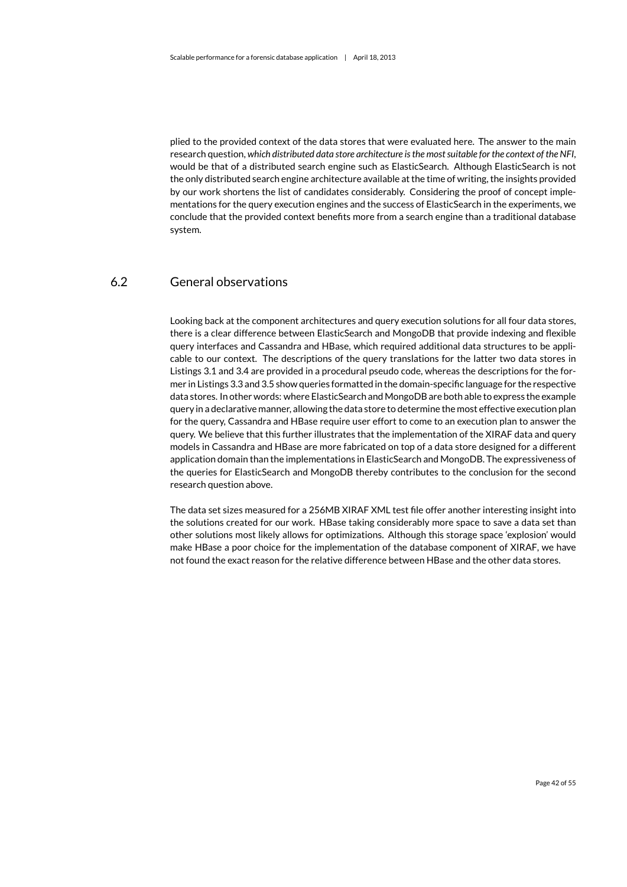plied to the provided context of the data stores that were evaluated here. The answer to the main research question, *which distributed data store architecture is the most suitable for the context of the NFI*, would be that of a distributed search engine such as ElasticSearch. Although ElasticSearch is not the only distributed search engine architecture available at the time of writing, the insights provided by our work shortens the list of candidates considerably. Considering the proof of concept implementations for the query execution engines and the success of ElasticSearch in the experiments, we conclude that the provided context benefits more from a search engine than a traditional database system.

## 6.2 General observations

Looking back at the component architectures and query execution solutions for all four data stores, there is a clear difference between ElasticSearch and MongoDB that provide indexing and flexible query interfaces and Cassandra and HBase, which required additional data structures to be applicable to our context. The descriptions of the query translations for the latter two data stores in Listings 3.1 and 3.4 are provided in a procedural pseudo code, whereas the descriptions for the former in Listings 3.3 and 3.5 show queries formatted in the domain-specific language for the respective data stores. In other words: where ElasticSearch and MongoDB are both able to express the example query in a declarative manner, allowing the data store to determine the most effective execution plan for the query, Cassandra and HBase require user effort to come to an execution plan to answer the query. We believe that this further illustrates that the implementation of the XIRAF data and query models in Cassandra and HBase are more fabricated on top of a data store designed for a different application domain than the implementations in ElasticSearch and MongoDB. The expressiveness of the queries for ElasticSearch and MongoDB thereby contributes to the conclusion for the second research question above.

The data set sizes measured for a 256MB XIRAF XML test file offer another interesting insight into the solutions created for our work. HBase taking considerably more space to save a data set than other solutions most likely allows for optimizations. Although this storage space 'explosion' would make HBase a poor choice for the implementation of the database component of XIRAF, we have not found the exact reason for the relative difference between HBase and the other data stores.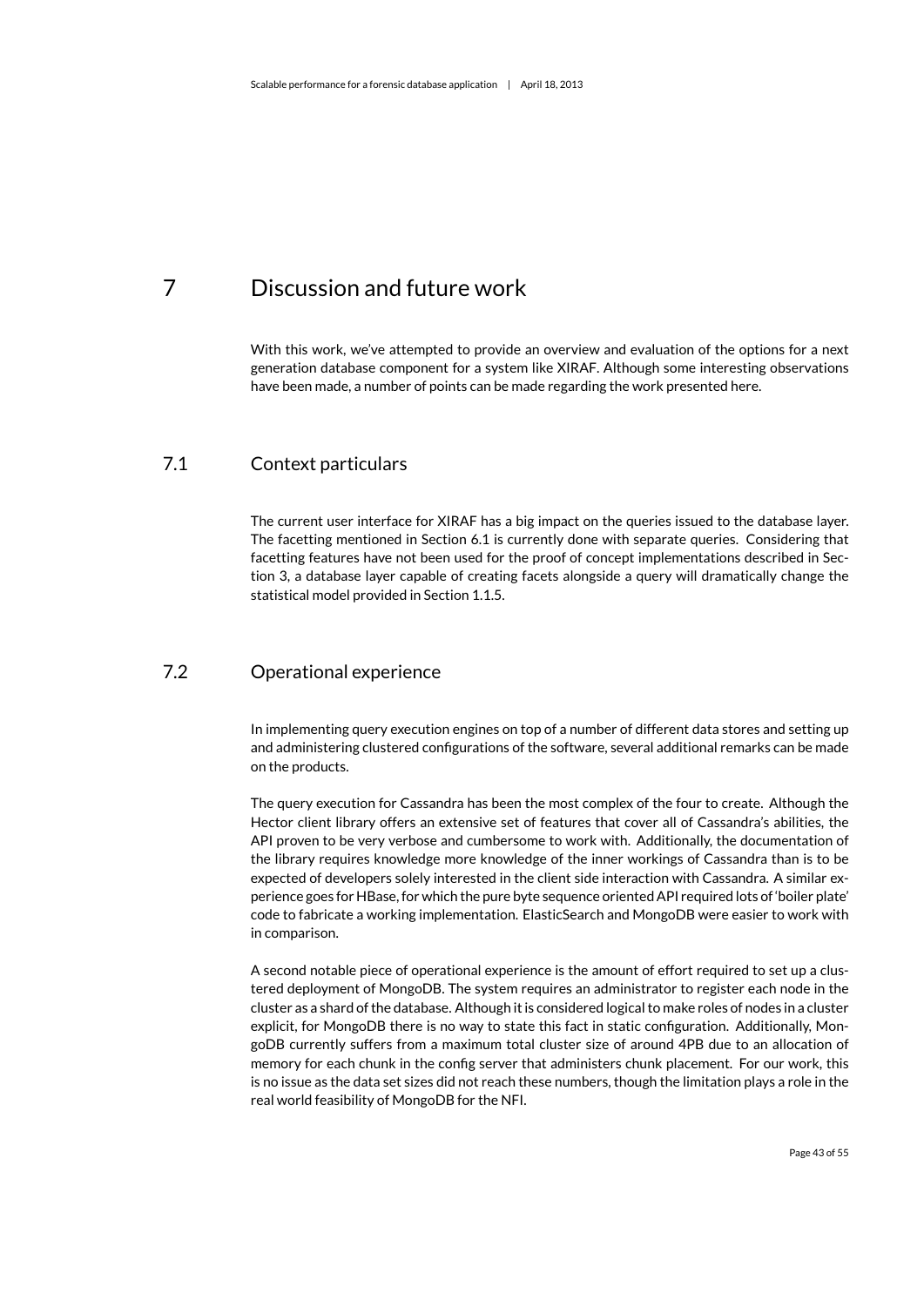# 7 Discussion and future work

With this work, we've attempted to provide an overview and evaluation of the options for a next generation database component for a system like XIRAF. Although some interesting observations have been made, a number of points can be made regarding the work presented here.

## 7.1 Context particulars

The current user interface for XIRAF has a big impact on the queries issued to the database layer. The facetting mentioned in Section 6.1 is currently done with separate queries. Considering that facetting features have not been used for the proof of concept implementations described in Section 3, a database layer capable of creating facets alongside a query will dramatically change the statistical model provided in Section 1.1.5.

## 7.2 Operational experience

In implementing query execution engines on top of a number of different data stores and setting up and administering clustered configurations of the software, several additional remarks can be made on the products.

The query execution for Cassandra has been the most complex of the four to create. Although the Hector client library offers an extensive set of features that cover all of Cassandra's abilities, the API proven to be very verbose and cumbersome to work with. Additionally, the documentation of the library requires knowledge more knowledge of the inner workings of Cassandra than is to be expected of developers solely interested in the client side interaction with Cassandra. A similar experience goes for HBase, for which the pure byte sequence oriented API required lots of 'boiler plate' code to fabricate a working implementation. ElasticSearch and MongoDB were easier to work with in comparison.

A second notable piece of operational experience is the amount of effort required to set up a clustered deployment of MongoDB. The system requires an administrator to register each node in the cluster as a shard of the database. Although it is considered logical to make roles of nodes in a cluster explicit, for MongoDB there is no way to state this fact in static configuration. Additionally, MongoDB currently suffers from a maximum total cluster size of around 4PB due to an allocation of memory for each chunk in the config server that administers chunk placement. For our work, this is no issue as the data set sizes did not reach these numbers, though the limitation plays a role in the real world feasibility of MongoDB for the NFI.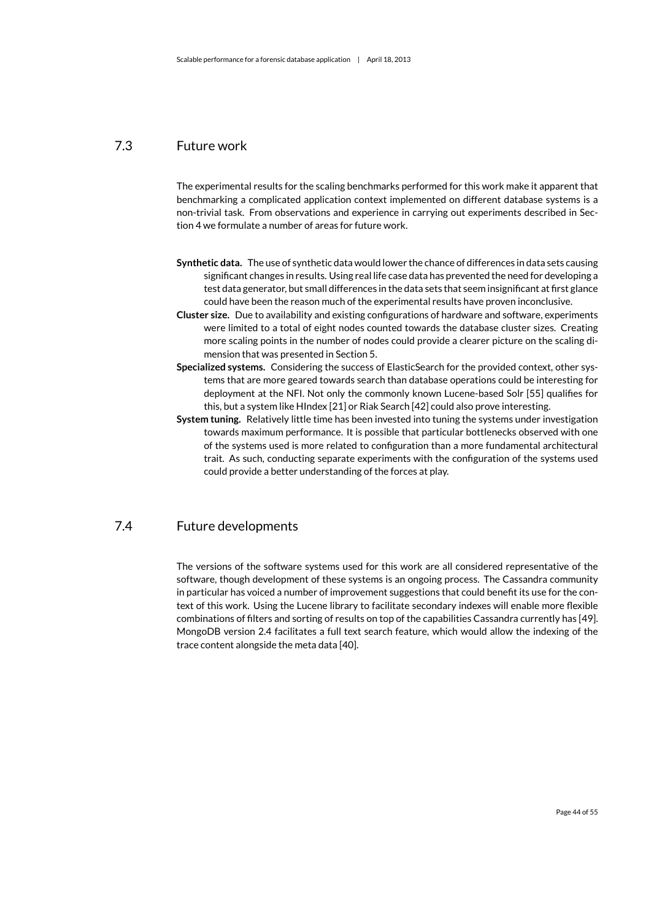## 7.3 Future work

The experimental results for the scaling benchmarks performed for this work make it apparent that benchmarking a complicated application context implemented on different database systems is a non-trivial task. From observations and experience in carrying out experiments described in Section 4 we formulate a number of areas for future work.

**Synthetic data.** The use of synthetic data would lower the chance of differences in data sets causing significant changes in results. Using real life case data has prevented the need for developing a test data generator, but small differences in the data sets that seem insignificant at first glance could have been the reason much of the experimental results have proven inconclusive.

**Cluster size.** Due to availability and existing configurations of hardware and software, experiments were limited to a total of eight nodes counted towards the database cluster sizes. Creating more scaling points in the number of nodes could provide a clearer picture on the scaling dimension that was presented in Section 5.

**Specialized systems.** Considering the success of ElasticSearch for the provided context, other systems that are more geared towards search than database operations could be interesting for deployment at the NFI. Not only the commonly known Lucene-based Solr [55] qualifies for this, but a system like HIndex [21] or Riak Search [42] could also prove interesting.

**System tuning.** Relatively little time has been invested into tuning the systems under investigation towards maximum performance. It is possible that particular bottlenecks observed with one of the systems used is more related to configuration than a more fundamental architectural trait. As such, conducting separate experiments with the configuration of the systems used could provide a better understanding of the forces at play.

## 7.4 Future developments

The versions of the software systems used for this work are all considered representative of the software, though development of these systems is an ongoing process. The Cassandra community in particular has voiced a number of improvement suggestions that could benefit its use for the context of this work. Using the Lucene library to facilitate secondary indexes will enable more flexible combinations of filters and sorting of results on top of the capabilities Cassandra currently has [49]. MongoDB version 2.4 facilitates a full text search feature, which would allow the indexing of the trace content alongside the meta data [40].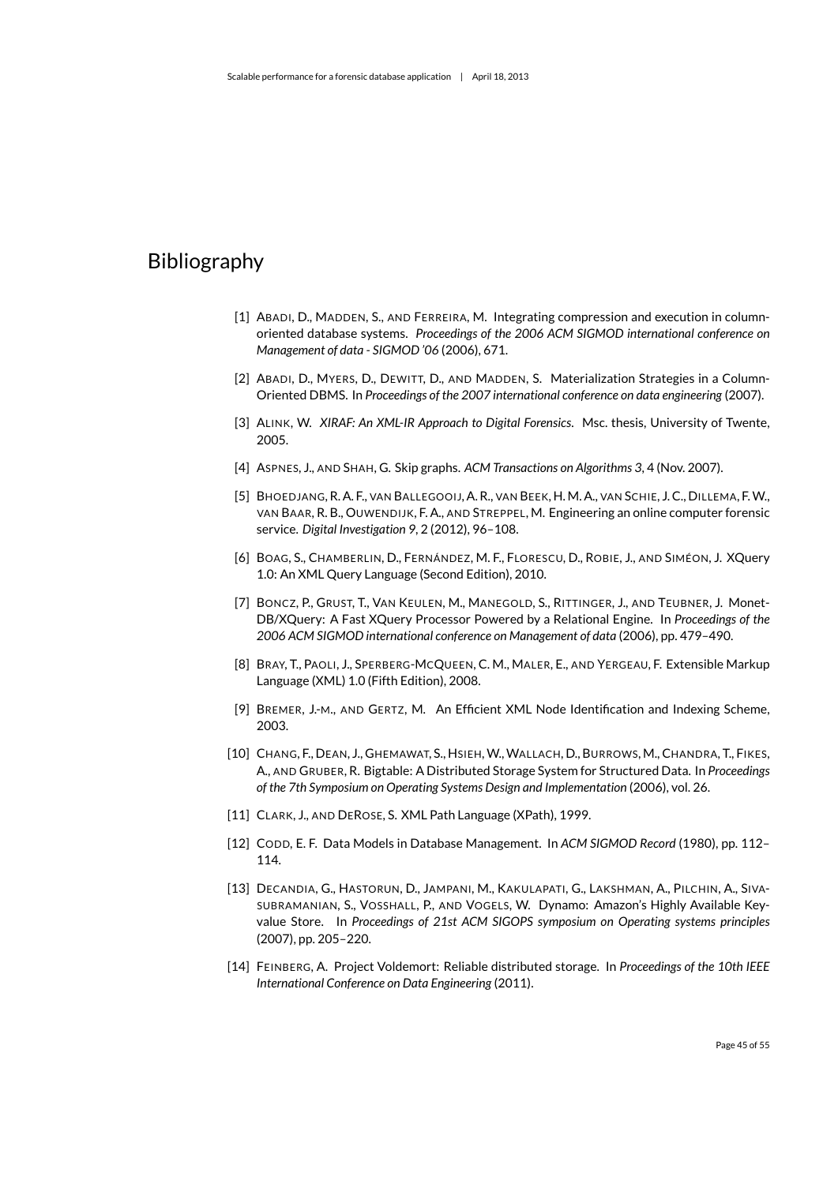# Bibliography

[1] Abadi, D., Madden, S., and Ferreira, M. Integrating compression and execution in column-oriented database systems. *Proceedings of the 2006 ACM SIGMOD international conference on Management of data - SIGMOD '06* (2006), 671.

[2] Abadi, D., Myers, D., DeWitt, D., and Madden, S. Materialization Strategies in a Column-Oriented DBMS. In *Proceedings of the 2007 international conference on data engineering* (2007).

[3] Alink, W. *XIRAF: An XML-IR Approach to Digital Forensics.* Msc. thesis, University of Twente, 2005.

[4] Aspnes, J., and Shah, G. Skip graphs. *ACM Transactions on Algorithms 3*, 4 (Nov. 2007).

[5] Bhoedjang, R. A. F., van Ballegooij, A. R., van Beek, H. M. A., van Schie, J. C., Dillema, F. W., van Baar, R. B., Ouwendijk, F. A., and Streppel, M. Engineering an online computer forensic service. *Digital Investigation 9*, 2 (2012), 96–108.

[6] Boag, S., Chamberlin, D., Fernández, M. F., Florescu, D., Robie, J., and Siméon, J. XQuery 1.0: An XML Query Language (Second Edition), 2010.

[7] Boncz, P., Grust, T., Van Keulen, M., Manegold, S., Rittinger, J., and Teubner, J. MonetDB/XQuery: A Fast XQuery Processor Powered by a Relational Engine. In *Proceedings of the 2006 ACM SIGMOD international conference on Management of data* (2006), pp. 479–490.

[8] Bray, T., Paoli, J., Sperberg-McQueen, C. M., Maler, E., and Yergeau, F. Extensible Markup Language (XML) 1.0 (Fifth Edition), 2008.

[9] Bremer, J.-m., and Gertz, M. An Efficient XML Node Identification and Indexing Scheme, 2003.

[10] Chang, F., Dean, J., Ghemawat, S., Hsieh, W., Wallach, D., Burrows, M., Chandra, T., Fikes, A., and Gruber, R. Bigtable: A Distributed Storage System for Structured Data. In *Proceedings of the 7th Symposium on Operating Systems Design and Implementation* (2006), vol. 26.

[11] Clark, J., and DeRose, S. XML Path Language (XPath), 1999.

[12] Codd, E. F. Data Models in Database Management. In *ACM SIGMOD Record* (1980), pp. 112–114.

[13] DeCandia, G., Hastorun, D., Jampani, M., Kakulapati, G., Lakshman, A., Pilchin, A., Sivasubramanian, S., Vosshall, P., and Vogels, W. Dynamo: Amazon's Highly Available Key-value Store. In *Proceedings of 21st ACM SIGOPS symposium on Operating systems principles* (2007), pp. 205–220.

[14] Feinberg, A. Project Voldemort: Reliable distributed storage. In *Proceedings of the 10th IEEE International Conference on Data Engineering* (2011).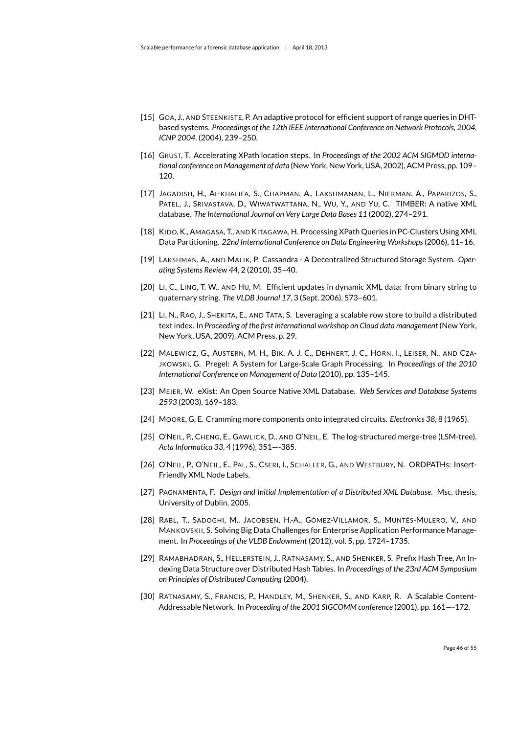[15] GOA, J., AND STEENKISTE, P. An adaptive protocol for efficient support of range queries in DHT-based systems. *Proceedings of the 12th IEEE International Conference on Network Protocols, 2004. ICNP 2004.* (2004), 239–250.

[16] GRUST, T. Accelerating XPath location steps. In *Proceedings of the 2002 ACM SIGMOD international conference on Management of data* (New York, New York, USA, 2002), ACM Press, pp. 109–120.

[17] JAGADISH, H., AL-KHALIFA, S., CHAPMAN, A., LAKSHMANAN, L., NIERMAN, A., PAPARIZOS, S., PATEL, J., SRIVASTAVA, D., WIWATWATTANA, N., WU, Y., AND YU, C. TIMBER: A native XML database. *The International Journal on Very Large Data Bases 11* (2002), 274–291.

[18] KIDO, K., AMAGASA, T., AND KITAGAWA, H. Processing XPath Queries in PC-Clusters Using XML Data Partitioning. *22nd International Conference on Data Engineering Workshops* (2006), 11–16.

[19] LAKSHMAN, A., AND MALIK, P. Cassandra - A Decentralized Structured Storage System. *Operating Systems Review 44*, 2 (2010), 35–40.

[20] LI, C., LING, T. W., AND HU, M. Efficient updates in dynamic XML data: from binary string to quaternary string. *The VLDB Journal 17*, 3 (Sept. 2006), 573–601.

[21] LI, N., RAO, J., SHEKITA, E., AND TATA, S. Leveraging a scalable row store to build a distributed text index. In *Proceeding of the first international workshop on Cloud data management* (New York, New York, USA, 2009), ACM Press, p. 29.

[22] MALEWICZ, G., AUSTERN, M. H., BIK, A. J. C., DEHNERT, J. C., HORN, I., LEISER, N., AND CZAJKOWSKI, G. Pregel: A System for Large-Scale Graph Processing. In *Proceedings of the 2010 International Conference on Management of Data* (2010), pp. 135–145.

[23] MEIER, W. eXist: An Open Source Native XML Database. *Web Services and Database Systems 2593* (2003), 169–183.

[24] MOORE, G. E. Cramming more components onto integrated circuits. *Electronics 38*, 8 (1965).

[25] O'NEIL, P., CHENG, E., GAWLICK, D., AND O'NEIL, E. The log-structured merge-tree (LSM-tree). *Acta Informatica 33*, 4 (1996), 351—-385.

[26] O'NEIL, P., O'NEIL, E., PAL, S., CSERI, I., SCHALLER, G., AND WESTBURY, N. ORDPATHs: Insert-Friendly XML Node Labels.

[27] PAGNAMENTA, F. *Design and Initial Implementation of a Distributed XML Database.* Msc. thesis, University of Dublin, 2005.

[28] RABL, T., SADOGHI, M., JACOBSEN, H.-A., GÓMEZ-VILLAMOR, S., MUNTÉS-MULERO, V., AND MANKOVSKII, S. Solving Big Data Challenges for Enterprise Application Performance Management. In *Proceedings of the VLDB Endowment* (2012), vol. 5, pp. 1724–1735.

[29] RAMABHADRAN, S., HELLERSTEIN, J., RATNASAMY, S., AND SHENKER, S. Prefix Hash Tree, An Indexing Data Structure over Distributed Hash Tables. In *Proceedings of the 23rd ACM Symposium on Principles of Distributed Computing* (2004).

[30] RATNASAMY, S., FRANCIS, P., HANDLEY, M., SHENKER, S., AND KARP, R. A Scalable Content-Addressable Network. In *Proceeding of the 2001 SIGCOMM conference* (2001), pp. 161—-172.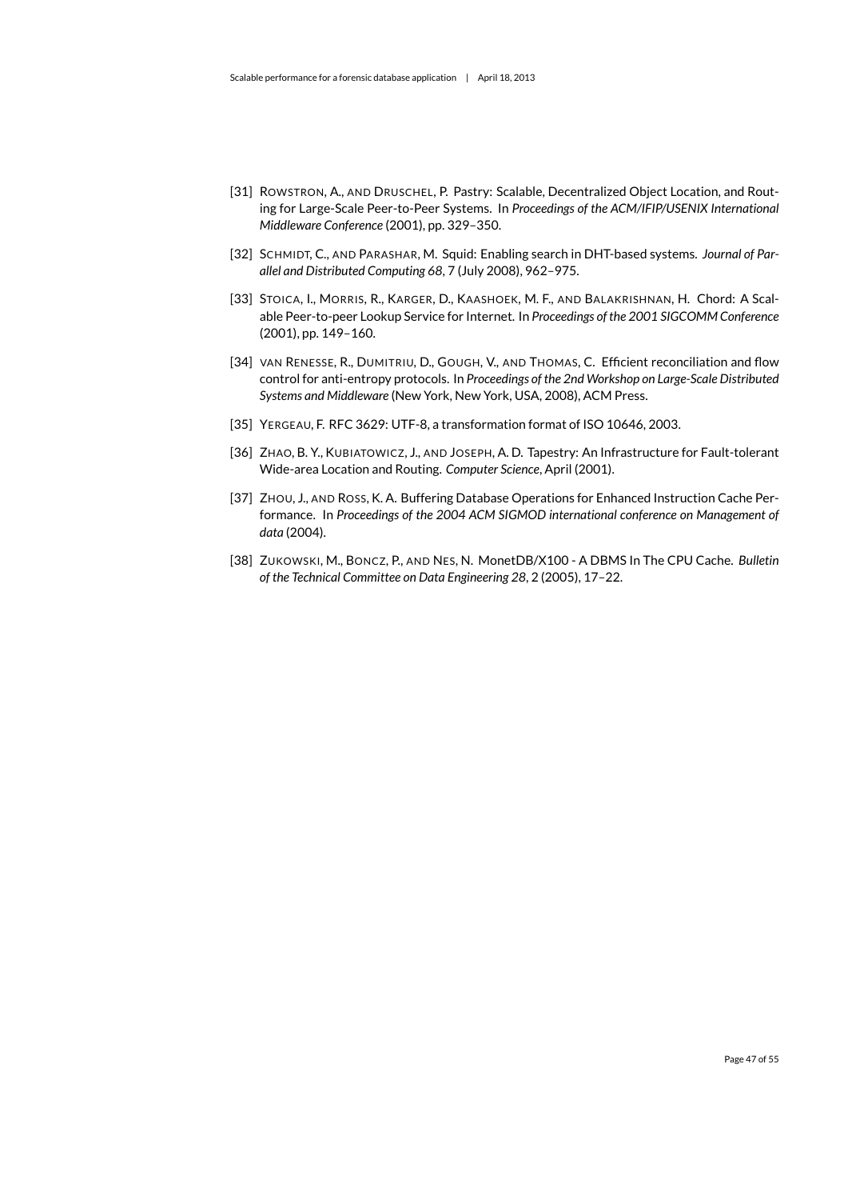[31] ROWSTRON, A., AND DRUSCHEL, P. Pastry: Scalable, Decentralized Object Location, and Routing for Large-Scale Peer-to-Peer Systems. In *Proceedings of the ACM/IFIP/USENIX International Middleware Conference* (2001), pp. 329–350.

[32] SCHMIDT, C., AND PARASHAR, M. Squid: Enabling search in DHT-based systems. *Journal of Parallel and Distributed Computing 68*, 7 (July 2008), 962–975.

[33] STOICA, I., MORRIS, R., KARGER, D., KAASHOEK, M. F., AND BALAKRISHNAN, H. Chord: A Scalable Peer-to-peer Lookup Service for Internet. In *Proceedings of the 2001 SIGCOMM Conference* (2001), pp. 149–160.

[34] VAN RENESSE, R., DUMITRIU, D., GOUGH, V., AND THOMAS, C. Efficient reconciliation and flow control for anti-entropy protocols. In *Proceedings of the 2nd Workshop on Large-Scale Distributed Systems and Middleware* (New York, New York, USA, 2008), ACM Press.

[35] YERGEAU, F. RFC 3629: UTF-8, a transformation format of ISO 10646, 2003.

[36] ZHAO, B. Y., KUBIATOWICZ, J., AND JOSEPH, A. D. Tapestry: An Infrastructure for Fault-tolerant Wide-area Location and Routing. *Computer Science*, April (2001).

[37] ZHOU, J., AND ROSS, K. A. Buffering Database Operations for Enhanced Instruction Cache Performance. In *Proceedings of the 2004 ACM SIGMOD international conference on Management of data* (2004).

[38] ZUKOWSKI, M., BONCZ, P., AND NES, N. MonetDB/X100 - A DBMS In The CPU Cache. *Bulletin of the Technical Committee on Data Engineering 28*, 2 (2005), 17–22.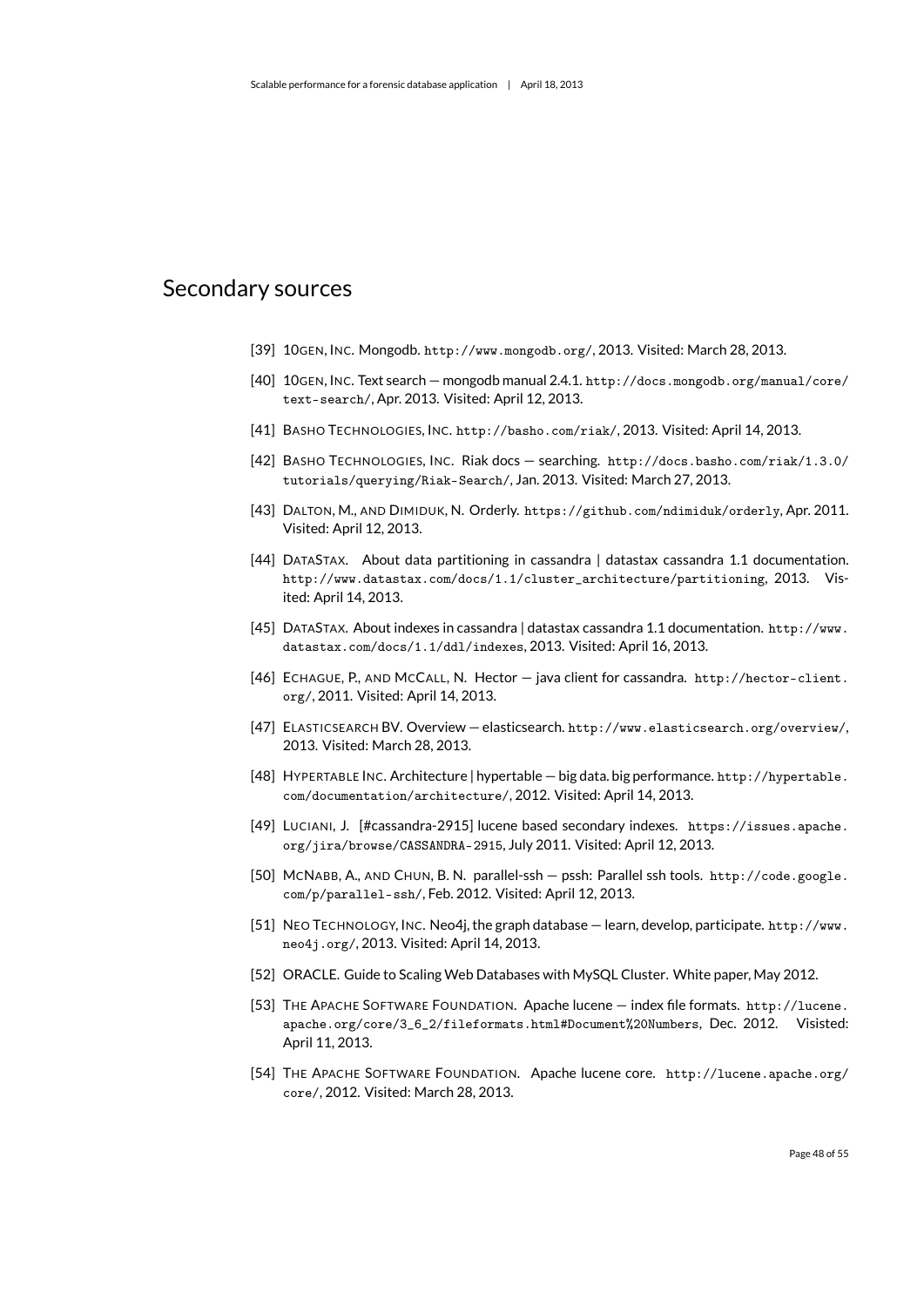# Secondary sources

[39] 10GEN, INC. Mongodb. http://www.mongodb.org/, 2013. Visited: March 28, 2013.

[40] 10GEN, INC. Text search — mongodb manual 2.4.1. http://docs.mongodb.org/manual/core/text-search/, Apr. 2013. Visited: April 12, 2013.

[41] BASHO TECHNOLOGIES, INC. http://basho.com/riak/, 2013. Visited: April 14, 2013.

[42] BASHO TECHNOLOGIES, INC. Riak docs — searching. http://docs.basho.com/riak/1.3.0/tutorials/querying/Riak-Search/, Jan. 2013. Visited: March 27, 2013.

[43] DALTON, M., AND DIMIDUK, N. Orderly. https://github.com/ndimiduk/orderly, Apr. 2011. Visited: April 12, 2013.

[44] DATASTAX. About data partitioning in cassandra | datastax cassandra 1.1 documentation. http://www.datastax.com/docs/1.1/cluster_architecture/partitioning, 2013. Visited: April 14, 2013.

[45] DATASTAX. About indexes in cassandra | datastax cassandra 1.1 documentation. http://www.datastax.com/docs/1.1/ddl/indexes, 2013. Visited: April 16, 2013.

[46] ECHAGUE, P., AND MCCALL, N. Hector — java client for cassandra. http://hector-client.org/, 2011. Visited: April 14, 2013.

[47] ELASTICSEARCH BV. Overview — elasticsearch. http://www.elasticsearch.org/overview/, 2013. Visited: March 28, 2013.

[48] HYPERTABLE INC. Architecture | hypertable — big data. big performance. http://hypertable.com/documentation/architecture/, 2012. Visited: April 14, 2013.

[49] LUCIANI, J. [#cassandra-2915] lucene based secondary indexes. https://issues.apache.org/jira/browse/CASSANDRA-2915, July 2011. Visited: April 12, 2013.

[50] MCNABB, A., AND CHUN, B. N. parallel-ssh — pssh: Parallel ssh tools. http://code.google.com/p/parallel-ssh/, Feb. 2012. Visited: April 12, 2013.

[51] NEO TECHNOLOGY, INC. Neo4j, the graph database — learn, develop, participate. http://www.neo4j.org/, 2013. Visited: April 14, 2013.

[52] ORACLE. Guide to Scaling Web Databases with MySQL Cluster. White paper, May 2012.

[53] THE APACHE SOFTWARE FOUNDATION. Apache lucene — index file formats. http://lucene.apache.org/core/3_6_2/fileformats.html#Document%20Numbers, Dec. 2012. Visited: April 11, 2013.

[54] THE APACHE SOFTWARE FOUNDATION. Apache lucene core. http://lucene.apache.org/core/, 2012. Visited: March 28, 2013.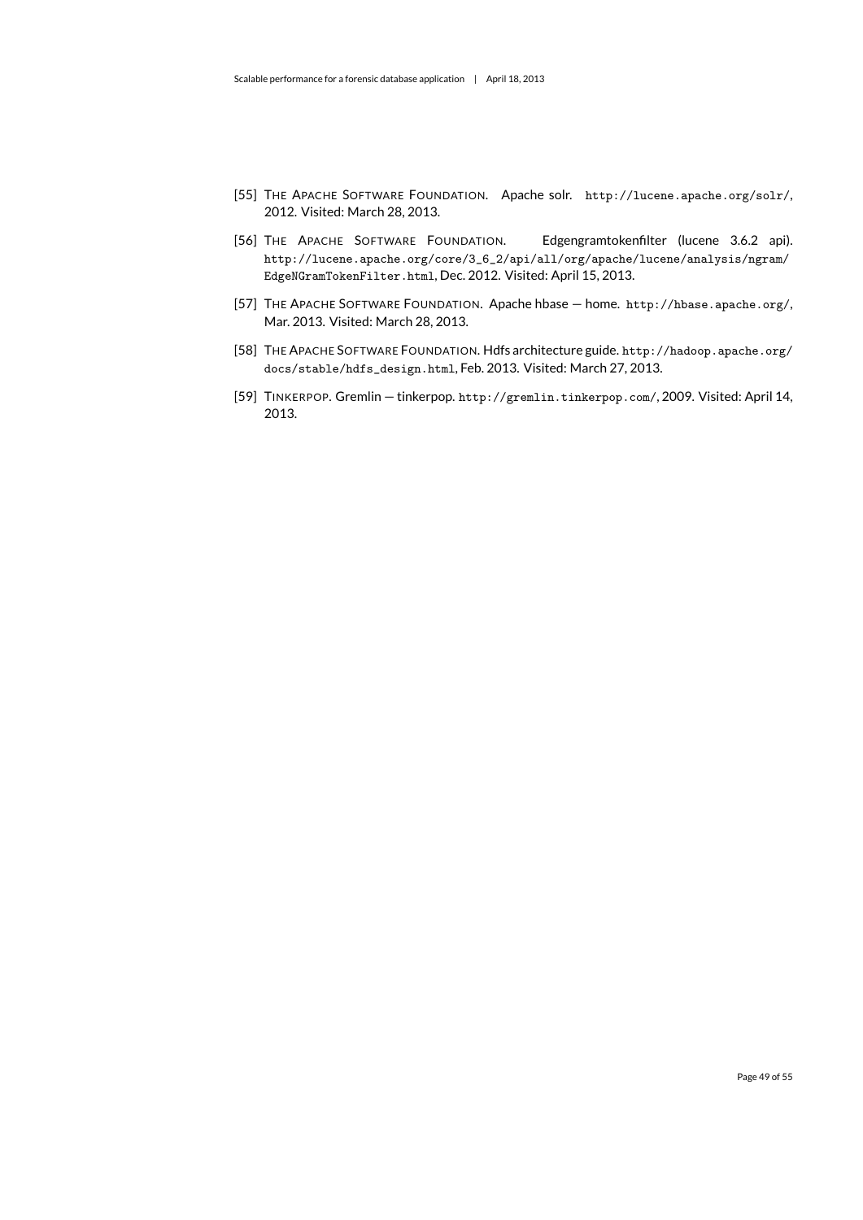[55] The Apache Software Foundation. Apache solr. http://lucene.apache.org/solr/, 2012. Visited: March 28, 2013.

[56] The Apache Software Foundation. Edgengramtokenfilter (lucene 3.6.2 api). http://lucene.apache.org/core/3_6_2/api/all/org/apache/lucene/analysis/ngram/EdgeNGramTokenFilter.html, Dec. 2012. Visited: April 15, 2013.

[57] The Apache Software Foundation. Apache hbase — home. http://hbase.apache.org/, Mar. 2013. Visited: March 28, 2013.

[58] The Apache Software Foundation. Hdfs architecture guide. http://hadoop.apache.org/docs/stable/hdfs_design.html, Feb. 2013. Visited: March 27, 2013.

[59] Tinkerpop. Gremlin — tinkerpop. http://gremlin.tinkerpop.com/, 2009. Visited: April 14, 2013.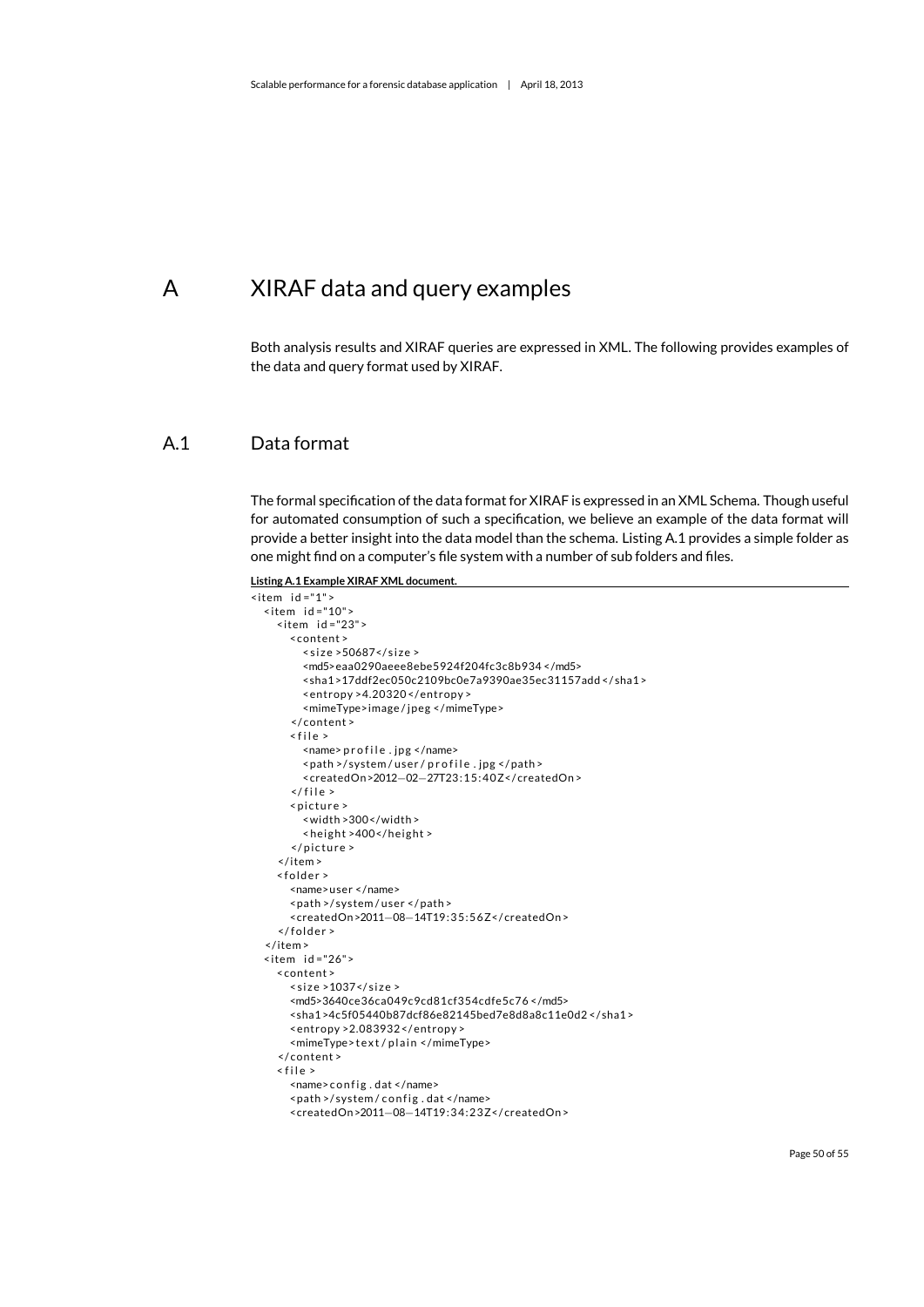# A XIRAF data and query examples

Both analysis results and XIRAF queries are expressed in XML. The following provides examples of the data and query format used by XIRAF.

## A.1 Data format

The formal specification of the data format for XIRAF is expressed in an XML Schema. Though useful for automated consumption of such a specification, we believe an example of the data format will provide a better insight into the data model than the schema. Listing A.1 provides a simple folder as one might find on a computer's file system with a number of sub folders and files.

**Listing A.1 Example XIRAF XML document.**

```
<item id="1">
  <item id="10">
    <item id="23">
      <content>
        <size>50687</size>
        <md5>eaa0290aeee8ebe5924f204fc3c8b934</md5>
        <sha1>17ddf2ec050c2109bc0e7a9390ae35ec31157add</sha1>
        <entropy>4.20320</entropy>
        <mimeType>image/jpeg</mimeType>
      </content>
      <file>
        <name>profile.jpg</name>
        <path>/system/user/profile.jpg</path>
        <createdOn>2012-02-27T23:15:40Z</createdOn>
      </file>
      <picture>
        <width>300</width>
        <height>400</height>
      </picture>
    </item>
    <folder>
      <name>user</name>
      <path>/system/user</path>
      <createdOn>2011-08-14T19:35:56Z</createdOn>
    </folder>
  </item>
  <item id="26">
    <content>
      <size>1037</size>
      <md5>3640ce36ca049c9cd81cf354cdfe5c76</md5>
      <sha1>4c5f05440b87dcf86e82145bed7e8d8a8c11e0d2</sha1>
      <entropy>2.083932</entropy>
      <mimeType>text/plain</mimeType>
    </content>
    <file>
      <name>config.dat</name>
      <path>/system/config.dat</name>
      <createdOn>2011-08-14T19:34:23Z</createdOn>
```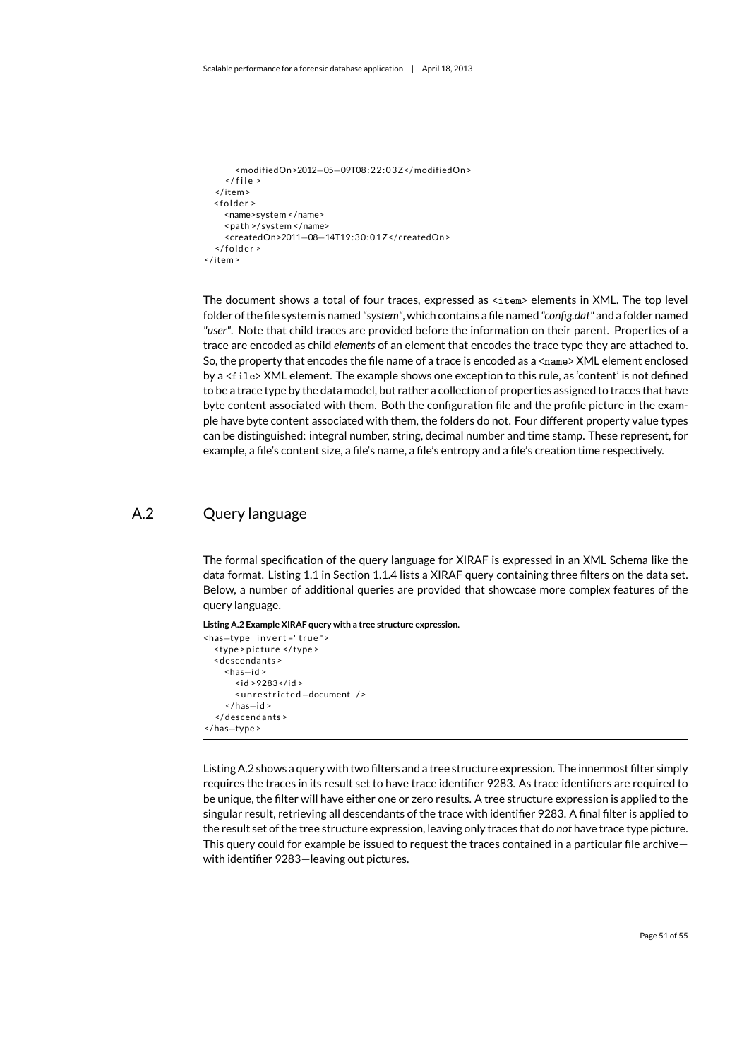```
      <modifiedOn>2012-05-09T08:22:03Z</modifiedOn>
    </file>
  </item>
  <folder>
    <name>system</name>
    <path>/system</name>
    <createdOn>2011-08-14T19:30:01Z</createdOn>
  </folder>
</item>
```

The document shows a total of four traces, expressed as `<item>` elements in XML. The top level folder of the file system is named *"system"*, which contains a file named *"config.dat"* and a folder named *"user"*. Note that child traces are provided before the information on their parent. Properties of a trace are encoded as child *elements* of an element that encodes the trace type they are attached to. So, the property that encodes the file name of a trace is encoded as a `<name>` XML element enclosed by a `<file>` XML element. The example shows one exception to this rule, as 'content' is not defined to be a trace type by the data model, but rather a collection of properties assigned to traces that have byte content associated with them. Both the configuration file and the profile picture in the example have byte content associated with them, the folders do not. Four different property value types can be distinguished: integral number, string, decimal number and time stamp. These represent, for example, a file's content size, a file's name, a file's entropy and a file's creation time respectively.

## A.2 Query language

The formal specification of the query language for XIRAF is expressed in an XML Schema like the data format. Listing 1.1 in Section 1.1.4 lists a XIRAF query containing three filters on the data set. Below, a number of additional queries are provided that showcase more complex features of the query language.

**Listing A.2 Example XIRAF query with a tree structure expression.**

```
<has-type invert="true">
  <type>picture</type>
  <descendants>
    <has-id>
      <id>9283</id>
      <unrestricted-document />
    </has-id>
  </descendants>
</has-type>
```

Listing A.2 shows a query with two filters and a tree structure expression. The innermost filter simply requires the traces in its result set to have trace identifier 9283. As trace identifiers are required to be unique, the filter will have either one or zero results. A tree structure expression is applied to the singular result, retrieving all descendants of the trace with identifier 9283. A final filter is applied to the result set of the tree structure expression, leaving only traces that do *not* have trace type picture. This query could for example be issued to request the traces contained in a particular file archive—with identifier 9283—leaving out pictures.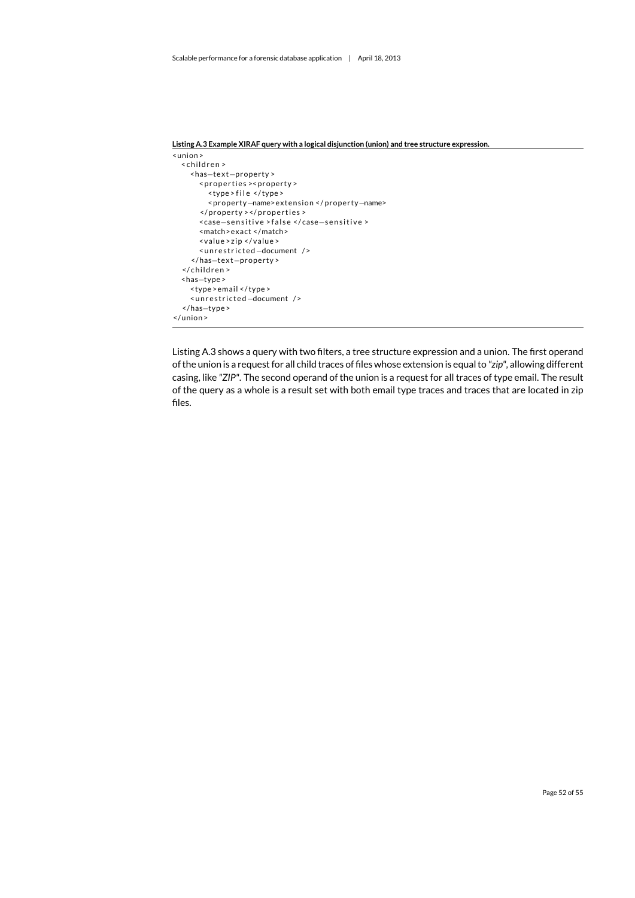**Listing A.3 Example XIRAF query with a logical disjunction (union) and tree structure expression.**

```
<union>
  <children>
    <has-text-property>
      <properties><property>
        <type>file</type>
        <property-name>extension</property-name>
      </property></properties>
      <case-sensitive>false</case-sensitive>
      <match>exact</match>
      <value>zip</value>
      <unrestricted-document />
    </has-text-property>
  </children>
  <has-type>
    <type>email</type>
    <unrestricted-document />
  </has-type>
</union>
```

Listing A.3 shows a query with two filters, a tree structure expression and a union. The first operand of the union is a request for all child traces of files whose extension is equal to "*zip*", allowing different casing, like "*ZIP*". The second operand of the union is a request for all traces of type email. The result of the query as a whole is a result set with both email type traces and traces that are located in zip files.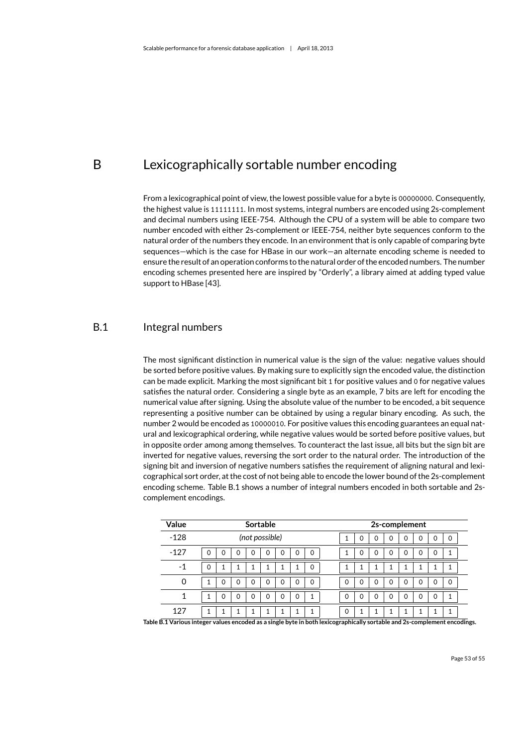# B Lexicographically sortable number encoding

From a lexicographical point of view, the lowest possible value for a byte is `00000000`. Consequently, the highest value is `11111111`. In most systems, integral numbers are encoded using 2s-complement and decimal numbers using IEEE-754. Although the CPU of a system will be able to compare two number encoded with either 2s-complement or IEEE-754, neither byte sequences conform to the natural order of the numbers they encode. In an environment that is only capable of comparing byte sequences—which is the case for HBase in our work—an alternate encoding scheme is needed to ensure the result of an operation conforms to the natural order of the encoded numbers. The number encoding schemes presented here are inspired by "Orderly", a library aimed at adding typed value support to HBase [43].

## B.1 Integral numbers

The most significant distinction in numerical value is the sign of the value: negative values should be sorted before positive values. By making sure to explicitly sign the encoded value, the distinction can be made explicit. Marking the most significant bit `1` for positive values and `0` for negative values satisfies the natural order. Considering a single byte as an example, 7 bits are left for encoding the numerical value after signing. Using the absolute value of the number to be encoded, a bit sequence representing a positive number can be obtained by using a regular binary encoding. As such, the number 2 would be encoded as `10000010`. For positive values this encoding guarantees an equal natural and lexicographical ordering, while negative values would be sorted before positive values, but in opposite order among among themselves. To counteract the last issue, all bits but the sign bit are inverted for negative values, reversing the sort order to the natural order. The introduction of the signing bit and inversion of negative numbers satisfies the requirement of aligning natural and lexicographical sort order, at the cost of not being able to encode the lower bound of the 2s-complement encoding scheme. Table B.1 shows a number of integral numbers encoded in both sortable and 2s-complement encodings.

| Value | Sortable | | | | | | | | 2s-complement | | | | | | | |
|---|---|---|---|---|---|---|---|---|---|---|---|---|---|---|---|---|
| -128 | *(not possible)* | | | | | | | | 1 | 0 | 0 | 0 | 0 | 0 | 0 | 0 |
| -127 | 0 | 0 | 0 | 0 | 0 | 0 | 0 | 0 | 1 | 0 | 0 | 0 | 0 | 0 | 0 | 1 |
| -1 | 0 | 1 | 1 | 1 | 1 | 1 | 1 | 0 | 1 | 1 | 1 | 1 | 1 | 1 | 1 | 1 |
| 0 | 1 | 0 | 0 | 0 | 0 | 0 | 0 | 0 | 0 | 0 | 0 | 0 | 0 | 0 | 0 | 0 |
| 1 | 1 | 0 | 0 | 0 | 0 | 0 | 0 | 1 | 0 | 0 | 0 | 0 | 0 | 0 | 0 | 1 |
| 127 | 1 | 1 | 1 | 1 | 1 | 1 | 1 | 1 | 0 | 1 | 1 | 1 | 1 | 1 | 1 | 1 |

**Table B.1 Various integer values encoded as a single byte in both lexicographically sortable and 2s-complement encodings.**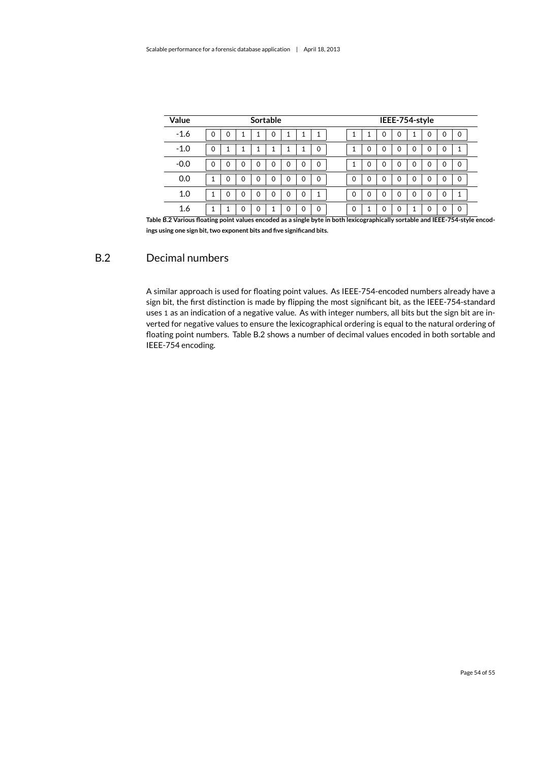| Value | Sortable | | | | | | | | IEEE-754-style | | | | | | | |
|---|---|---|---|---|---|---|---|---|---|---|---|---|---|---|---|---|
| -1.6 | 0 | 0 | 1 | 1 | 0 | 1 | 1 | 1 | 1 | 1 | 0 | 0 | 1 | 0 | 0 | 0 |
| -1.0 | 0 | 1 | 1 | 1 | 1 | 1 | 1 | 0 | 1 | 0 | 0 | 0 | 0 | 0 | 0 | 1 |
| -0.0 | 0 | 0 | 0 | 0 | 0 | 0 | 0 | 0 | 1 | 0 | 0 | 0 | 0 | 0 | 0 | 0 |
| 0.0 | 1 | 0 | 0 | 0 | 0 | 0 | 0 | 0 | 0 | 0 | 0 | 0 | 0 | 0 | 0 | 0 |
| 1.0 | 1 | 0 | 0 | 0 | 0 | 0 | 0 | 1 | 0 | 0 | 0 | 0 | 0 | 0 | 0 | 1 |
| 1.6 | 1 | 1 | 0 | 0 | 1 | 0 | 0 | 0 | 0 | 1 | 0 | 0 | 1 | 0 | 0 | 0 |

**Table B.2 Various floating point values encoded as a single byte in both lexicographically sortable and IEEE-754-style encodings using one sign bit, two exponent bits and five significand bits.**

## B.2 Decimal numbers

A similar approach is used for floating point values. As IEEE-754-encoded numbers already have a sign bit, the first distinction is made by flipping the most significant bit, as the IEEE-754-standard uses 1 as an indication of a negative value. As with integer numbers, all bits but the sign bit are inverted for negative values to ensure the lexicographical ordering is equal to the natural ordering of floating point numbers. Table B.2 shows a number of decimal values encoded in both sortable and IEEE-754 encoding.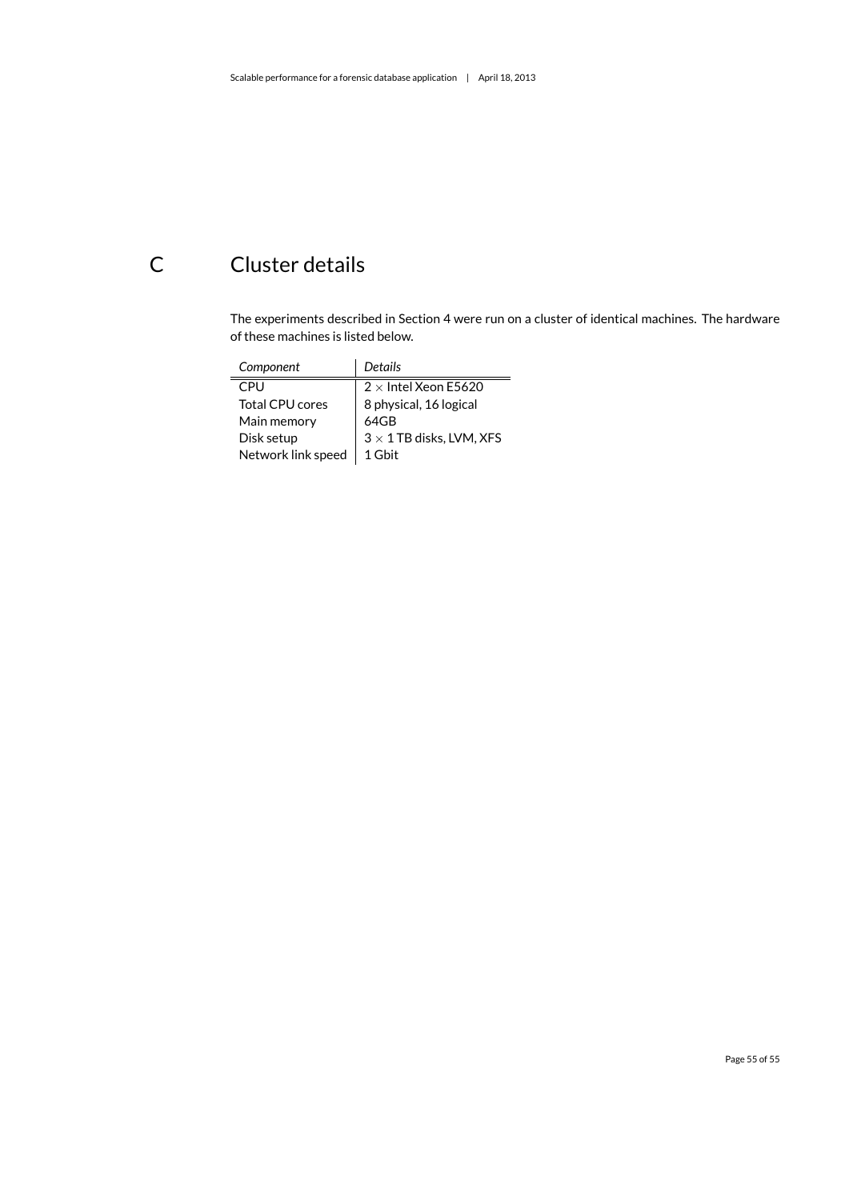# C Cluster details

The experiments described in Section 4 were run on a cluster of identical machines. The hardware of these machines is listed below.

| *Component* | *Details* |
|---|---|
| CPU | $2 \times$ Intel Xeon E5620 |
| Total CPU cores | 8 physical, 16 logical |
| Main memory | 64GB |
| Disk setup | $3 \times$ 1 TB disks, LVM, XFS |
| Network link speed | 1 Gbit |